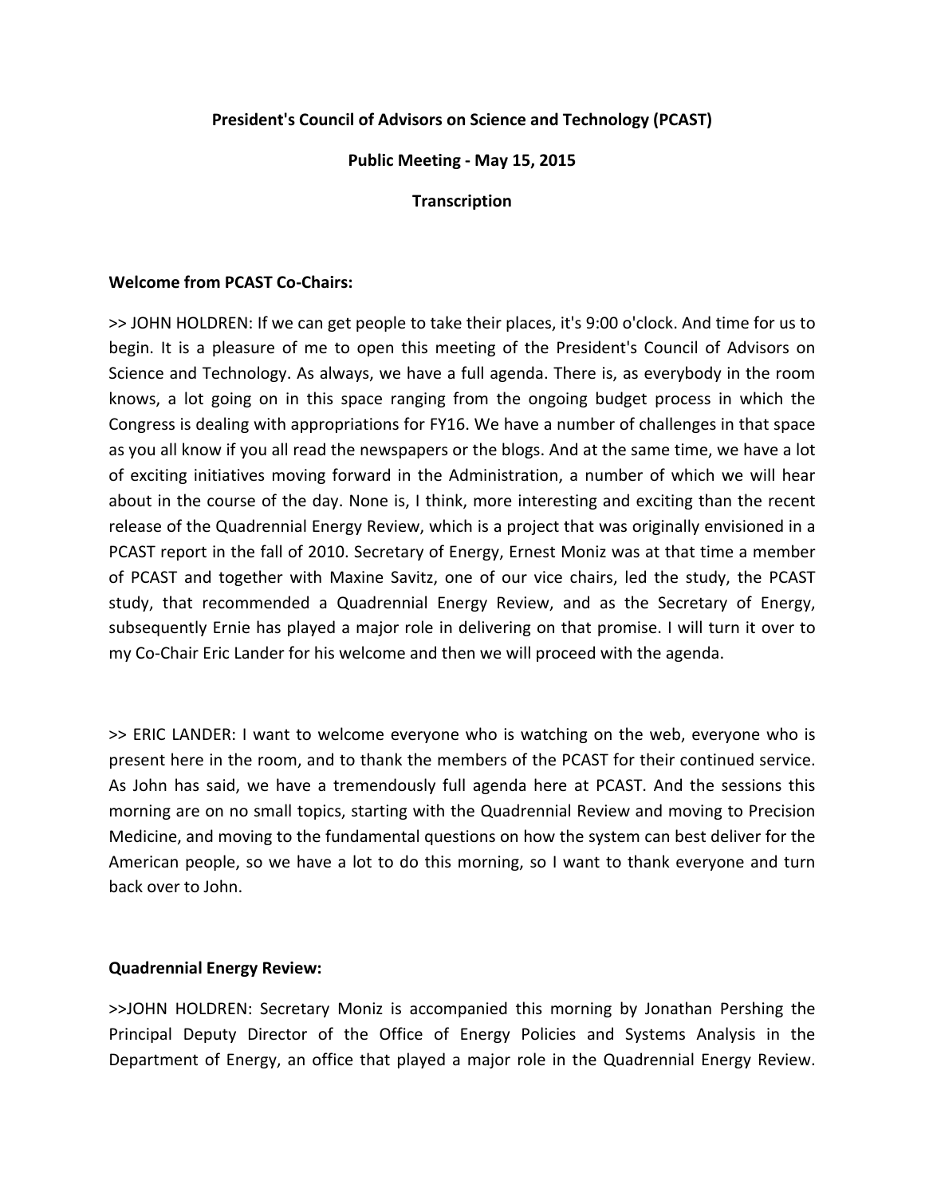**President's Council of Advisors on Science and Technology (PCAST)**

**Public Meeting - May 15, 2015**

**Transcription**

**Welcome from PCAST Co-Chairs:**

>> JOHN HOLDREN: If we can get people to take their places, it's 9:00 o'clock. And time for us to begin. It is a pleasure of me to open this meeting of the President's Council of Advisors on Science and Technology. As always, we have a full agenda. There is, as everybody in the room knows, a lot going on in this space ranging from the ongoing budget process in which the Congress is dealing with appropriations for FY16. We have a number of challenges in that space as you all know if you all read the newspapers or the blogs. And at the same time, we have a lot of exciting initiatives moving forward in the Administration, a number of which we will hear about in the course of the day. None is, I think, more interesting and exciting than the recent release of the Quadrennial Energy Review, which is a project that was originally envisioned in a PCAST report in the fall of 2010. Secretary of Energy, Ernest Moniz was at that time a member of PCAST and together with Maxine Savitz, one of our vice chairs, led the study, the PCAST study, that recommended a Quadrennial Energy Review, and as the Secretary of Energy, subsequently Ernie has played a major role in delivering on that promise. I will turn it over to my Co-Chair Eric Lander for his welcome and then we will proceed with the agenda.

>> ERIC LANDER: I want to welcome everyone who is watching on the web, everyone who is present here in the room, and to thank the members of the PCAST for their continued service. As John has said, we have a tremendously full agenda here at PCAST. And the sessions this morning are on no small topics, starting with the Quadrennial Review and moving to Precision Medicine, and moving to the fundamental questions on how the system can best deliver for the American people, so we have a lot to do this morning, so I want to thank everyone and turn back over to John.

**Quadrennial Energy Review:**

>>JOHN HOLDREN: Secretary Moniz is accompanied this morning by Jonathan Pershing the Principal Deputy Director of the Office of Energy Policies and Systems Analysis in the Department of Energy, an office that played a major role in the Quadrennial Energy Review.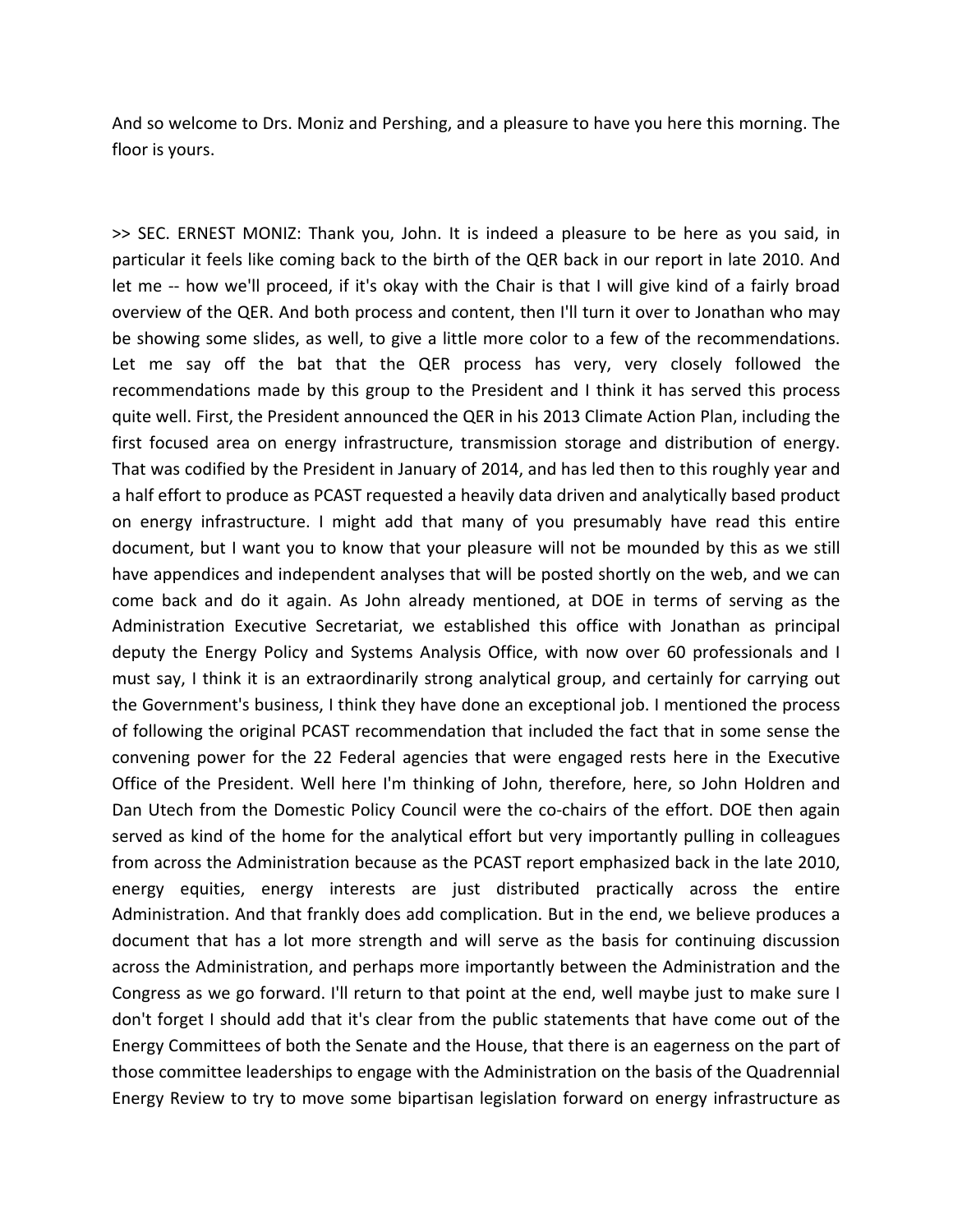And so welcome to Drs. Moniz and Pershing, and a pleasure to have you here this morning. The floor is yours.

>> SEC. ERNEST MONIZ: Thank you, John. It is indeed a pleasure to be here as you said, in particular it feels like coming back to the birth of the QER back in our report in late 2010. And let me -- how we'll proceed, if it's okay with the Chair is that I will give kind of a fairly broad overview of the QER. And both process and content, then I'll turn it over to Jonathan who may be showing some slides, as well, to give a little more color to a few of the recommendations. Let me say off the bat that the QER process has very, very closely followed the recommendations made by this group to the President and I think it has served this process quite well. First, the President announced the QER in his 2013 Climate Action Plan, including the first focused area on energy infrastructure, transmission storage and distribution of energy. That was codified by the President in January of 2014, and has led then to this roughly year and a half effort to produce as PCAST requested a heavily data driven and analytically based product on energy infrastructure. I might add that many of you presumably have read this entire document, but I want you to know that your pleasure will not be mounded by this as we still have appendices and independent analyses that will be posted shortly on the web, and we can come back and do it again. As John already mentioned, at DOE in terms of serving as the Administration Executive Secretariat, we established this office with Jonathan as principal deputy the Energy Policy and Systems Analysis Office, with now over 60 professionals and I must say, I think it is an extraordinarily strong analytical group, and certainly for carrying out the Government's business, I think they have done an exceptional job. I mentioned the process of following the original PCAST recommendation that included the fact that in some sense the convening power for the 22 Federal agencies that were engaged rests here in the Executive Office of the President. Well here I'm thinking of John, therefore, here, so John Holdren and Dan Utech from the Domestic Policy Council were the co-chairs of the effort. DOE then again served as kind of the home for the analytical effort but very importantly pulling in colleagues from across the Administration because as the PCAST report emphasized back in the late 2010, energy equities, energy interests are just distributed practically across the entire Administration. And that frankly does add complication. But in the end, we believe produces a document that has a lot more strength and will serve as the basis for continuing discussion across the Administration, and perhaps more importantly between the Administration and the Congress as we go forward. I'll return to that point at the end, well maybe just to make sure I don't forget I should add that it's clear from the public statements that have come out of the Energy Committees of both the Senate and the House, that there is an eagerness on the part of those committee leaderships to engage with the Administration on the basis of the Quadrennial Energy Review to try to move some bipartisan legislation forward on energy infrastructure as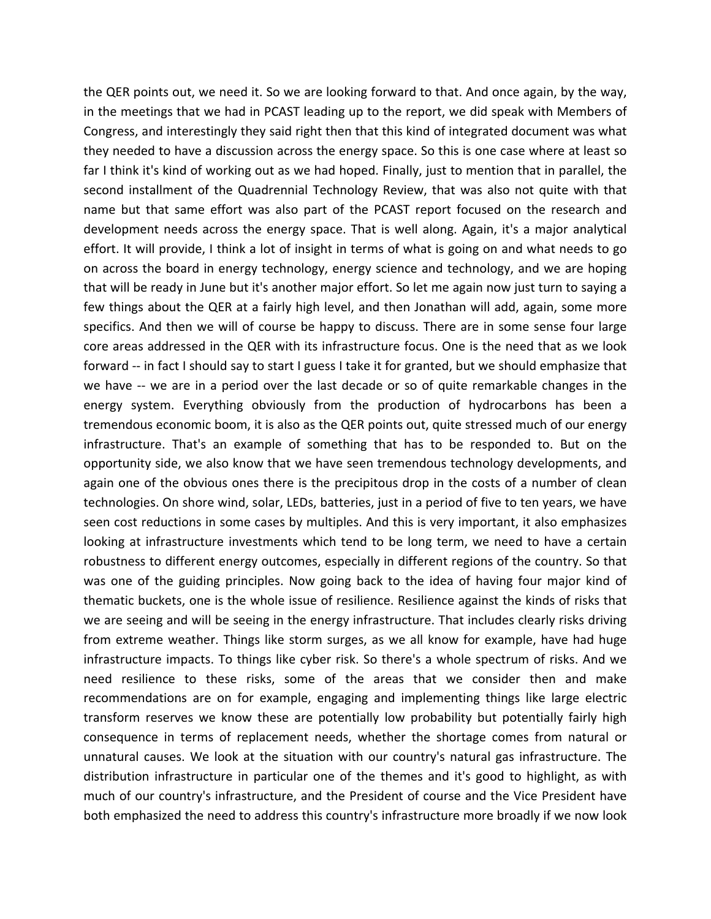the QER points out, we need it. So we are looking forward to that. And once again, by the way, in the meetings that we had in PCAST leading up to the report, we did speak with Members of Congress, and interestingly they said right then that this kind of integrated document was what they needed to have a discussion across the energy space. So this is one case where at least so far I think it's kind of working out as we had hoped. Finally, just to mention that in parallel, the second installment of the Quadrennial Technology Review, that was also not quite with that name but that same effort was also part of the PCAST report focused on the research and development needs across the energy space. That is well along. Again, it's a major analytical effort. It will provide, I think a lot of insight in terms of what is going on and what needs to go on across the board in energy technology, energy science and technology, and we are hoping that will be ready in June but it's another major effort. So let me again now just turn to saying a few things about the QER at a fairly high level, and then Jonathan will add, again, some more specifics. And then we will of course be happy to discuss. There are in some sense four large core areas addressed in the QER with its infrastructure focus. One is the need that as we look forward -- in fact I should say to start I guess I take it for granted, but we should emphasize that we have -- we are in a period over the last decade or so of quite remarkable changes in the energy system. Everything obviously from the production of hydrocarbons has been a tremendous economic boom, it is also as the QER points out, quite stressed much of our energy infrastructure. That's an example of something that has to be responded to. But on the opportunity side, we also know that we have seen tremendous technology developments, and again one of the obvious ones there is the precipitous drop in the costs of a number of clean technologies. On shore wind, solar, LEDs, batteries, just in a period of five to ten years, we have seen cost reductions in some cases by multiples. And this is very important, it also emphasizes looking at infrastructure investments which tend to be long term, we need to have a certain robustness to different energy outcomes, especially in different regions of the country. So that was one of the guiding principles. Now going back to the idea of having four major kind of thematic buckets, one is the whole issue of resilience. Resilience against the kinds of risks that we are seeing and will be seeing in the energy infrastructure. That includes clearly risks driving from extreme weather. Things like storm surges, as we all know for example, have had huge infrastructure impacts. To things like cyber risk. So there's a whole spectrum of risks. And we need resilience to these risks, some of the areas that we consider then and make recommendations are on for example, engaging and implementing things like large electric transform reserves we know these are potentially low probability but potentially fairly high consequence in terms of replacement needs, whether the shortage comes from natural or unnatural causes. We look at the situation with our country's natural gas infrastructure. The distribution infrastructure in particular one of the themes and it's good to highlight, as with much of our country's infrastructure, and the President of course and the Vice President have both emphasized the need to address this country's infrastructure more broadly if we now look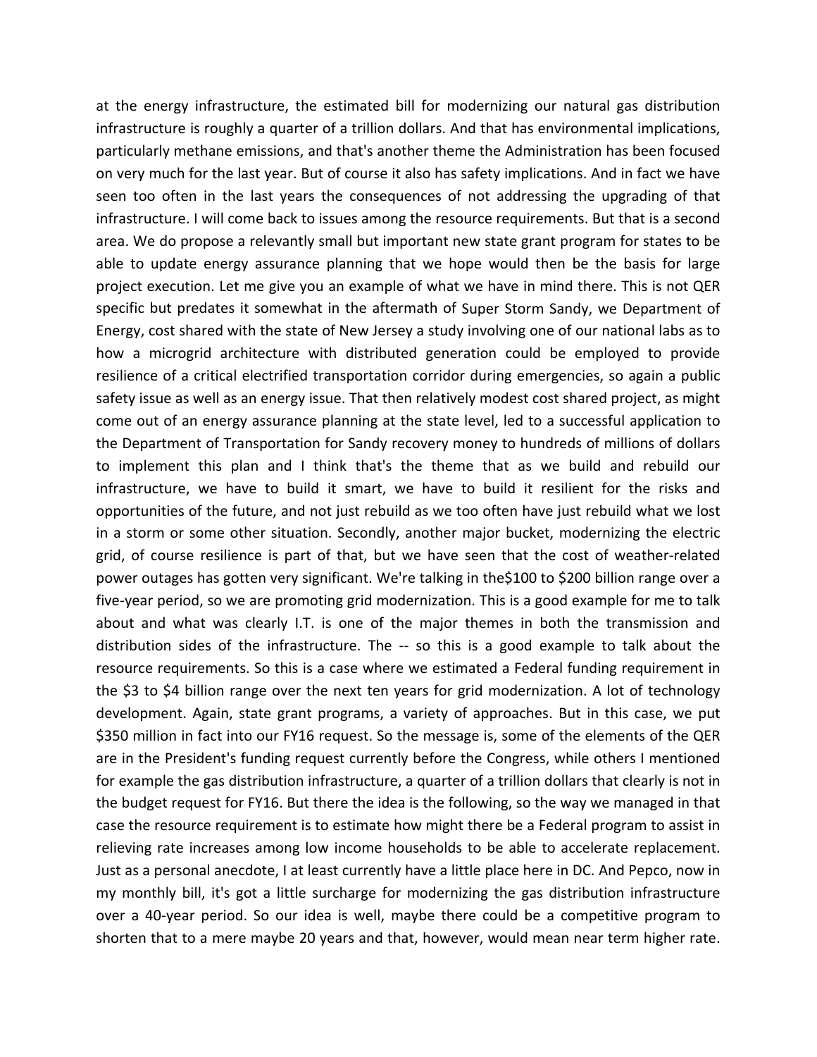at the energy infrastructure, the estimated bill for modernizing our natural gas distribution infrastructure is roughly a quarter of a trillion dollars. And that has environmental implications, particularly methane emissions, and that's another theme the Administration has been focused on very much for the last year. But of course it also has safety implications. And in fact we have seen too often in the last years the consequences of not addressing the upgrading of that infrastructure. I will come back to issues among the resource requirements. But that is a second area. We do propose a relevantly small but important new state grant program for states to be able to update energy assurance planning that we hope would then be the basis for large project execution. Let me give you an example of what we have in mind there. This is not QER specific but predates it somewhat in the aftermath of Super Storm Sandy, we Department of Energy, cost shared with the state of New Jersey a study involving one of our national labs as to how a microgrid architecture with distributed generation could be employed to provide resilience of a critical electrified transportation corridor during emergencies, so again a public safety issue as well as an energy issue. That then relatively modest cost shared project, as might come out of an energy assurance planning at the state level, led to a successful application to the Department of Transportation for Sandy recovery money to hundreds of millions of dollars to implement this plan and I think that's the theme that as we build and rebuild our infrastructure, we have to build it smart, we have to build it resilient for the risks and opportunities of the future, and not just rebuild as we too often have just rebuild what we lost in a storm or some other situation. Secondly, another major bucket, modernizing the electric grid, of course resilience is part of that, but we have seen that the cost of weather-related power outages has gotten very significant. We're talking in the$100 to $200 billion range over a five-year period, so we are promoting grid modernization. This is a good example for me to talk about and what was clearly I.T. is one of the major themes in both the transmission and distribution sides of the infrastructure. The -- so this is a good example to talk about the resource requirements. So this is a case where we estimated a Federal funding requirement in the $3 to $4 billion range over the next ten years for grid modernization. A lot of technology development. Again, state grant programs, a variety of approaches. But in this case, we put $350 million in fact into our FY16 request. So the message is, some of the elements of the QER are in the President's funding request currently before the Congress, while others I mentioned for example the gas distribution infrastructure, a quarter of a trillion dollars that clearly is not in the budget request for FY16. But there the idea is the following, so the way we managed in that case the resource requirement is to estimate how might there be a Federal program to assist in relieving rate increases among low income households to be able to accelerate replacement. Just as a personal anecdote, I at least currently have a little place here in DC. And Pepco, now in my monthly bill, it's got a little surcharge for modernizing the gas distribution infrastructure over a 40-year period. So our idea is well, maybe there could be a competitive program to shorten that to a mere maybe 20 years and that, however, would mean near term higher rate.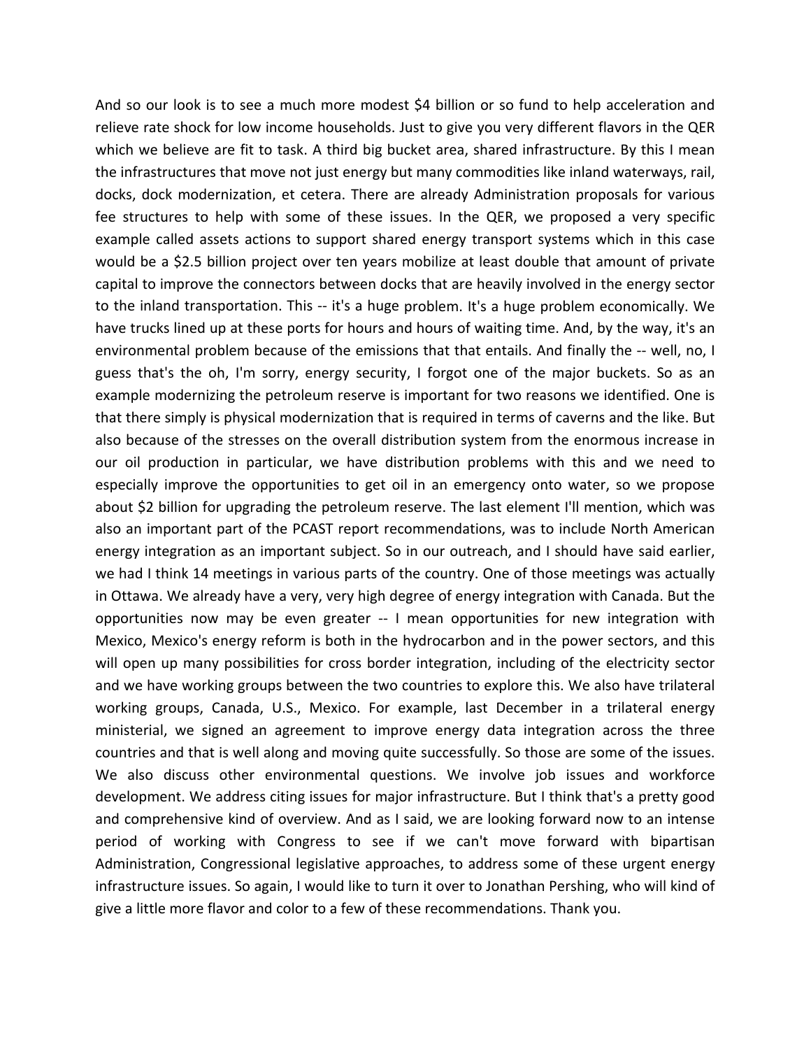And so our look is to see a much more modest $4 billion or so fund to help acceleration and relieve rate shock for low income households. Just to give you very different flavors in the QER which we believe are fit to task. A third big bucket area, shared infrastructure. By this I mean the infrastructures that move not just energy but many commodities like inland waterways, rail, docks, dock modernization, et cetera. There are already Administration proposals for various fee structures to help with some of these issues. In the QER, we proposed a very specific example called assets actions to support shared energy transport systems which in this case would be a $2.5 billion project over ten years mobilize at least double that amount of private capital to improve the connectors between docks that are heavily involved in the energy sector to the inland transportation. This -- it's a huge problem. It's a huge problem economically. We have trucks lined up at these ports for hours and hours of waiting time. And, by the way, it's an environmental problem because of the emissions that that entails. And finally the -- well, no, I guess that's the oh, I'm sorry, energy security, I forgot one of the major buckets. So as an example modernizing the petroleum reserve is important for two reasons we identified. One is that there simply is physical modernization that is required in terms of caverns and the like. But also because of the stresses on the overall distribution system from the enormous increase in our oil production in particular, we have distribution problems with this and we need to especially improve the opportunities to get oil in an emergency onto water, so we propose about $2 billion for upgrading the petroleum reserve. The last element I'll mention, which was also an important part of the PCAST report recommendations, was to include North American energy integration as an important subject. So in our outreach, and I should have said earlier, we had I think 14 meetings in various parts of the country. One of those meetings was actually in Ottawa. We already have a very, very high degree of energy integration with Canada. But the opportunities now may be even greater -- I mean opportunities for new integration with Mexico, Mexico's energy reform is both in the hydrocarbon and in the power sectors, and this will open up many possibilities for cross border integration, including of the electricity sector and we have working groups between the two countries to explore this. We also have trilateral working groups, Canada, U.S., Mexico. For example, last December in a trilateral energy ministerial, we signed an agreement to improve energy data integration across the three countries and that is well along and moving quite successfully. So those are some of the issues. We also discuss other environmental questions. We involve job issues and workforce development. We address citing issues for major infrastructure. But I think that's a pretty good and comprehensive kind of overview. And as I said, we are looking forward now to an intense period of working with Congress to see if we can't move forward with bipartisan Administration, Congressional legislative approaches, to address some of these urgent energy infrastructure issues. So again, I would like to turn it over to Jonathan Pershing, who will kind of give a little more flavor and color to a few of these recommendations. Thank you.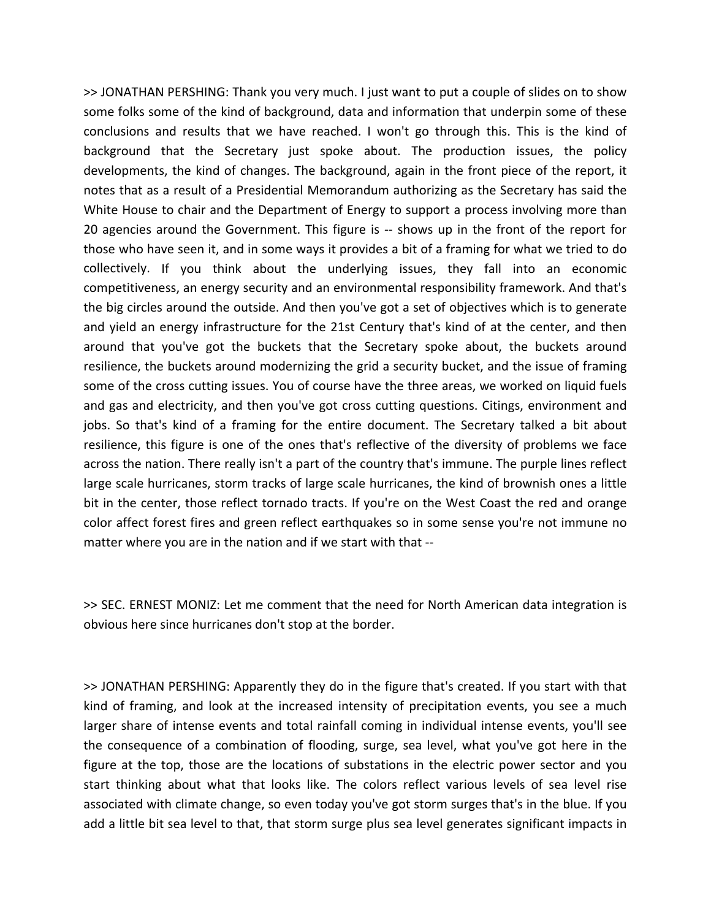>> JONATHAN PERSHING: Thank you very much. I just want to put a couple of slides on to show some folks some of the kind of background, data and information that underpin some of these conclusions and results that we have reached. I won't go through this. This is the kind of background that the Secretary just spoke about. The production issues, the policy developments, the kind of changes. The background, again in the front piece of the report, it notes that as a result of a Presidential Memorandum authorizing as the Secretary has said the White House to chair and the Department of Energy to support a process involving more than 20 agencies around the Government. This figure is -- shows up in the front of the report for those who have seen it, and in some ways it provides a bit of a framing for what we tried to do collectively. If you think about the underlying issues, they fall into an economic competitiveness, an energy security and an environmental responsibility framework. And that's the big circles around the outside. And then you've got a set of objectives which is to generate and yield an energy infrastructure for the 21st Century that's kind of at the center, and then around that you've got the buckets that the Secretary spoke about, the buckets around resilience, the buckets around modernizing the grid a security bucket, and the issue of framing some of the cross cutting issues. You of course have the three areas, we worked on liquid fuels and gas and electricity, and then you've got cross cutting questions. Citings, environment and jobs. So that's kind of a framing for the entire document. The Secretary talked a bit about resilience, this figure is one of the ones that's reflective of the diversity of problems we face across the nation. There really isn't a part of the country that's immune. The purple lines reflect large scale hurricanes, storm tracks of large scale hurricanes, the kind of brownish ones a little bit in the center, those reflect tornado tracts. If you're on the West Coast the red and orange color affect forest fires and green reflect earthquakes so in some sense you're not immune no matter where you are in the nation and if we start with that --

>> SEC. ERNEST MONIZ: Let me comment that the need for North American data integration is obvious here since hurricanes don't stop at the border.

>> JONATHAN PERSHING: Apparently they do in the figure that's created. If you start with that kind of framing, and look at the increased intensity of precipitation events, you see a much larger share of intense events and total rainfall coming in individual intense events, you'll see the consequence of a combination of flooding, surge, sea level, what you've got here in the figure at the top, those are the locations of substations in the electric power sector and you start thinking about what that looks like. The colors reflect various levels of sea level rise associated with climate change, so even today you've got storm surges that's in the blue. If you add a little bit sea level to that, that storm surge plus sea level generates significant impacts in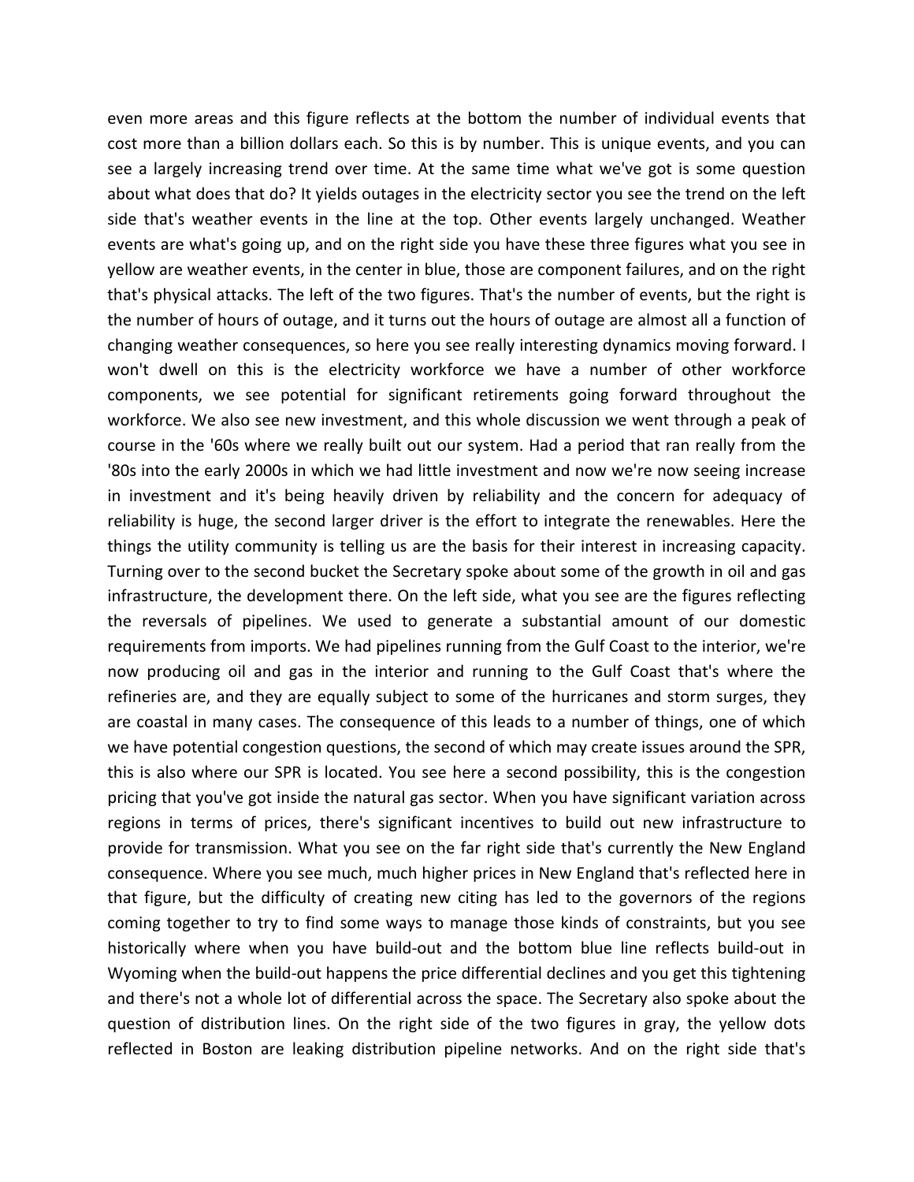even more areas and this figure reflects at the bottom the number of individual events that cost more than a billion dollars each. So this is by number. This is unique events, and you can see a largely increasing trend over time. At the same time what we've got is some question about what does that do? It yields outages in the electricity sector you see the trend on the left side that's weather events in the line at the top. Other events largely unchanged. Weather events are what's going up, and on the right side you have these three figures what you see in yellow are weather events, in the center in blue, those are component failures, and on the right that's physical attacks. The left of the two figures. That's the number of events, but the right is the number of hours of outage, and it turns out the hours of outage are almost all a function of changing weather consequences, so here you see really interesting dynamics moving forward. I won't dwell on this is the electricity workforce we have a number of other workforce components, we see potential for significant retirements going forward throughout the workforce. We also see new investment, and this whole discussion we went through a peak of course in the '60s where we really built out our system. Had a period that ran really from the '80s into the early 2000s in which we had little investment and now we're now seeing increase in investment and it's being heavily driven by reliability and the concern for adequacy of reliability is huge, the second larger driver is the effort to integrate the renewables. Here the things the utility community is telling us are the basis for their interest in increasing capacity. Turning over to the second bucket the Secretary spoke about some of the growth in oil and gas infrastructure, the development there. On the left side, what you see are the figures reflecting the reversals of pipelines. We used to generate a substantial amount of our domestic requirements from imports. We had pipelines running from the Gulf Coast to the interior, we're now producing oil and gas in the interior and running to the Gulf Coast that's where the refineries are, and they are equally subject to some of the hurricanes and storm surges, they are coastal in many cases. The consequence of this leads to a number of things, one of which we have potential congestion questions, the second of which may create issues around the SPR, this is also where our SPR is located. You see here a second possibility, this is the congestion pricing that you've got inside the natural gas sector. When you have significant variation across regions in terms of prices, there's significant incentives to build out new infrastructure to provide for transmission. What you see on the far right side that's currently the New England consequence. Where you see much, much higher prices in New England that's reflected here in that figure, but the difficulty of creating new citing has led to the governors of the regions coming together to try to find some ways to manage those kinds of constraints, but you see historically where when you have build-out and the bottom blue line reflects build-out in Wyoming when the build-out happens the price differential declines and you get this tightening and there's not a whole lot of differential across the space. The Secretary also spoke about the question of distribution lines. On the right side of the two figures in gray, the yellow dots reflected in Boston are leaking distribution pipeline networks. And on the right side that's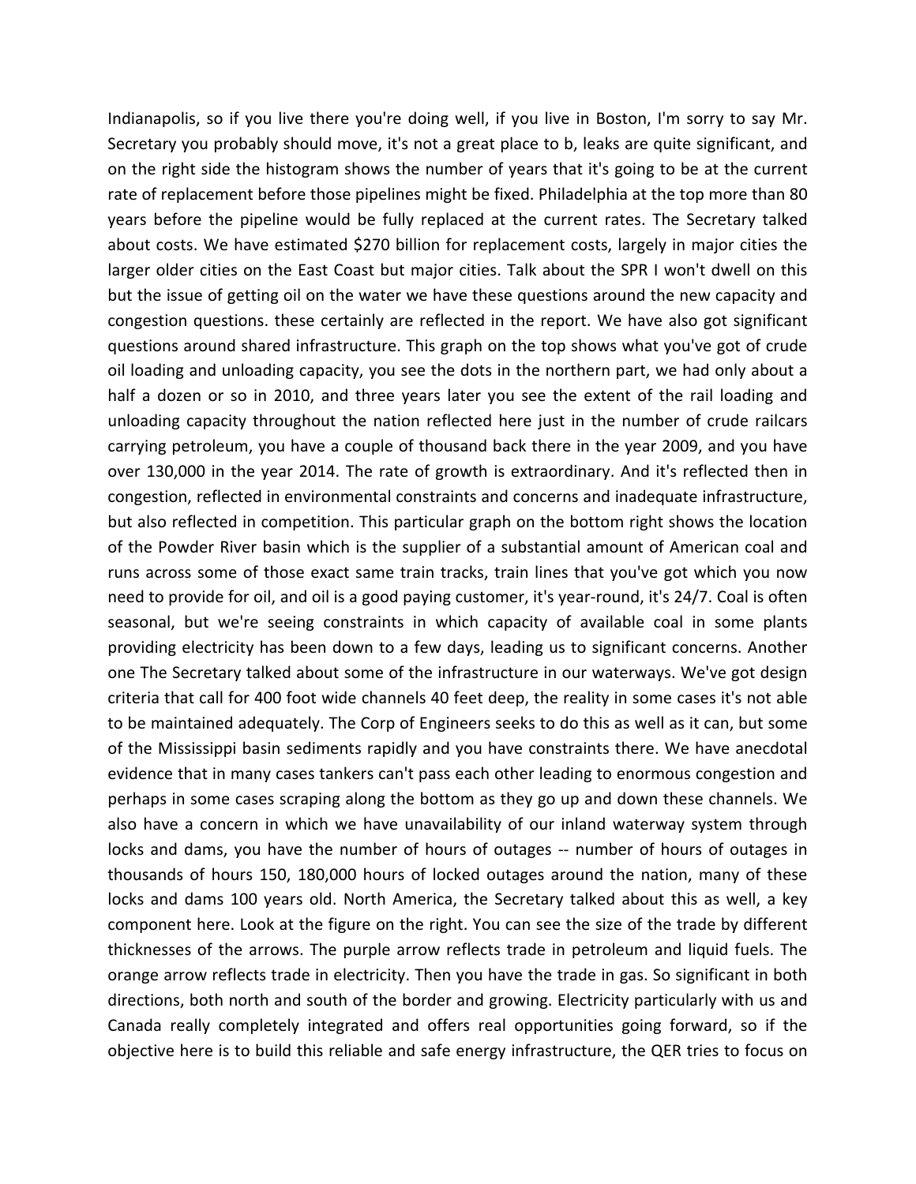Indianapolis, so if you live there you're doing well, if you live in Boston, I'm sorry to say Mr. Secretary you probably should move, it's not a great place to b, leaks are quite significant, and on the right side the histogram shows the number of years that it's going to be at the current rate of replacement before those pipelines might be fixed. Philadelphia at the top more than 80 years before the pipeline would be fully replaced at the current rates. The Secretary talked about costs. We have estimated $270 billion for replacement costs, largely in major cities the larger older cities on the East Coast but major cities. Talk about the SPR I won't dwell on this but the issue of getting oil on the water we have these questions around the new capacity and congestion questions. these certainly are reflected in the report. We have also got significant questions around shared infrastructure. This graph on the top shows what you've got of crude oil loading and unloading capacity, you see the dots in the northern part, we had only about a half a dozen or so in 2010, and three years later you see the extent of the rail loading and unloading capacity throughout the nation reflected here just in the number of crude railcars carrying petroleum, you have a couple of thousand back there in the year 2009, and you have over 130,000 in the year 2014. The rate of growth is extraordinary. And it's reflected then in congestion, reflected in environmental constraints and concerns and inadequate infrastructure, but also reflected in competition. This particular graph on the bottom right shows the location of the Powder River basin which is the supplier of a substantial amount of American coal and runs across some of those exact same train tracks, train lines that you've got which you now need to provide for oil, and oil is a good paying customer, it's year-round, it's 24/7. Coal is often seasonal, but we're seeing constraints in which capacity of available coal in some plants providing electricity has been down to a few days, leading us to significant concerns. Another one The Secretary talked about some of the infrastructure in our waterways. We've got design criteria that call for 400 foot wide channels 40 feet deep, the reality in some cases it's not able to be maintained adequately. The Corp of Engineers seeks to do this as well as it can, but some of the Mississippi basin sediments rapidly and you have constraints there. We have anecdotal evidence that in many cases tankers can't pass each other leading to enormous congestion and perhaps in some cases scraping along the bottom as they go up and down these channels. We also have a concern in which we have unavailability of our inland waterway system through locks and dams, you have the number of hours of outages -- number of hours of outages in thousands of hours 150, 180,000 hours of locked outages around the nation, many of these locks and dams 100 years old. North America, the Secretary talked about this as well, a key component here. Look at the figure on the right. You can see the size of the trade by different thicknesses of the arrows. The purple arrow reflects trade in petroleum and liquid fuels. The orange arrow reflects trade in electricity. Then you have the trade in gas. So significant in both directions, both north and south of the border and growing. Electricity particularly with us and Canada really completely integrated and offers real opportunities going forward, so if the objective here is to build this reliable and safe energy infrastructure, the QER tries to focus on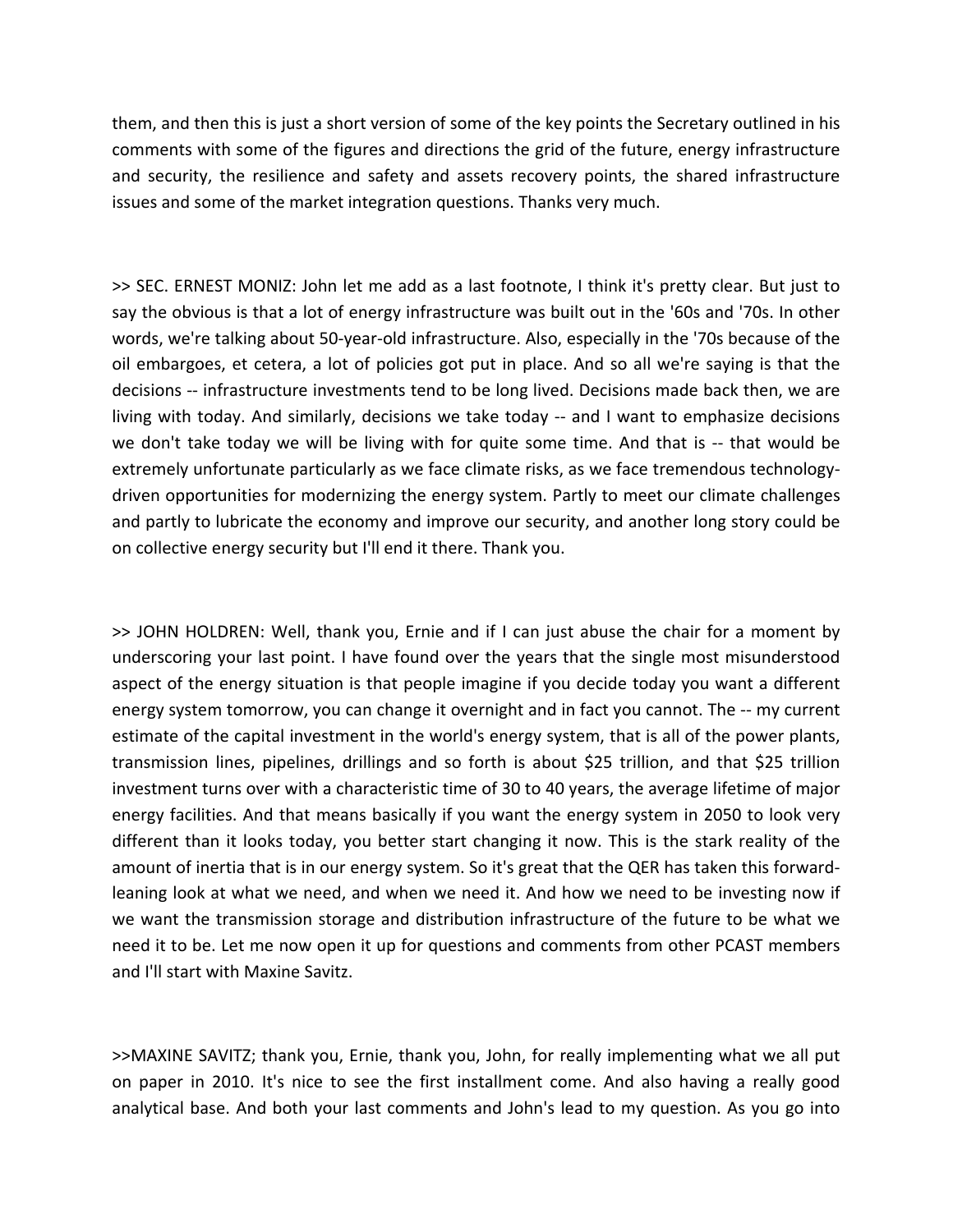them, and then this is just a short version of some of the key points the Secretary outlined in his comments with some of the figures and directions the grid of the future, energy infrastructure and security, the resilience and safety and assets recovery points, the shared infrastructure issues and some of the market integration questions. Thanks very much.

>> SEC. ERNEST MONIZ: John let me add as a last footnote, I think it's pretty clear. But just to say the obvious is that a lot of energy infrastructure was built out in the '60s and '70s. In other words, we're talking about 50-year-old infrastructure. Also, especially in the '70s because of the oil embargoes, et cetera, a lot of policies got put in place. And so all we're saying is that the decisions -- infrastructure investments tend to be long lived. Decisions made back then, we are living with today. And similarly, decisions we take today -- and I want to emphasize decisions we don't take today we will be living with for quite some time. And that is -- that would be extremely unfortunate particularly as we face climate risks, as we face tremendous technology-driven opportunities for modernizing the energy system. Partly to meet our climate challenges and partly to lubricate the economy and improve our security, and another long story could be on collective energy security but I'll end it there. Thank you.

>> JOHN HOLDREN: Well, thank you, Ernie and if I can just abuse the chair for a moment by underscoring your last point. I have found over the years that the single most misunderstood aspect of the energy situation is that people imagine if you decide today you want a different energy system tomorrow, you can change it overnight and in fact you cannot. The -- my current estimate of the capital investment in the world's energy system, that is all of the power plants, transmission lines, pipelines, drillings and so forth is about $25 trillion, and that $25 trillion investment turns over with a characteristic time of 30 to 40 years, the average lifetime of major energy facilities. And that means basically if you want the energy system in 2050 to look very different than it looks today, you better start changing it now. This is the stark reality of the amount of inertia that is in our energy system. So it's great that the QER has taken this forward-leaning look at what we need, and when we need it. And how we need to be investing now if we want the transmission storage and distribution infrastructure of the future to be what we need it to be. Let me now open it up for questions and comments from other PCAST members and I'll start with Maxine Savitz.

>>MAXINE SAVITZ; thank you, Ernie, thank you, John, for really implementing what we all put on paper in 2010. It's nice to see the first installment come. And also having a really good analytical base. And both your last comments and John's lead to my question. As you go into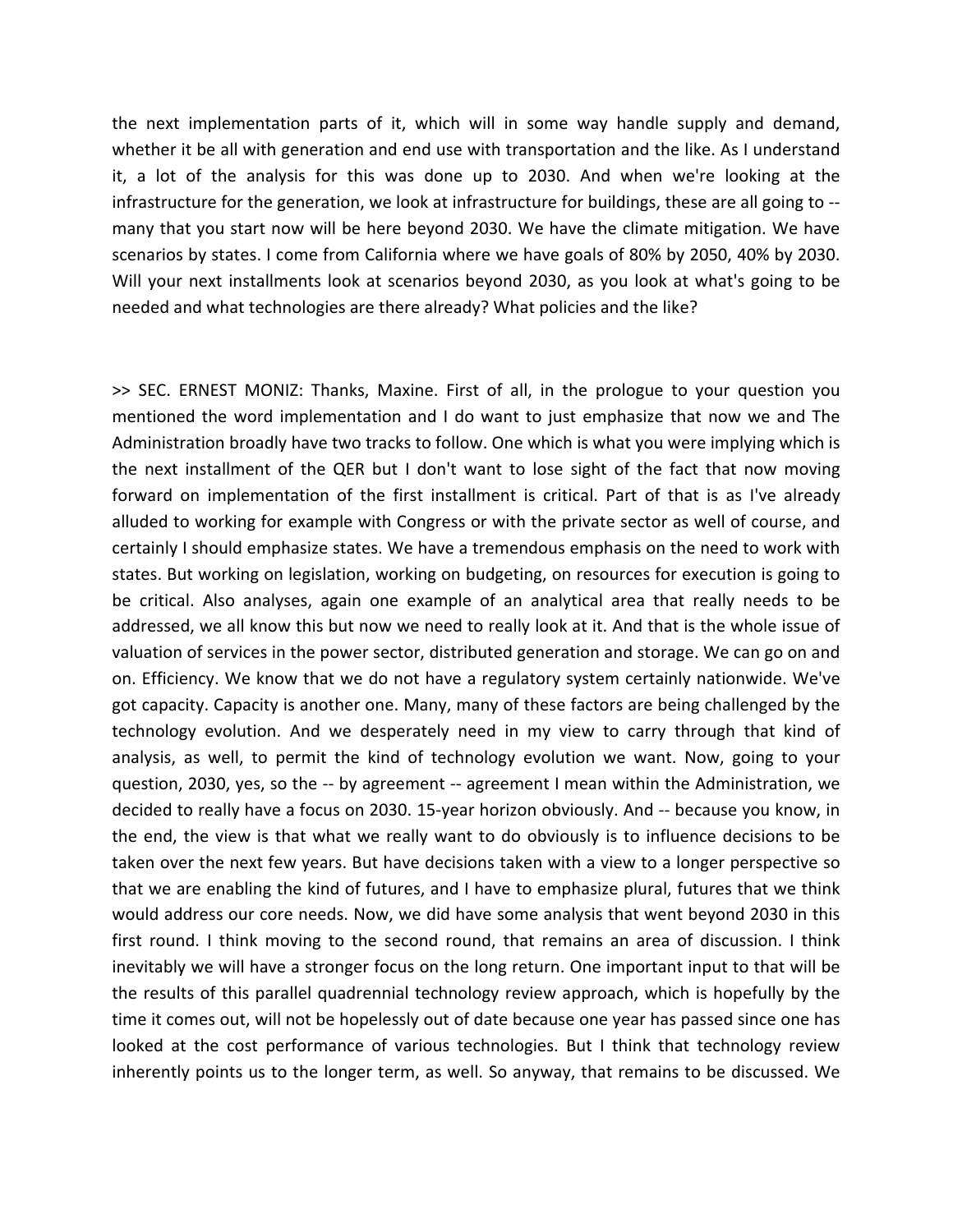the next implementation parts of it, which will in some way handle supply and demand, whether it be all with generation and end use with transportation and the like. As I understand it, a lot of the analysis for this was done up to 2030. And when we're looking at the infrastructure for the generation, we look at infrastructure for buildings, these are all going to -- many that you start now will be here beyond 2030. We have the climate mitigation. We have scenarios by states. I come from California where we have goals of 80% by 2050, 40% by 2030. Will your next installments look at scenarios beyond 2030, as you look at what's going to be needed and what technologies are there already? What policies and the like?

>> SEC. ERNEST MONIZ: Thanks, Maxine. First of all, in the prologue to your question you mentioned the word implementation and I do want to just emphasize that now we and The Administration broadly have two tracks to follow. One which is what you were implying which is the next installment of the QER but I don't want to lose sight of the fact that now moving forward on implementation of the first installment is critical. Part of that is as I've already alluded to working for example with Congress or with the private sector as well of course, and certainly I should emphasize states. We have a tremendous emphasis on the need to work with states. But working on legislation, working on budgeting, on resources for execution is going to be critical. Also analyses, again one example of an analytical area that really needs to be addressed, we all know this but now we need to really look at it. And that is the whole issue of valuation of services in the power sector, distributed generation and storage. We can go on and on. Efficiency. We know that we do not have a regulatory system certainly nationwide. We've got capacity. Capacity is another one. Many, many of these factors are being challenged by the technology evolution. And we desperately need in my view to carry through that kind of analysis, as well, to permit the kind of technology evolution we want. Now, going to your question, 2030, yes, so the -- by agreement -- agreement I mean within the Administration, we decided to really have a focus on 2030. 15-year horizon obviously. And -- because you know, in the end, the view is that what we really want to do obviously is to influence decisions to be taken over the next few years. But have decisions taken with a view to a longer perspective so that we are enabling the kind of futures, and I have to emphasize plural, futures that we think would address our core needs. Now, we did have some analysis that went beyond 2030 in this first round. I think moving to the second round, that remains an area of discussion. I think inevitably we will have a stronger focus on the long return. One important input to that will be the results of this parallel quadrennial technology review approach, which is hopefully by the time it comes out, will not be hopelessly out of date because one year has passed since one has looked at the cost performance of various technologies. But I think that technology review inherently points us to the longer term, as well. So anyway, that remains to be discussed. We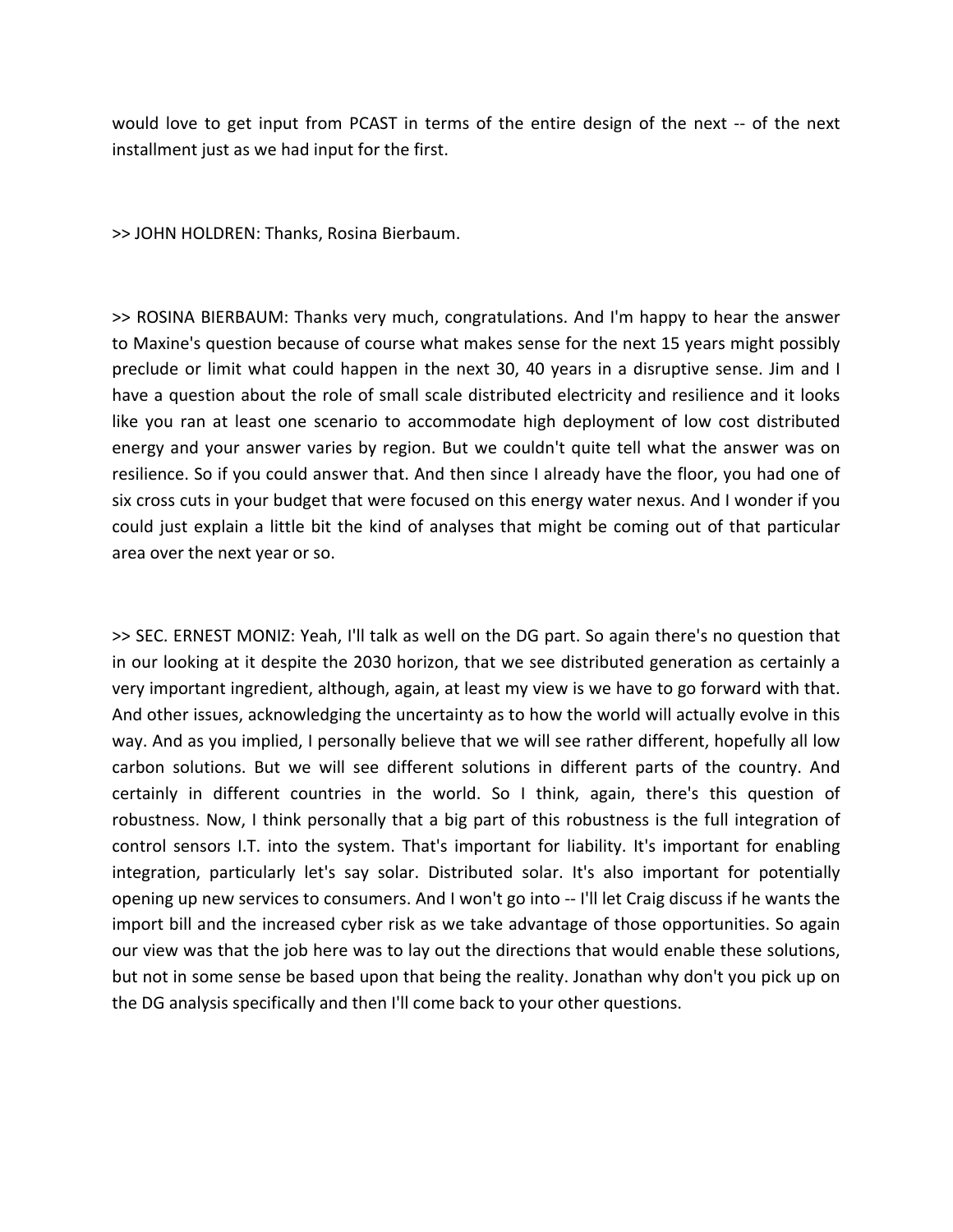would love to get input from PCAST in terms of the entire design of the next -- of the next installment just as we had input for the first.

>> JOHN HOLDREN: Thanks, Rosina Bierbaum.

>> ROSINA BIERBAUM: Thanks very much, congratulations. And I'm happy to hear the answer to Maxine's question because of course what makes sense for the next 15 years might possibly preclude or limit what could happen in the next 30, 40 years in a disruptive sense. Jim and I have a question about the role of small scale distributed electricity and resilience and it looks like you ran at least one scenario to accommodate high deployment of low cost distributed energy and your answer varies by region. But we couldn't quite tell what the answer was on resilience. So if you could answer that. And then since I already have the floor, you had one of six cross cuts in your budget that were focused on this energy water nexus. And I wonder if you could just explain a little bit the kind of analyses that might be coming out of that particular area over the next year or so.

>> SEC. ERNEST MONIZ: Yeah, I'll talk as well on the DG part. So again there's no question that in our looking at it despite the 2030 horizon, that we see distributed generation as certainly a very important ingredient, although, again, at least my view is we have to go forward with that. And other issues, acknowledging the uncertainty as to how the world will actually evolve in this way. And as you implied, I personally believe that we will see rather different, hopefully all low carbon solutions. But we will see different solutions in different parts of the country. And certainly in different countries in the world. So I think, again, there's this question of robustness. Now, I think personally that a big part of this robustness is the full integration of control sensors I.T. into the system. That's important for liability. It's important for enabling integration, particularly let's say solar. Distributed solar. It's also important for potentially opening up new services to consumers. And I won't go into -- I'll let Craig discuss if he wants the import bill and the increased cyber risk as we take advantage of those opportunities. So again our view was that the job here was to lay out the directions that would enable these solutions, but not in some sense be based upon that being the reality. Jonathan why don't you pick up on the DG analysis specifically and then I'll come back to your other questions.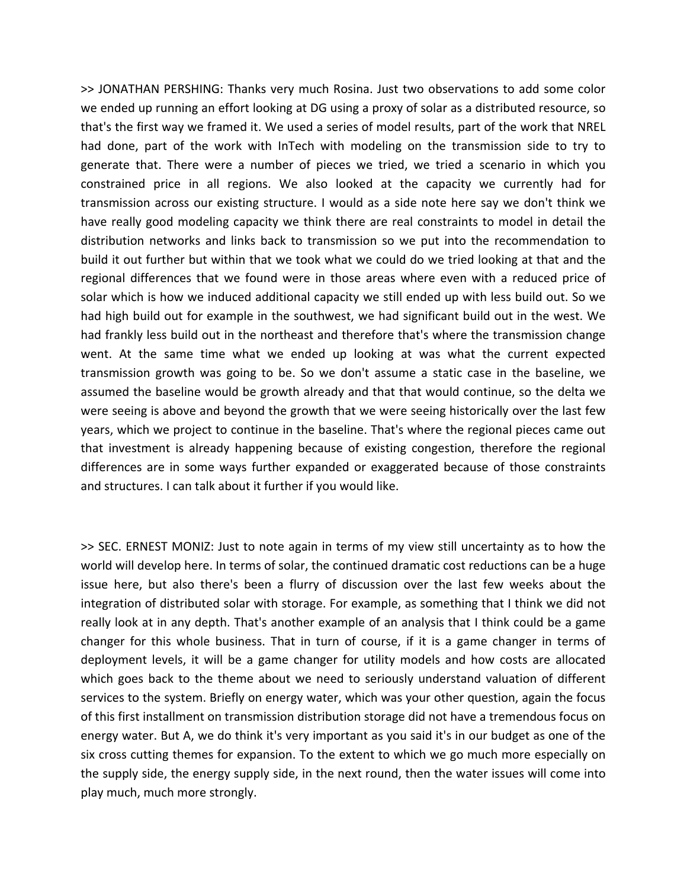>> JONATHAN PERSHING: Thanks very much Rosina. Just two observations to add some color we ended up running an effort looking at DG using a proxy of solar as a distributed resource, so that's the first way we framed it. We used a series of model results, part of the work that NREL had done, part of the work with InTech with modeling on the transmission side to try to generate that. There were a number of pieces we tried, we tried a scenario in which you constrained price in all regions. We also looked at the capacity we currently had for transmission across our existing structure. I would as a side note here say we don't think we have really good modeling capacity we think there are real constraints to model in detail the distribution networks and links back to transmission so we put into the recommendation to build it out further but within that we took what we could do we tried looking at that and the regional differences that we found were in those areas where even with a reduced price of solar which is how we induced additional capacity we still ended up with less build out. So we had high build out for example in the southwest, we had significant build out in the west. We had frankly less build out in the northeast and therefore that's where the transmission change went. At the same time what we ended up looking at was what the current expected transmission growth was going to be. So we don't assume a static case in the baseline, we assumed the baseline would be growth already and that that would continue, so the delta we were seeing is above and beyond the growth that we were seeing historically over the last few years, which we project to continue in the baseline. That's where the regional pieces came out that investment is already happening because of existing congestion, therefore the regional differences are in some ways further expanded or exaggerated because of those constraints and structures. I can talk about it further if you would like.

>> SEC. ERNEST MONIZ: Just to note again in terms of my view still uncertainty as to how the world will develop here. In terms of solar, the continued dramatic cost reductions can be a huge issue here, but also there's been a flurry of discussion over the last few weeks about the integration of distributed solar with storage. For example, as something that I think we did not really look at in any depth. That's another example of an analysis that I think could be a game changer for this whole business. That in turn of course, if it is a game changer in terms of deployment levels, it will be a game changer for utility models and how costs are allocated which goes back to the theme about we need to seriously understand valuation of different services to the system. Briefly on energy water, which was your other question, again the focus of this first installment on transmission distribution storage did not have a tremendous focus on energy water. But A, we do think it's very important as you said it's in our budget as one of the six cross cutting themes for expansion. To the extent to which we go much more especially on the supply side, the energy supply side, in the next round, then the water issues will come into play much, much more strongly.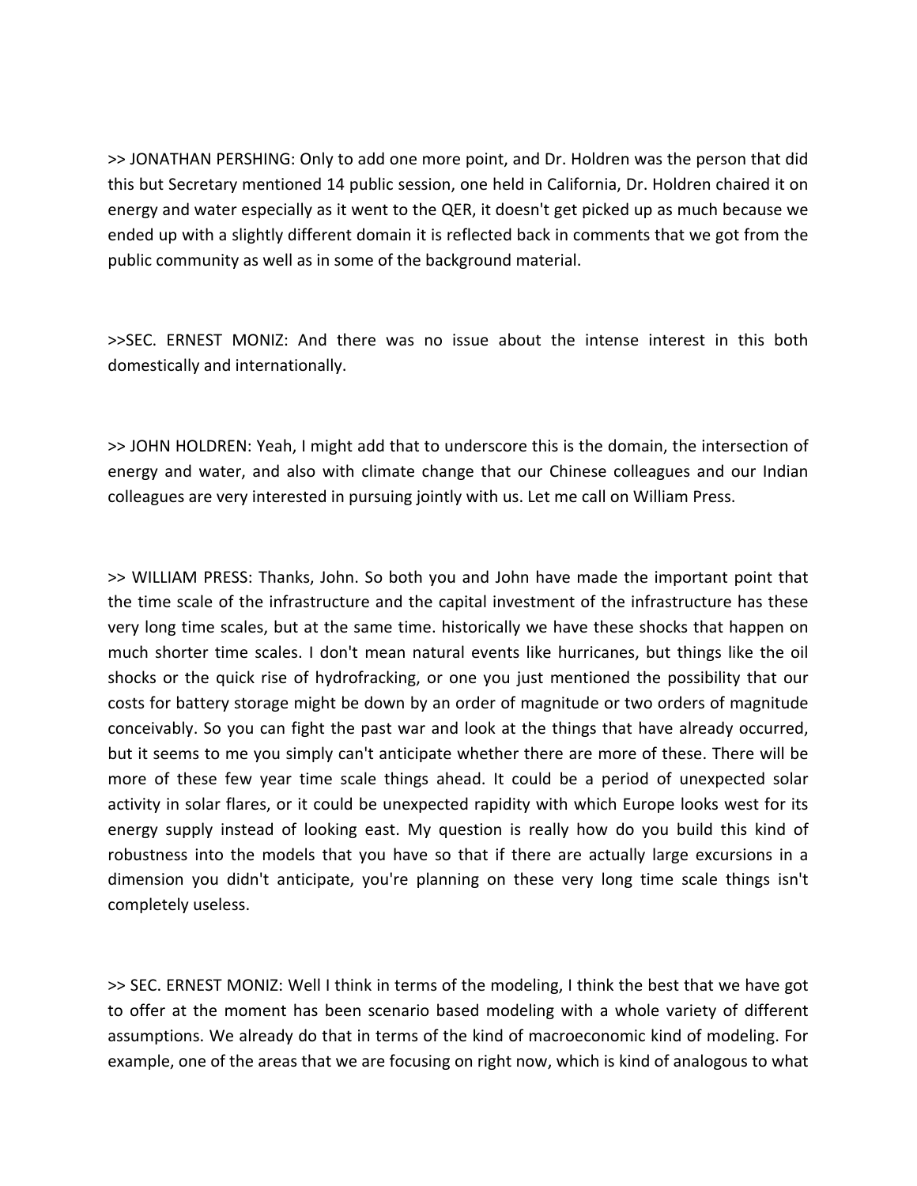>> JONATHAN PERSHING: Only to add one more point, and Dr. Holdren was the person that did this but Secretary mentioned 14 public session, one held in California, Dr. Holdren chaired it on energy and water especially as it went to the QER, it doesn't get picked up as much because we ended up with a slightly different domain it is reflected back in comments that we got from the public community as well as in some of the background material.

>>SEC. ERNEST MONIZ: And there was no issue about the intense interest in this both domestically and internationally.

>> JOHN HOLDREN: Yeah, I might add that to underscore this is the domain, the intersection of energy and water, and also with climate change that our Chinese colleagues and our Indian colleagues are very interested in pursuing jointly with us. Let me call on William Press.

>> WILLIAM PRESS: Thanks, John. So both you and John have made the important point that the time scale of the infrastructure and the capital investment of the infrastructure has these very long time scales, but at the same time. historically we have these shocks that happen on much shorter time scales. I don't mean natural events like hurricanes, but things like the oil shocks or the quick rise of hydrofracking, or one you just mentioned the possibility that our costs for battery storage might be down by an order of magnitude or two orders of magnitude conceivably. So you can fight the past war and look at the things that have already occurred, but it seems to me you simply can't anticipate whether there are more of these. There will be more of these few year time scale things ahead. It could be a period of unexpected solar activity in solar flares, or it could be unexpected rapidity with which Europe looks west for its energy supply instead of looking east. My question is really how do you build this kind of robustness into the models that you have so that if there are actually large excursions in a dimension you didn't anticipate, you're planning on these very long time scale things isn't completely useless.

>> SEC. ERNEST MONIZ: Well I think in terms of the modeling, I think the best that we have got to offer at the moment has been scenario based modeling with a whole variety of different assumptions. We already do that in terms of the kind of macroeconomic kind of modeling. For example, one of the areas that we are focusing on right now, which is kind of analogous to what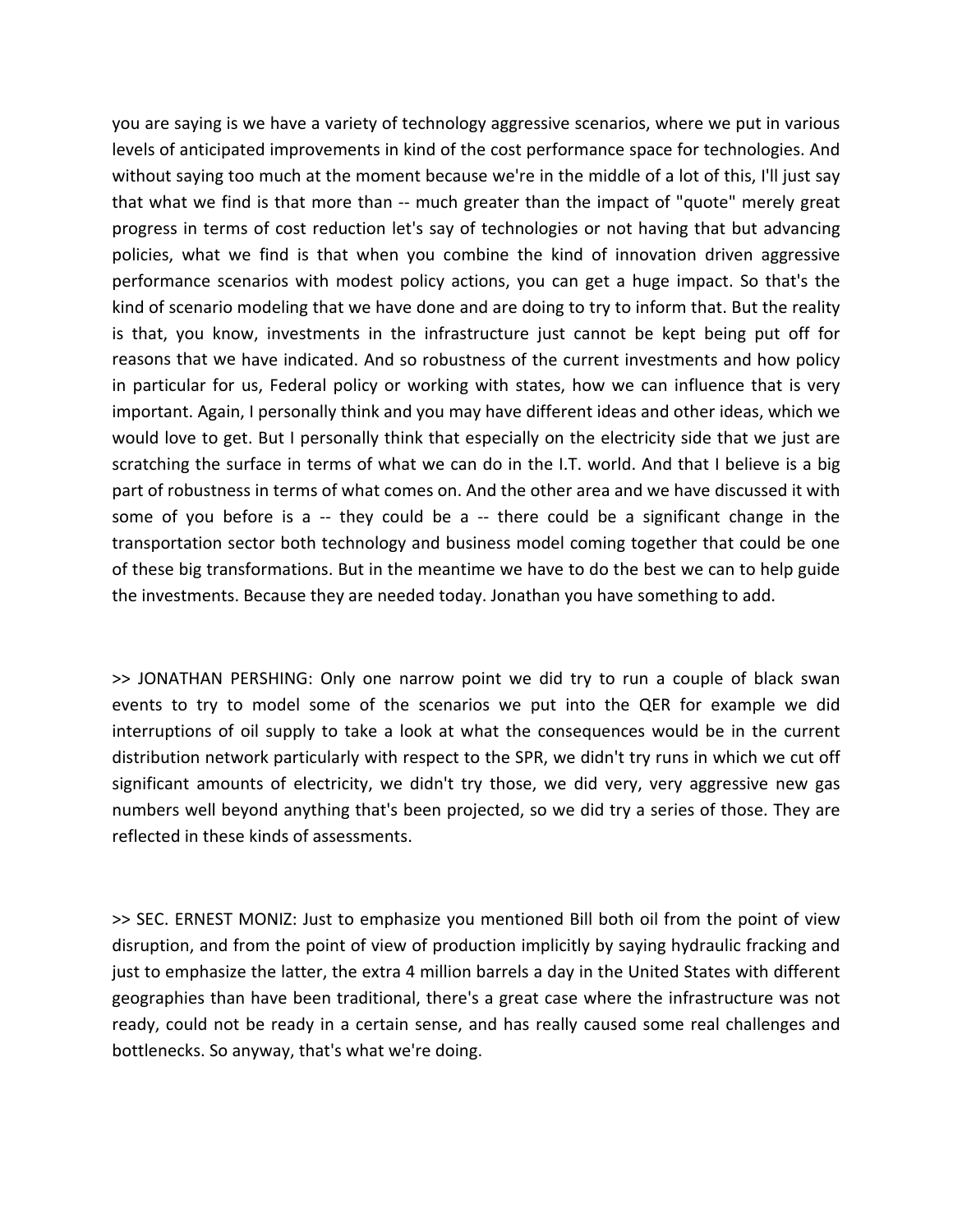you are saying is we have a variety of technology aggressive scenarios, where we put in various levels of anticipated improvements in kind of the cost performance space for technologies. And without saying too much at the moment because we're in the middle of a lot of this, I'll just say that what we find is that more than -- much greater than the impact of "quote" merely great progress in terms of cost reduction let's say of technologies or not having that but advancing policies, what we find is that when you combine the kind of innovation driven aggressive performance scenarios with modest policy actions, you can get a huge impact. So that's the kind of scenario modeling that we have done and are doing to try to inform that. But the reality is that, you know, investments in the infrastructure just cannot be kept being put off for reasons that we have indicated. And so robustness of the current investments and how policy in particular for us, Federal policy or working with states, how we can influence that is very important. Again, I personally think and you may have different ideas and other ideas, which we would love to get. But I personally think that especially on the electricity side that we just are scratching the surface in terms of what we can do in the I.T. world. And that I believe is a big part of robustness in terms of what comes on. And the other area and we have discussed it with some of you before is a -- they could be a -- there could be a significant change in the transportation sector both technology and business model coming together that could be one of these big transformations. But in the meantime we have to do the best we can to help guide the investments. Because they are needed today. Jonathan you have something to add.

>> JONATHAN PERSHING: Only one narrow point we did try to run a couple of black swan events to try to model some of the scenarios we put into the QER for example we did interruptions of oil supply to take a look at what the consequences would be in the current distribution network particularly with respect to the SPR, we didn't try runs in which we cut off significant amounts of electricity, we didn't try those, we did very, very aggressive new gas numbers well beyond anything that's been projected, so we did try a series of those. They are reflected in these kinds of assessments.

>> SEC. ERNEST MONIZ: Just to emphasize you mentioned Bill both oil from the point of view disruption, and from the point of view of production implicitly by saying hydraulic fracking and just to emphasize the latter, the extra 4 million barrels a day in the United States with different geographies than have been traditional, there's a great case where the infrastructure was not ready, could not be ready in a certain sense, and has really caused some real challenges and bottlenecks. So anyway, that's what we're doing.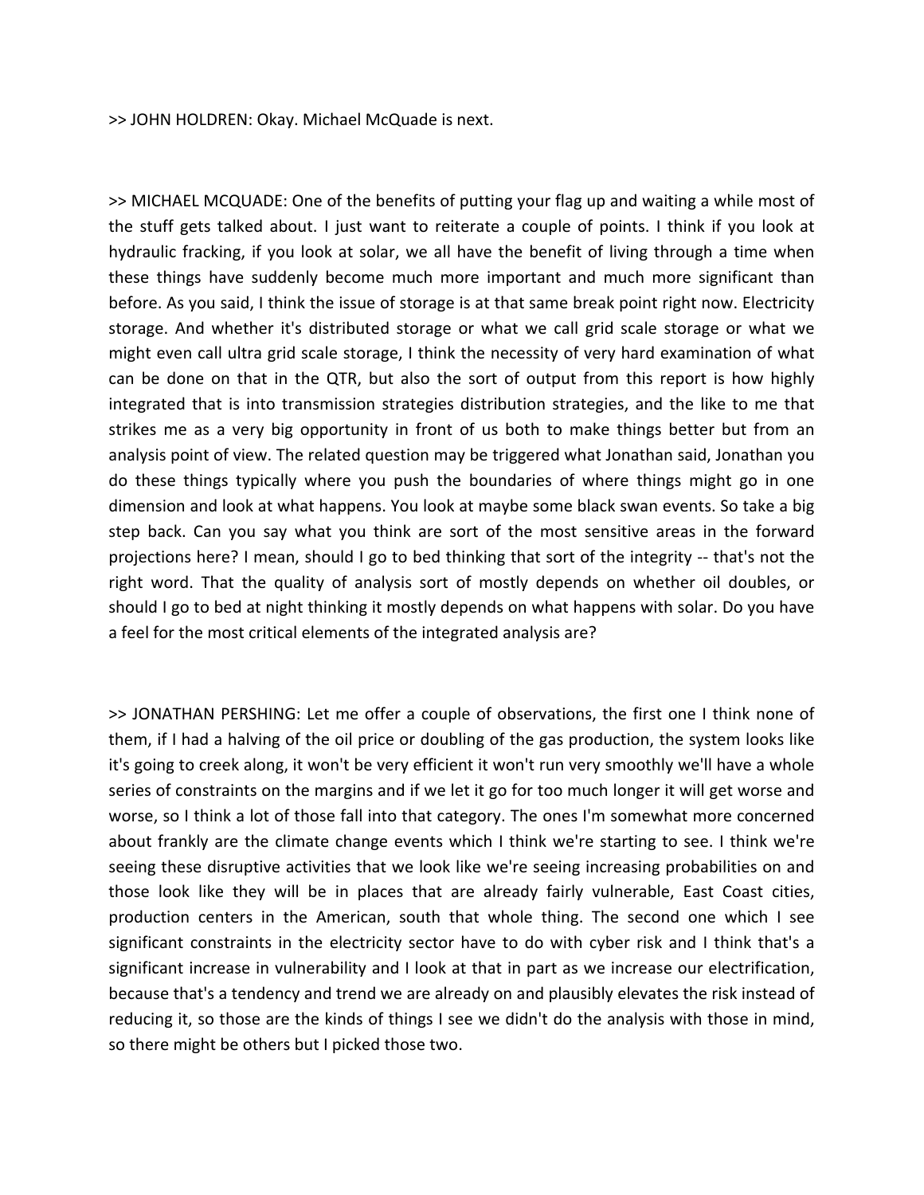>> JOHN HOLDREN: Okay. Michael McQuade is next.

>> MICHAEL MCQUADE: One of the benefits of putting your flag up and waiting a while most of the stuff gets talked about. I just want to reiterate a couple of points. I think if you look at hydraulic fracking, if you look at solar, we all have the benefit of living through a time when these things have suddenly become much more important and much more significant than before. As you said, I think the issue of storage is at that same break point right now. Electricity storage. And whether it's distributed storage or what we call grid scale storage or what we might even call ultra grid scale storage, I think the necessity of very hard examination of what can be done on that in the QTR, but also the sort of output from this report is how highly integrated that is into transmission strategies distribution strategies, and the like to me that strikes me as a very big opportunity in front of us both to make things better but from an analysis point of view. The related question may be triggered what Jonathan said, Jonathan you do these things typically where you push the boundaries of where things might go in one dimension and look at what happens. You look at maybe some black swan events. So take a big step back. Can you say what you think are sort of the most sensitive areas in the forward projections here? I mean, should I go to bed thinking that sort of the integrity -- that's not the right word. That the quality of analysis sort of mostly depends on whether oil doubles, or should I go to bed at night thinking it mostly depends on what happens with solar. Do you have a feel for the most critical elements of the integrated analysis are?

>> JONATHAN PERSHING: Let me offer a couple of observations, the first one I think none of them, if I had a halving of the oil price or doubling of the gas production, the system looks like it's going to creek along, it won't be very efficient it won't run very smoothly we'll have a whole series of constraints on the margins and if we let it go for too much longer it will get worse and worse, so I think a lot of those fall into that category. The ones I'm somewhat more concerned about frankly are the climate change events which I think we're starting to see. I think we're seeing these disruptive activities that we look like we're seeing increasing probabilities on and those look like they will be in places that are already fairly vulnerable, East Coast cities, production centers in the American, south that whole thing. The second one which I see significant constraints in the electricity sector have to do with cyber risk and I think that's a significant increase in vulnerability and I look at that in part as we increase our electrification, because that's a tendency and trend we are already on and plausibly elevates the risk instead of reducing it, so those are the kinds of things I see we didn't do the analysis with those in mind, so there might be others but I picked those two.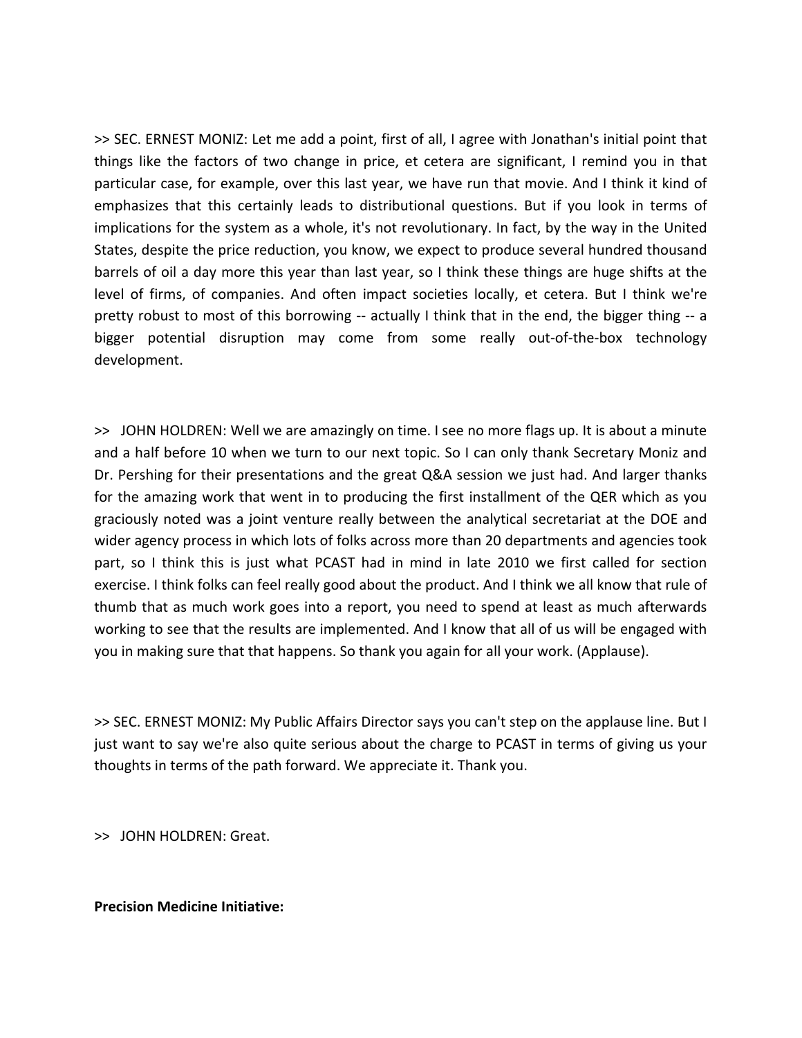>> SEC. ERNEST MONIZ: Let me add a point, first of all, I agree with Jonathan's initial point that things like the factors of two change in price, et cetera are significant, I remind you in that particular case, for example, over this last year, we have run that movie. And I think it kind of emphasizes that this certainly leads to distributional questions. But if you look in terms of implications for the system as a whole, it's not revolutionary. In fact, by the way in the United States, despite the price reduction, you know, we expect to produce several hundred thousand barrels of oil a day more this year than last year, so I think these things are huge shifts at the level of firms, of companies. And often impact societies locally, et cetera. But I think we're pretty robust to most of this borrowing -- actually I think that in the end, the bigger thing -- a bigger potential disruption may come from some really out-of-the-box technology development.

>> JOHN HOLDREN: Well we are amazingly on time. I see no more flags up. It is about a minute and a half before 10 when we turn to our next topic. So I can only thank Secretary Moniz and Dr. Pershing for their presentations and the great Q&A session we just had. And larger thanks for the amazing work that went in to producing the first installment of the QER which as you graciously noted was a joint venture really between the analytical secretariat at the DOE and wider agency process in which lots of folks across more than 20 departments and agencies took part, so I think this is just what PCAST had in mind in late 2010 we first called for section exercise. I think folks can feel really good about the product. And I think we all know that rule of thumb that as much work goes into a report, you need to spend at least as much afterwards working to see that the results are implemented. And I know that all of us will be engaged with you in making sure that that happens. So thank you again for all your work. (Applause).

>> SEC. ERNEST MONIZ: My Public Affairs Director says you can't step on the applause line. But I just want to say we're also quite serious about the charge to PCAST in terms of giving us your thoughts in terms of the path forward. We appreciate it. Thank you.

>> JOHN HOLDREN: Great.

**Precision Medicine Initiative:**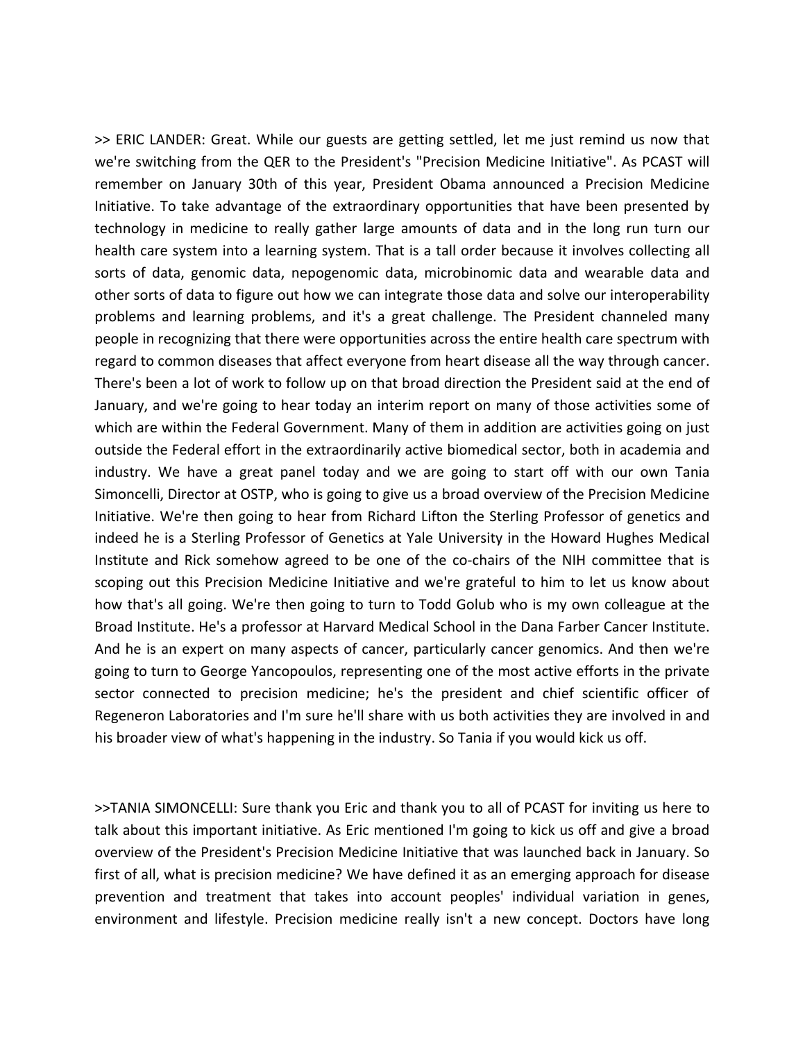>> ERIC LANDER: Great. While our guests are getting settled, let me just remind us now that we're switching from the QER to the President's "Precision Medicine Initiative". As PCAST will remember on January 30th of this year, President Obama announced a Precision Medicine Initiative. To take advantage of the extraordinary opportunities that have been presented by technology in medicine to really gather large amounts of data and in the long run turn our health care system into a learning system. That is a tall order because it involves collecting all sorts of data, genomic data, nepogenomic data, microbinomic data and wearable data and other sorts of data to figure out how we can integrate those data and solve our interoperability problems and learning problems, and it's a great challenge. The President channeled many people in recognizing that there were opportunities across the entire health care spectrum with regard to common diseases that affect everyone from heart disease all the way through cancer. There's been a lot of work to follow up on that broad direction the President said at the end of January, and we're going to hear today an interim report on many of those activities some of which are within the Federal Government. Many of them in addition are activities going on just outside the Federal effort in the extraordinarily active biomedical sector, both in academia and industry. We have a great panel today and we are going to start off with our own Tania Simoncelli, Director at OSTP, who is going to give us a broad overview of the Precision Medicine Initiative. We're then going to hear from Richard Lifton the Sterling Professor of genetics and indeed he is a Sterling Professor of Genetics at Yale University in the Howard Hughes Medical Institute and Rick somehow agreed to be one of the co-chairs of the NIH committee that is scoping out this Precision Medicine Initiative and we're grateful to him to let us know about how that's all going. We're then going to turn to Todd Golub who is my own colleague at the Broad Institute. He's a professor at Harvard Medical School in the Dana Farber Cancer Institute. And he is an expert on many aspects of cancer, particularly cancer genomics. And then we're going to turn to George Yancopoulos, representing one of the most active efforts in the private sector connected to precision medicine; he's the president and chief scientific officer of Regeneron Laboratories and I'm sure he'll share with us both activities they are involved in and his broader view of what's happening in the industry. So Tania if you would kick us off.

>>TANIA SIMONCELLI: Sure thank you Eric and thank you to all of PCAST for inviting us here to talk about this important initiative. As Eric mentioned I'm going to kick us off and give a broad overview of the President's Precision Medicine Initiative that was launched back in January. So first of all, what is precision medicine? We have defined it as an emerging approach for disease prevention and treatment that takes into account peoples' individual variation in genes, environment and lifestyle. Precision medicine really isn't a new concept. Doctors have long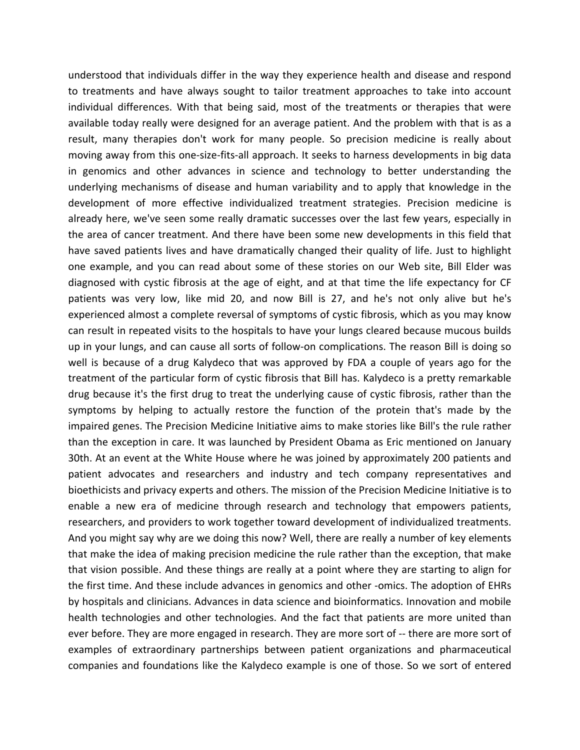understood that individuals differ in the way they experience health and disease and respond to treatments and have always sought to tailor treatment approaches to take into account individual differences. With that being said, most of the treatments or therapies that were available today really were designed for an average patient. And the problem with that is as a result, many therapies don't work for many people. So precision medicine is really about moving away from this one-size-fits-all approach. It seeks to harness developments in big data in genomics and other advances in science and technology to better understanding the underlying mechanisms of disease and human variability and to apply that knowledge in the development of more effective individualized treatment strategies. Precision medicine is already here, we've seen some really dramatic successes over the last few years, especially in the area of cancer treatment. And there have been some new developments in this field that have saved patients lives and have dramatically changed their quality of life. Just to highlight one example, and you can read about some of these stories on our Web site, Bill Elder was diagnosed with cystic fibrosis at the age of eight, and at that time the life expectancy for CF patients was very low, like mid 20, and now Bill is 27, and he's not only alive but he's experienced almost a complete reversal of symptoms of cystic fibrosis, which as you may know can result in repeated visits to the hospitals to have your lungs cleared because mucous builds up in your lungs, and can cause all sorts of follow-on complications. The reason Bill is doing so well is because of a drug Kalydeco that was approved by FDA a couple of years ago for the treatment of the particular form of cystic fibrosis that Bill has. Kalydeco is a pretty remarkable drug because it's the first drug to treat the underlying cause of cystic fibrosis, rather than the symptoms by helping to actually restore the function of the protein that's made by the impaired genes. The Precision Medicine Initiative aims to make stories like Bill's the rule rather than the exception in care. It was launched by President Obama as Eric mentioned on January 30th. At an event at the White House where he was joined by approximately 200 patients and patient advocates and researchers and industry and tech company representatives and bioethicists and privacy experts and others. The mission of the Precision Medicine Initiative is to enable a new era of medicine through research and technology that empowers patients, researchers, and providers to work together toward development of individualized treatments. And you might say why are we doing this now? Well, there are really a number of key elements that make the idea of making precision medicine the rule rather than the exception, that make that vision possible. And these things are really at a point where they are starting to align for the first time. And these include advances in genomics and other -omics. The adoption of EHRs by hospitals and clinicians. Advances in data science and bioinformatics. Innovation and mobile health technologies and other technologies. And the fact that patients are more united than ever before. They are more engaged in research. They are more sort of -- there are more sort of examples of extraordinary partnerships between patient organizations and pharmaceutical companies and foundations like the Kalydeco example is one of those. So we sort of entered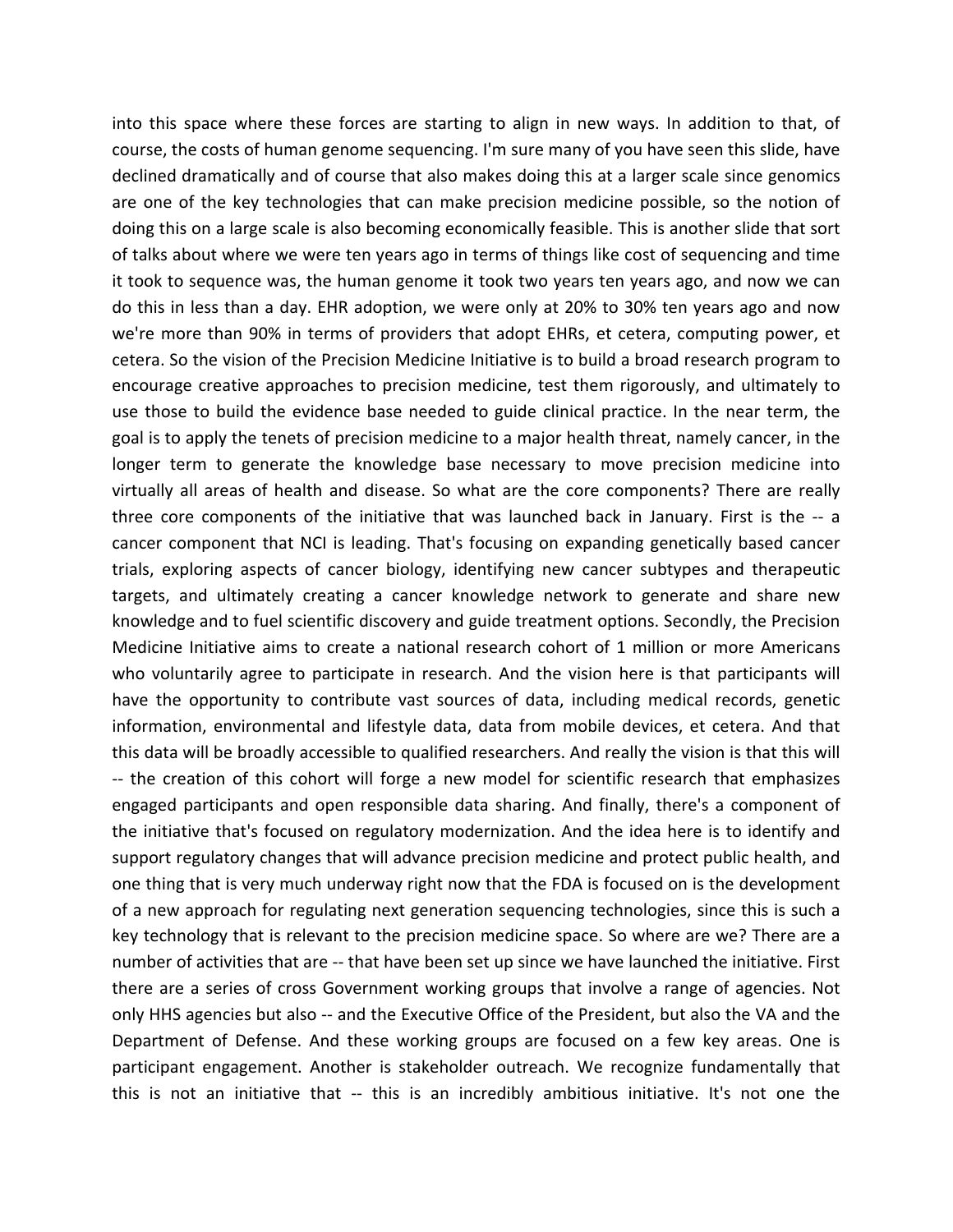into this space where these forces are starting to align in new ways. In addition to that, of course, the costs of human genome sequencing. I'm sure many of you have seen this slide, have declined dramatically and of course that also makes doing this at a larger scale since genomics are one of the key technologies that can make precision medicine possible, so the notion of doing this on a large scale is also becoming economically feasible. This is another slide that sort of talks about where we were ten years ago in terms of things like cost of sequencing and time it took to sequence was, the human genome it took two years ten years ago, and now we can do this in less than a day. EHR adoption, we were only at 20% to 30% ten years ago and now we're more than 90% in terms of providers that adopt EHRs, et cetera, computing power, et cetera. So the vision of the Precision Medicine Initiative is to build a broad research program to encourage creative approaches to precision medicine, test them rigorously, and ultimately to use those to build the evidence base needed to guide clinical practice. In the near term, the goal is to apply the tenets of precision medicine to a major health threat, namely cancer, in the longer term to generate the knowledge base necessary to move precision medicine into virtually all areas of health and disease. So what are the core components? There are really three core components of the initiative that was launched back in January. First is the -- a cancer component that NCI is leading. That's focusing on expanding genetically based cancer trials, exploring aspects of cancer biology, identifying new cancer subtypes and therapeutic targets, and ultimately creating a cancer knowledge network to generate and share new knowledge and to fuel scientific discovery and guide treatment options. Secondly, the Precision Medicine Initiative aims to create a national research cohort of 1 million or more Americans who voluntarily agree to participate in research. And the vision here is that participants will have the opportunity to contribute vast sources of data, including medical records, genetic information, environmental and lifestyle data, data from mobile devices, et cetera. And that this data will be broadly accessible to qualified researchers. And really the vision is that this will -- the creation of this cohort will forge a new model for scientific research that emphasizes engaged participants and open responsible data sharing. And finally, there's a component of the initiative that's focused on regulatory modernization. And the idea here is to identify and support regulatory changes that will advance precision medicine and protect public health, and one thing that is very much underway right now that the FDA is focused on is the development of a new approach for regulating next generation sequencing technologies, since this is such a key technology that is relevant to the precision medicine space. So where are we? There are a number of activities that are -- that have been set up since we have launched the initiative. First there are a series of cross Government working groups that involve a range of agencies. Not only HHS agencies but also -- and the Executive Office of the President, but also the VA and the Department of Defense. And these working groups are focused on a few key areas. One is participant engagement. Another is stakeholder outreach. We recognize fundamentally that this is not an initiative that -- this is an incredibly ambitious initiative. It's not one the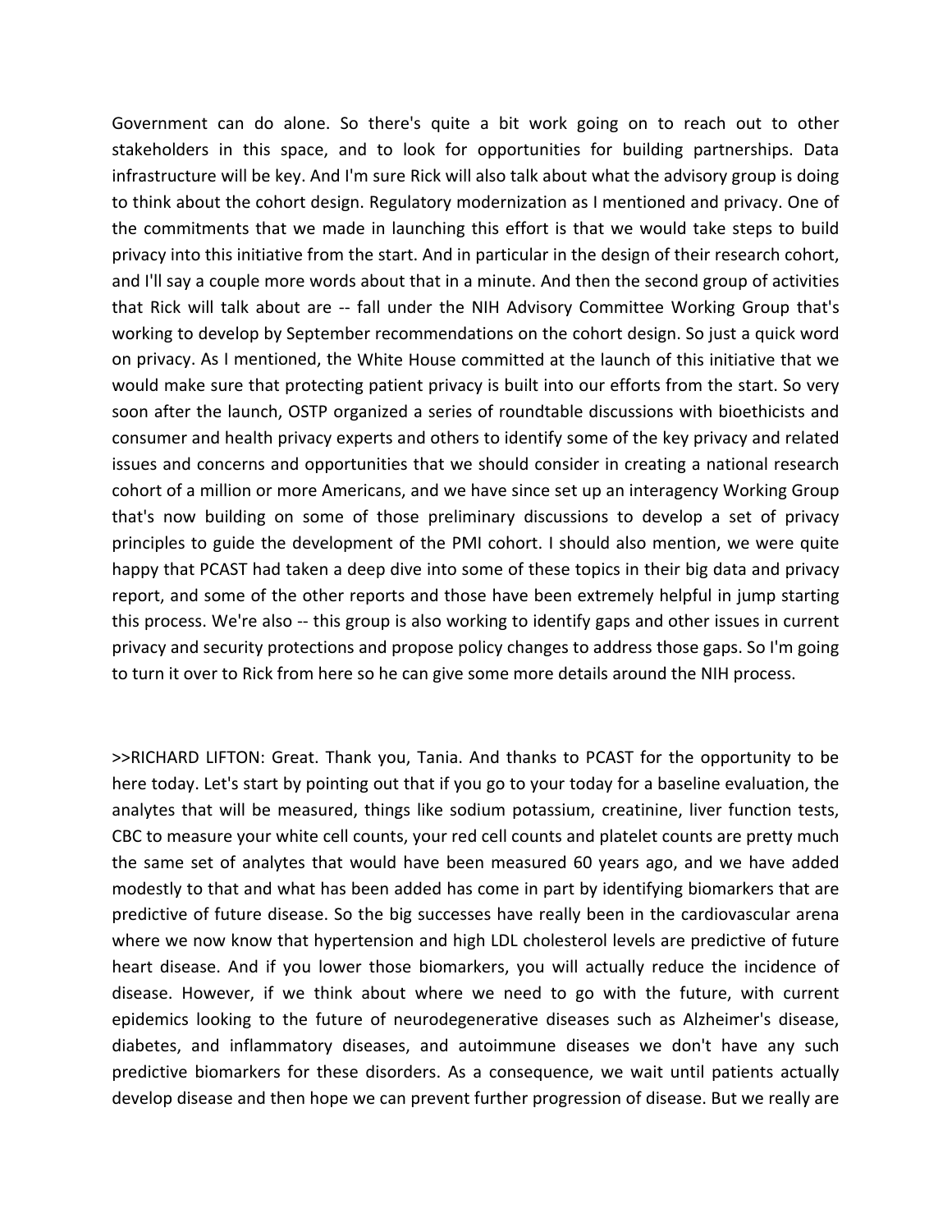Government can do alone. So there's quite a bit work going on to reach out to other stakeholders in this space, and to look for opportunities for building partnerships. Data infrastructure will be key. And I'm sure Rick will also talk about what the advisory group is doing to think about the cohort design. Regulatory modernization as I mentioned and privacy. One of the commitments that we made in launching this effort is that we would take steps to build privacy into this initiative from the start. And in particular in the design of their research cohort, and I'll say a couple more words about that in a minute. And then the second group of activities that Rick will talk about are -- fall under the NIH Advisory Committee Working Group that's working to develop by September recommendations on the cohort design. So just a quick word on privacy. As I mentioned, the White House committed at the launch of this initiative that we would make sure that protecting patient privacy is built into our efforts from the start. So very soon after the launch, OSTP organized a series of roundtable discussions with bioethicists and consumer and health privacy experts and others to identify some of the key privacy and related issues and concerns and opportunities that we should consider in creating a national research cohort of a million or more Americans, and we have since set up an interagency Working Group that's now building on some of those preliminary discussions to develop a set of privacy principles to guide the development of the PMI cohort. I should also mention, we were quite happy that PCAST had taken a deep dive into some of these topics in their big data and privacy report, and some of the other reports and those have been extremely helpful in jump starting this process. We're also -- this group is also working to identify gaps and other issues in current privacy and security protections and propose policy changes to address those gaps. So I'm going to turn it over to Rick from here so he can give some more details around the NIH process.

>>RICHARD LIFTON: Great. Thank you, Tania. And thanks to PCAST for the opportunity to be here today. Let's start by pointing out that if you go to your today for a baseline evaluation, the analytes that will be measured, things like sodium potassium, creatinine, liver function tests, CBC to measure your white cell counts, your red cell counts and platelet counts are pretty much the same set of analytes that would have been measured 60 years ago, and we have added modestly to that and what has been added has come in part by identifying biomarkers that are predictive of future disease. So the big successes have really been in the cardiovascular arena where we now know that hypertension and high LDL cholesterol levels are predictive of future heart disease. And if you lower those biomarkers, you will actually reduce the incidence of disease. However, if we think about where we need to go with the future, with current epidemics looking to the future of neurodegenerative diseases such as Alzheimer's disease, diabetes, and inflammatory diseases, and autoimmune diseases we don't have any such predictive biomarkers for these disorders. As a consequence, we wait until patients actually develop disease and then hope we can prevent further progression of disease. But we really are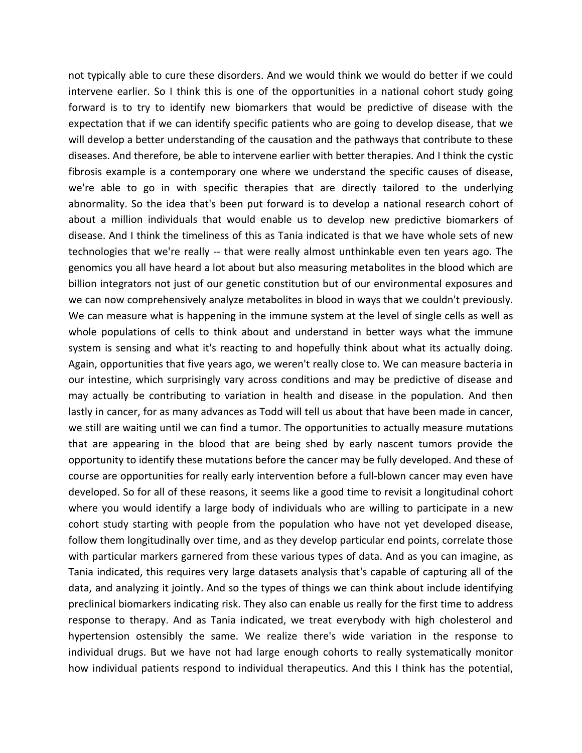not typically able to cure these disorders. And we would think we would do better if we could intervene earlier. So I think this is one of the opportunities in a national cohort study going forward is to try to identify new biomarkers that would be predictive of disease with the expectation that if we can identify specific patients who are going to develop disease, that we will develop a better understanding of the causation and the pathways that contribute to these diseases. And therefore, be able to intervene earlier with better therapies. And I think the cystic fibrosis example is a contemporary one where we understand the specific causes of disease, we're able to go in with specific therapies that are directly tailored to the underlying abnormality. So the idea that's been put forward is to develop a national research cohort of about a million individuals that would enable us to develop new predictive biomarkers of disease. And I think the timeliness of this as Tania indicated is that we have whole sets of new technologies that we're really -- that were really almost unthinkable even ten years ago. The genomics you all have heard a lot about but also measuring metabolites in the blood which are billion integrators not just of our genetic constitution but of our environmental exposures and we can now comprehensively analyze metabolites in blood in ways that we couldn't previously. We can measure what is happening in the immune system at the level of single cells as well as whole populations of cells to think about and understand in better ways what the immune system is sensing and what it's reacting to and hopefully think about what its actually doing. Again, opportunities that five years ago, we weren't really close to. We can measure bacteria in our intestine, which surprisingly vary across conditions and may be predictive of disease and may actually be contributing to variation in health and disease in the population. And then lastly in cancer, for as many advances as Todd will tell us about that have been made in cancer, we still are waiting until we can find a tumor. The opportunities to actually measure mutations that are appearing in the blood that are being shed by early nascent tumors provide the opportunity to identify these mutations before the cancer may be fully developed. And these of course are opportunities for really early intervention before a full-blown cancer may even have developed. So for all of these reasons, it seems like a good time to revisit a longitudinal cohort where you would identify a large body of individuals who are willing to participate in a new cohort study starting with people from the population who have not yet developed disease, follow them longitudinally over time, and as they develop particular end points, correlate those with particular markers garnered from these various types of data. And as you can imagine, as Tania indicated, this requires very large datasets analysis that's capable of capturing all of the data, and analyzing it jointly. And so the types of things we can think about include identifying preclinical biomarkers indicating risk. They also can enable us really for the first time to address response to therapy. And as Tania indicated, we treat everybody with high cholesterol and hypertension ostensibly the same. We realize there's wide variation in the response to individual drugs. But we have not had large enough cohorts to really systematically monitor how individual patients respond to individual therapeutics. And this I think has the potential,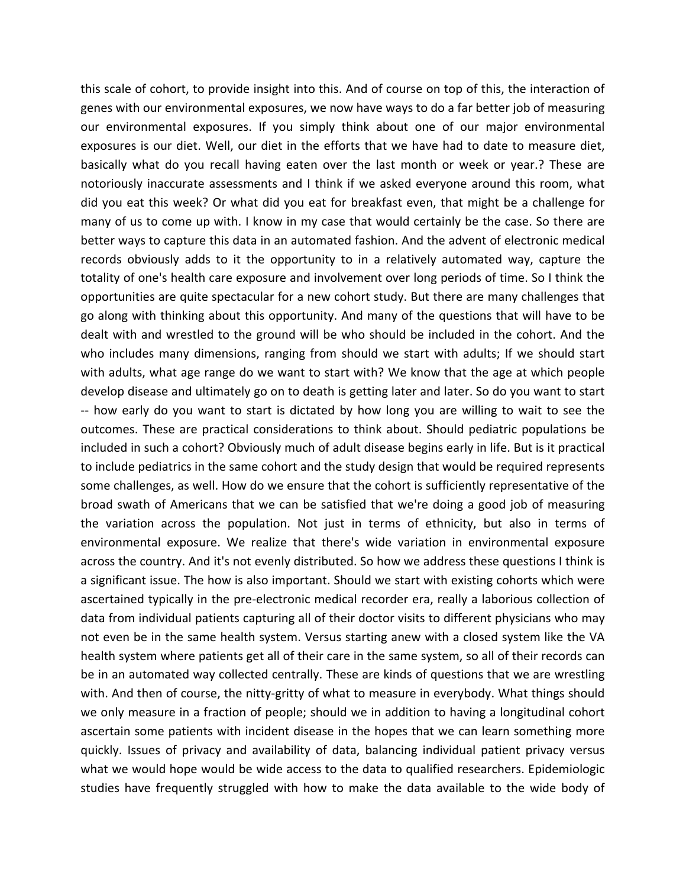this scale of cohort, to provide insight into this. And of course on top of this, the interaction of genes with our environmental exposures, we now have ways to do a far better job of measuring our environmental exposures. If you simply think about one of our major environmental exposures is our diet. Well, our diet in the efforts that we have had to date to measure diet, basically what do you recall having eaten over the last month or week or year.? These are notoriously inaccurate assessments and I think if we asked everyone around this room, what did you eat this week? Or what did you eat for breakfast even, that might be a challenge for many of us to come up with. I know in my case that would certainly be the case. So there are better ways to capture this data in an automated fashion. And the advent of electronic medical records obviously adds to it the opportunity to in a relatively automated way, capture the totality of one's health care exposure and involvement over long periods of time. So I think the opportunities are quite spectacular for a new cohort study. But there are many challenges that go along with thinking about this opportunity. And many of the questions that will have to be dealt with and wrestled to the ground will be who should be included in the cohort. And the who includes many dimensions, ranging from should we start with adults; If we should start with adults, what age range do we want to start with? We know that the age at which people develop disease and ultimately go on to death is getting later and later. So do you want to start -- how early do you want to start is dictated by how long you are willing to wait to see the outcomes. These are practical considerations to think about. Should pediatric populations be included in such a cohort? Obviously much of adult disease begins early in life. But is it practical to include pediatrics in the same cohort and the study design that would be required represents some challenges, as well. How do we ensure that the cohort is sufficiently representative of the broad swath of Americans that we can be satisfied that we're doing a good job of measuring the variation across the population. Not just in terms of ethnicity, but also in terms of environmental exposure. We realize that there's wide variation in environmental exposure across the country. And it's not evenly distributed. So how we address these questions I think is a significant issue. The how is also important. Should we start with existing cohorts which were ascertained typically in the pre-electronic medical recorder era, really a laborious collection of data from individual patients capturing all of their doctor visits to different physicians who may not even be in the same health system. Versus starting anew with a closed system like the VA health system where patients get all of their care in the same system, so all of their records can be in an automated way collected centrally. These are kinds of questions that we are wrestling with. And then of course, the nitty-gritty of what to measure in everybody. What things should we only measure in a fraction of people; should we in addition to having a longitudinal cohort ascertain some patients with incident disease in the hopes that we can learn something more quickly. Issues of privacy and availability of data, balancing individual patient privacy versus what we would hope would be wide access to the data to qualified researchers. Epidemiologic studies have frequently struggled with how to make the data available to the wide body of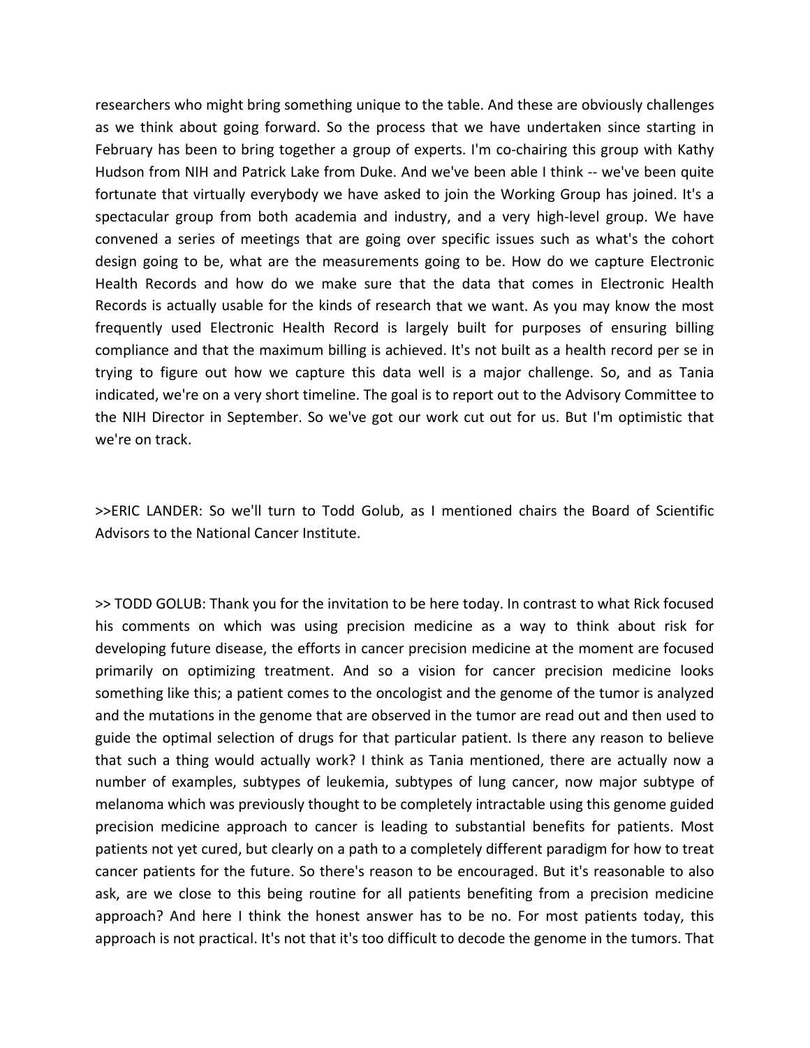researchers who might bring something unique to the table. And these are obviously challenges as we think about going forward. So the process that we have undertaken since starting in February has been to bring together a group of experts. I'm co-chairing this group with Kathy Hudson from NIH and Patrick Lake from Duke. And we've been able I think -- we've been quite fortunate that virtually everybody we have asked to join the Working Group has joined. It's a spectacular group from both academia and industry, and a very high-level group. We have convened a series of meetings that are going over specific issues such as what's the cohort design going to be, what are the measurements going to be. How do we capture Electronic Health Records and how do we make sure that the data that comes in Electronic Health Records is actually usable for the kinds of research that we want. As you may know the most frequently used Electronic Health Record is largely built for purposes of ensuring billing compliance and that the maximum billing is achieved. It's not built as a health record per se in trying to figure out how we capture this data well is a major challenge. So, and as Tania indicated, we're on a very short timeline. The goal is to report out to the Advisory Committee to the NIH Director in September. So we've got our work cut out for us. But I'm optimistic that we're on track.

>>ERIC LANDER: So we'll turn to Todd Golub, as I mentioned chairs the Board of Scientific Advisors to the National Cancer Institute.

>> TODD GOLUB: Thank you for the invitation to be here today. In contrast to what Rick focused his comments on which was using precision medicine as a way to think about risk for developing future disease, the efforts in cancer precision medicine at the moment are focused primarily on optimizing treatment. And so a vision for cancer precision medicine looks something like this; a patient comes to the oncologist and the genome of the tumor is analyzed and the mutations in the genome that are observed in the tumor are read out and then used to guide the optimal selection of drugs for that particular patient. Is there any reason to believe that such a thing would actually work? I think as Tania mentioned, there are actually now a number of examples, subtypes of leukemia, subtypes of lung cancer, now major subtype of melanoma which was previously thought to be completely intractable using this genome guided precision medicine approach to cancer is leading to substantial benefits for patients. Most patients not yet cured, but clearly on a path to a completely different paradigm for how to treat cancer patients for the future. So there's reason to be encouraged. But it's reasonable to also ask, are we close to this being routine for all patients benefiting from a precision medicine approach? And here I think the honest answer has to be no. For most patients today, this approach is not practical. It's not that it's too difficult to decode the genome in the tumors. That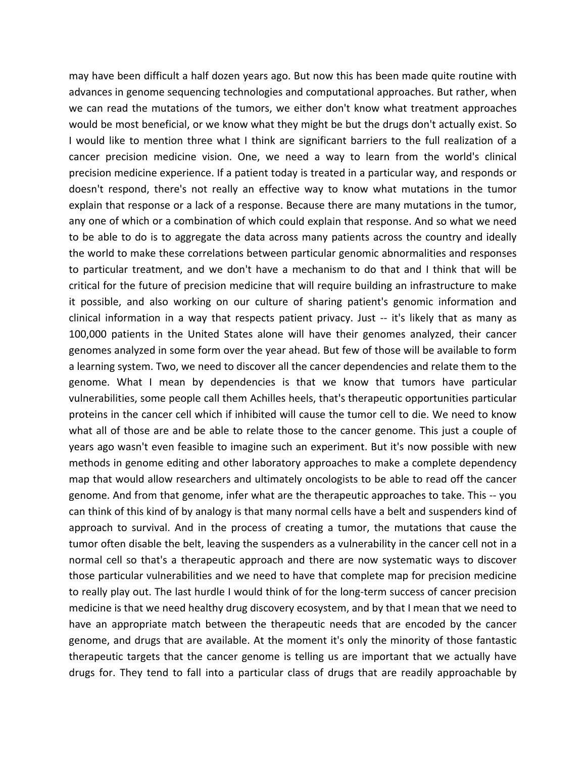may have been difficult a half dozen years ago. But now this has been made quite routine with advances in genome sequencing technologies and computational approaches. But rather, when we can read the mutations of the tumors, we either don't know what treatment approaches would be most beneficial, or we know what they might be but the drugs don't actually exist. So I would like to mention three what I think are significant barriers to the full realization of a cancer precision medicine vision. One, we need a way to learn from the world's clinical precision medicine experience. If a patient today is treated in a particular way, and responds or doesn't respond, there's not really an effective way to know what mutations in the tumor explain that response or a lack of a response. Because there are many mutations in the tumor, any one of which or a combination of which could explain that response. And so what we need to be able to do is to aggregate the data across many patients across the country and ideally the world to make these correlations between particular genomic abnormalities and responses to particular treatment, and we don't have a mechanism to do that and I think that will be critical for the future of precision medicine that will require building an infrastructure to make it possible, and also working on our culture of sharing patient's genomic information and clinical information in a way that respects patient privacy. Just -- it's likely that as many as 100,000 patients in the United States alone will have their genomes analyzed, their cancer genomes analyzed in some form over the year ahead. But few of those will be available to form a learning system. Two, we need to discover all the cancer dependencies and relate them to the genome. What I mean by dependencies is that we know that tumors have particular vulnerabilities, some people call them Achilles heels, that's therapeutic opportunities particular proteins in the cancer cell which if inhibited will cause the tumor cell to die. We need to know what all of those are and be able to relate those to the cancer genome. This just a couple of years ago wasn't even feasible to imagine such an experiment. But it's now possible with new methods in genome editing and other laboratory approaches to make a complete dependency map that would allow researchers and ultimately oncologists to be able to read off the cancer genome. And from that genome, infer what are the therapeutic approaches to take. This -- you can think of this kind of by analogy is that many normal cells have a belt and suspenders kind of approach to survival. And in the process of creating a tumor, the mutations that cause the tumor often disable the belt, leaving the suspenders as a vulnerability in the cancer cell not in a normal cell so that's a therapeutic approach and there are now systematic ways to discover those particular vulnerabilities and we need to have that complete map for precision medicine to really play out. The last hurdle I would think of for the long-term success of cancer precision medicine is that we need healthy drug discovery ecosystem, and by that I mean that we need to have an appropriate match between the therapeutic needs that are encoded by the cancer genome, and drugs that are available. At the moment it's only the minority of those fantastic therapeutic targets that the cancer genome is telling us are important that we actually have drugs for. They tend to fall into a particular class of drugs that are readily approachable by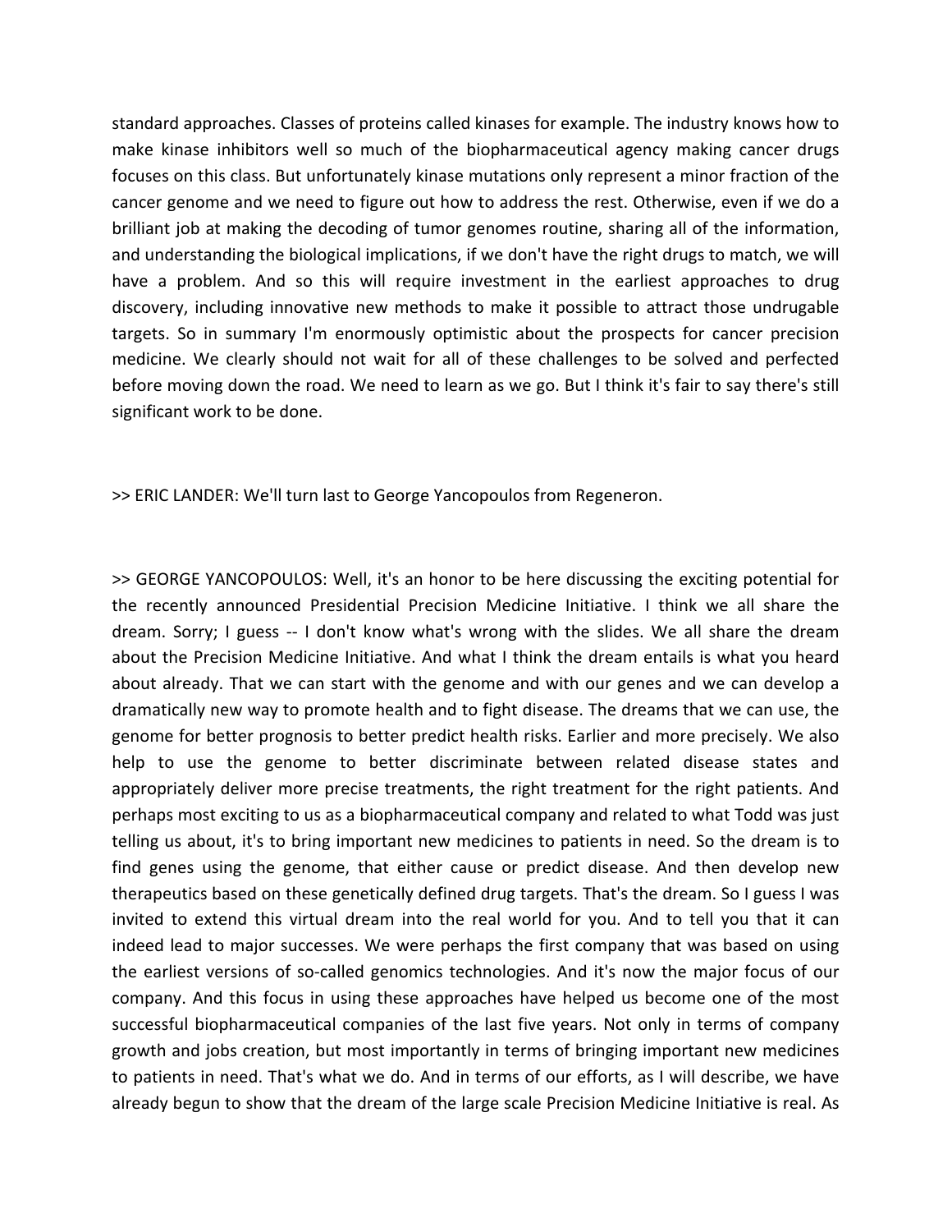standard approaches. Classes of proteins called kinases for example. The industry knows how to make kinase inhibitors well so much of the biopharmaceutical agency making cancer drugs focuses on this class. But unfortunately kinase mutations only represent a minor fraction of the cancer genome and we need to figure out how to address the rest. Otherwise, even if we do a brilliant job at making the decoding of tumor genomes routine, sharing all of the information, and understanding the biological implications, if we don't have the right drugs to match, we will have a problem. And so this will require investment in the earliest approaches to drug discovery, including innovative new methods to make it possible to attract those undrugable targets. So in summary I'm enormously optimistic about the prospects for cancer precision medicine. We clearly should not wait for all of these challenges to be solved and perfected before moving down the road. We need to learn as we go. But I think it's fair to say there's still significant work to be done.

>> ERIC LANDER: We'll turn last to George Yancopoulos from Regeneron.

>> GEORGE YANCOPOULOS: Well, it's an honor to be here discussing the exciting potential for the recently announced Presidential Precision Medicine Initiative. I think we all share the dream. Sorry; I guess -- I don't know what's wrong with the slides. We all share the dream about the Precision Medicine Initiative. And what I think the dream entails is what you heard about already. That we can start with the genome and with our genes and we can develop a dramatically new way to promote health and to fight disease. The dreams that we can use, the genome for better prognosis to better predict health risks. Earlier and more precisely. We also help to use the genome to better discriminate between related disease states and appropriately deliver more precise treatments, the right treatment for the right patients. And perhaps most exciting to us as a biopharmaceutical company and related to what Todd was just telling us about, it's to bring important new medicines to patients in need. So the dream is to find genes using the genome, that either cause or predict disease. And then develop new therapeutics based on these genetically defined drug targets. That's the dream. So I guess I was invited to extend this virtual dream into the real world for you. And to tell you that it can indeed lead to major successes. We were perhaps the first company that was based on using the earliest versions of so-called genomics technologies. And it's now the major focus of our company. And this focus in using these approaches have helped us become one of the most successful biopharmaceutical companies of the last five years. Not only in terms of company growth and jobs creation, but most importantly in terms of bringing important new medicines to patients in need. That's what we do. And in terms of our efforts, as I will describe, we have already begun to show that the dream of the large scale Precision Medicine Initiative is real. As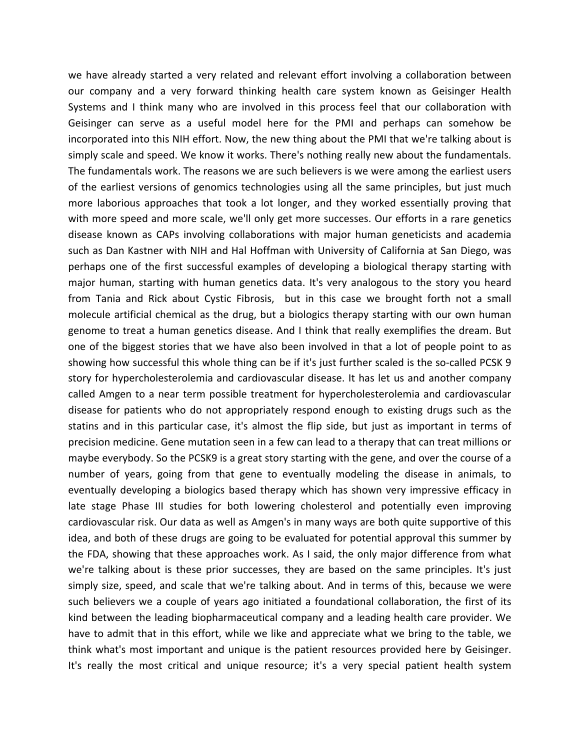we have already started a very related and relevant effort involving a collaboration between our company and a very forward thinking health care system known as Geisinger Health Systems and I think many who are involved in this process feel that our collaboration with Geisinger can serve as a useful model here for the PMI and perhaps can somehow be incorporated into this NIH effort. Now, the new thing about the PMI that we're talking about is simply scale and speed. We know it works. There's nothing really new about the fundamentals. The fundamentals work. The reasons we are such believers is we were among the earliest users of the earliest versions of genomics technologies using all the same principles, but just much more laborious approaches that took a lot longer, and they worked essentially proving that with more speed and more scale, we'll only get more successes. Our efforts in a rare genetics disease known as CAPs involving collaborations with major human geneticists and academia such as Dan Kastner with NIH and Hal Hoffman with University of California at San Diego, was perhaps one of the first successful examples of developing a biological therapy starting with major human, starting with human genetics data. It's very analogous to the story you heard from Tania and Rick about Cystic Fibrosis, but in this case we brought forth not a small molecule artificial chemical as the drug, but a biologics therapy starting with our own human genome to treat a human genetics disease. And I think that really exemplifies the dream. But one of the biggest stories that we have also been involved in that a lot of people point to as showing how successful this whole thing can be if it's just further scaled is the so-called PCSK 9 story for hypercholesterolemia and cardiovascular disease. It has let us and another company called Amgen to a near term possible treatment for hypercholesterolemia and cardiovascular disease for patients who do not appropriately respond enough to existing drugs such as the statins and in this particular case, it's almost the flip side, but just as important in terms of precision medicine. Gene mutation seen in a few can lead to a therapy that can treat millions or maybe everybody. So the PCSK9 is a great story starting with the gene, and over the course of a number of years, going from that gene to eventually modeling the disease in animals, to eventually developing a biologics based therapy which has shown very impressive efficacy in late stage Phase III studies for both lowering cholesterol and potentially even improving cardiovascular risk. Our data as well as Amgen's in many ways are both quite supportive of this idea, and both of these drugs are going to be evaluated for potential approval this summer by the FDA, showing that these approaches work. As I said, the only major difference from what we're talking about is these prior successes, they are based on the same principles. It's just simply size, speed, and scale that we're talking about. And in terms of this, because we were such believers we a couple of years ago initiated a foundational collaboration, the first of its kind between the leading biopharmaceutical company and a leading health care provider. We have to admit that in this effort, while we like and appreciate what we bring to the table, we think what's most important and unique is the patient resources provided here by Geisinger. It's really the most critical and unique resource; it's a very special patient health system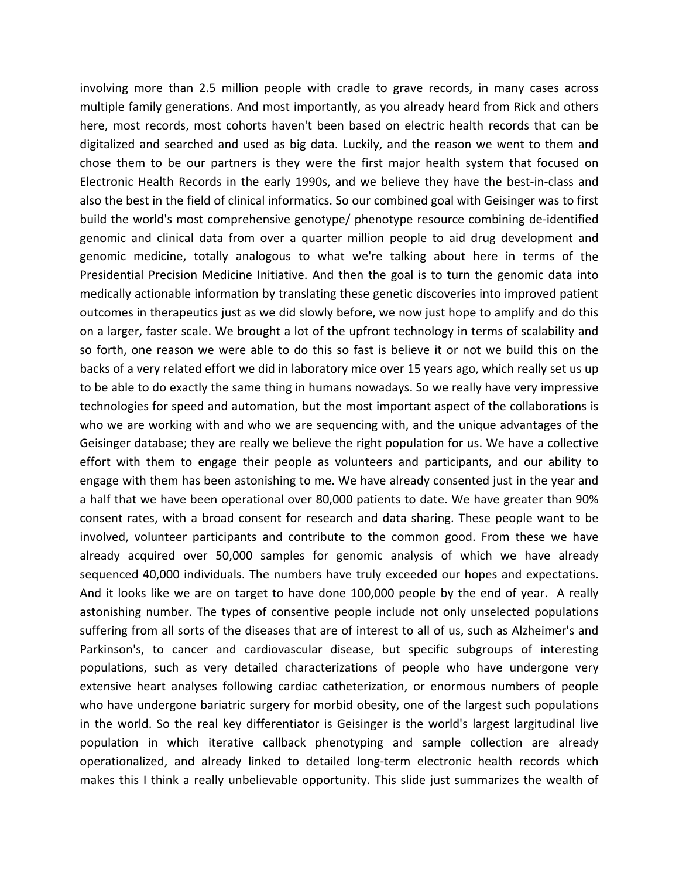involving more than 2.5 million people with cradle to grave records, in many cases across multiple family generations. And most importantly, as you already heard from Rick and others here, most records, most cohorts haven't been based on electric health records that can be digitalized and searched and used as big data. Luckily, and the reason we went to them and chose them to be our partners is they were the first major health system that focused on Electronic Health Records in the early 1990s, and we believe they have the best-in-class and also the best in the field of clinical informatics. So our combined goal with Geisinger was to first build the world's most comprehensive genotype/ phenotype resource combining de-identified genomic and clinical data from over a quarter million people to aid drug development and genomic medicine, totally analogous to what we're talking about here in terms of the Presidential Precision Medicine Initiative. And then the goal is to turn the genomic data into medically actionable information by translating these genetic discoveries into improved patient outcomes in therapeutics just as we did slowly before, we now just hope to amplify and do this on a larger, faster scale. We brought a lot of the upfront technology in terms of scalability and so forth, one reason we were able to do this so fast is believe it or not we build this on the backs of a very related effort we did in laboratory mice over 15 years ago, which really set us up to be able to do exactly the same thing in humans nowadays. So we really have very impressive technologies for speed and automation, but the most important aspect of the collaborations is who we are working with and who we are sequencing with, and the unique advantages of the Geisinger database; they are really we believe the right population for us. We have a collective effort with them to engage their people as volunteers and participants, and our ability to engage with them has been astonishing to me. We have already consented just in the year and a half that we have been operational over 80,000 patients to date. We have greater than 90% consent rates, with a broad consent for research and data sharing. These people want to be involved, volunteer participants and contribute to the common good. From these we have already acquired over 50,000 samples for genomic analysis of which we have already sequenced 40,000 individuals. The numbers have truly exceeded our hopes and expectations. And it looks like we are on target to have done 100,000 people by the end of year. A really astonishing number. The types of consentive people include not only unselected populations suffering from all sorts of the diseases that are of interest to all of us, such as Alzheimer's and Parkinson's, to cancer and cardiovascular disease, but specific subgroups of interesting populations, such as very detailed characterizations of people who have undergone very extensive heart analyses following cardiac catheterization, or enormous numbers of people who have undergone bariatric surgery for morbid obesity, one of the largest such populations in the world. So the real key differentiator is Geisinger is the world's largest largitudinal live population in which iterative callback phenotyping and sample collection are already operationalized, and already linked to detailed long-term electronic health records which makes this I think a really unbelievable opportunity. This slide just summarizes the wealth of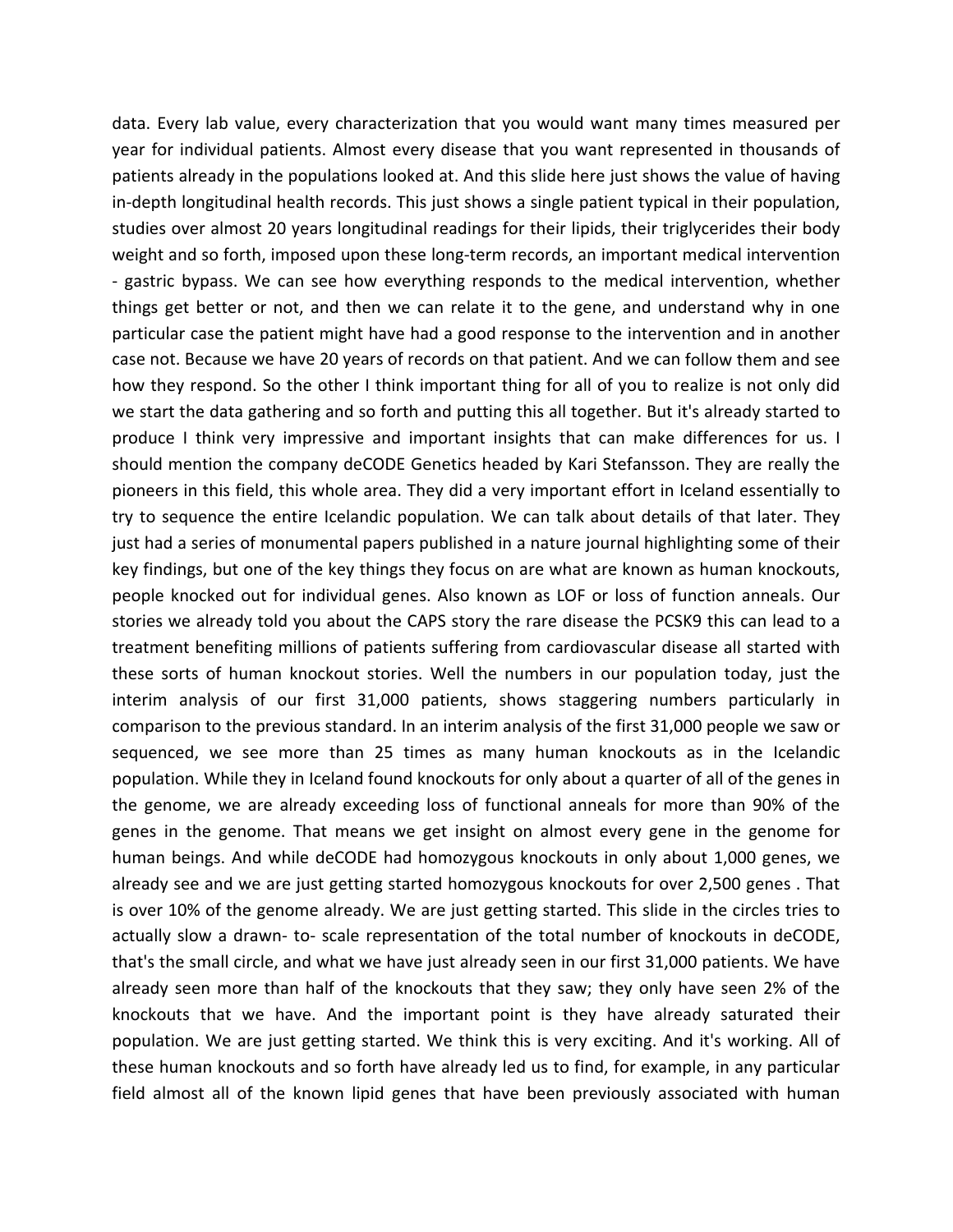data. Every lab value, every characterization that you would want many times measured per year for individual patients. Almost every disease that you want represented in thousands of patients already in the populations looked at. And this slide here just shows the value of having in-depth longitudinal health records. This just shows a single patient typical in their population, studies over almost 20 years longitudinal readings for their lipids, their triglycerides their body weight and so forth, imposed upon these long-term records, an important medical intervention - gastric bypass. We can see how everything responds to the medical intervention, whether things get better or not, and then we can relate it to the gene, and understand why in one particular case the patient might have had a good response to the intervention and in another case not. Because we have 20 years of records on that patient. And we can follow them and see how they respond. So the other I think important thing for all of you to realize is not only did we start the data gathering and so forth and putting this all together. But it's already started to produce I think very impressive and important insights that can make differences for us. I should mention the company deCODE Genetics headed by Kari Stefansson. They are really the pioneers in this field, this whole area. They did a very important effort in Iceland essentially to try to sequence the entire Icelandic population. We can talk about details of that later. They just had a series of monumental papers published in a nature journal highlighting some of their key findings, but one of the key things they focus on are what are known as human knockouts, people knocked out for individual genes. Also known as LOF or loss of function anneals. Our stories we already told you about the CAPS story the rare disease the PCSK9 this can lead to a treatment benefiting millions of patients suffering from cardiovascular disease all started with these sorts of human knockout stories. Well the numbers in our population today, just the interim analysis of our first 31,000 patients, shows staggering numbers particularly in comparison to the previous standard. In an interim analysis of the first 31,000 people we saw or sequenced, we see more than 25 times as many human knockouts as in the Icelandic population. While they in Iceland found knockouts for only about a quarter of all of the genes in the genome, we are already exceeding loss of functional anneals for more than 90% of the genes in the genome. That means we get insight on almost every gene in the genome for human beings. And while deCODE had homozygous knockouts in only about 1,000 genes, we already see and we are just getting started homozygous knockouts for over 2,500 genes . That is over 10% of the genome already. We are just getting started. This slide in the circles tries to actually slow a drawn- to- scale representation of the total number of knockouts in deCODE, that's the small circle, and what we have just already seen in our first 31,000 patients. We have already seen more than half of the knockouts that they saw; they only have seen 2% of the knockouts that we have. And the important point is they have already saturated their population. We are just getting started. We think this is very exciting. And it's working. All of these human knockouts and so forth have already led us to find, for example, in any particular field almost all of the known lipid genes that have been previously associated with human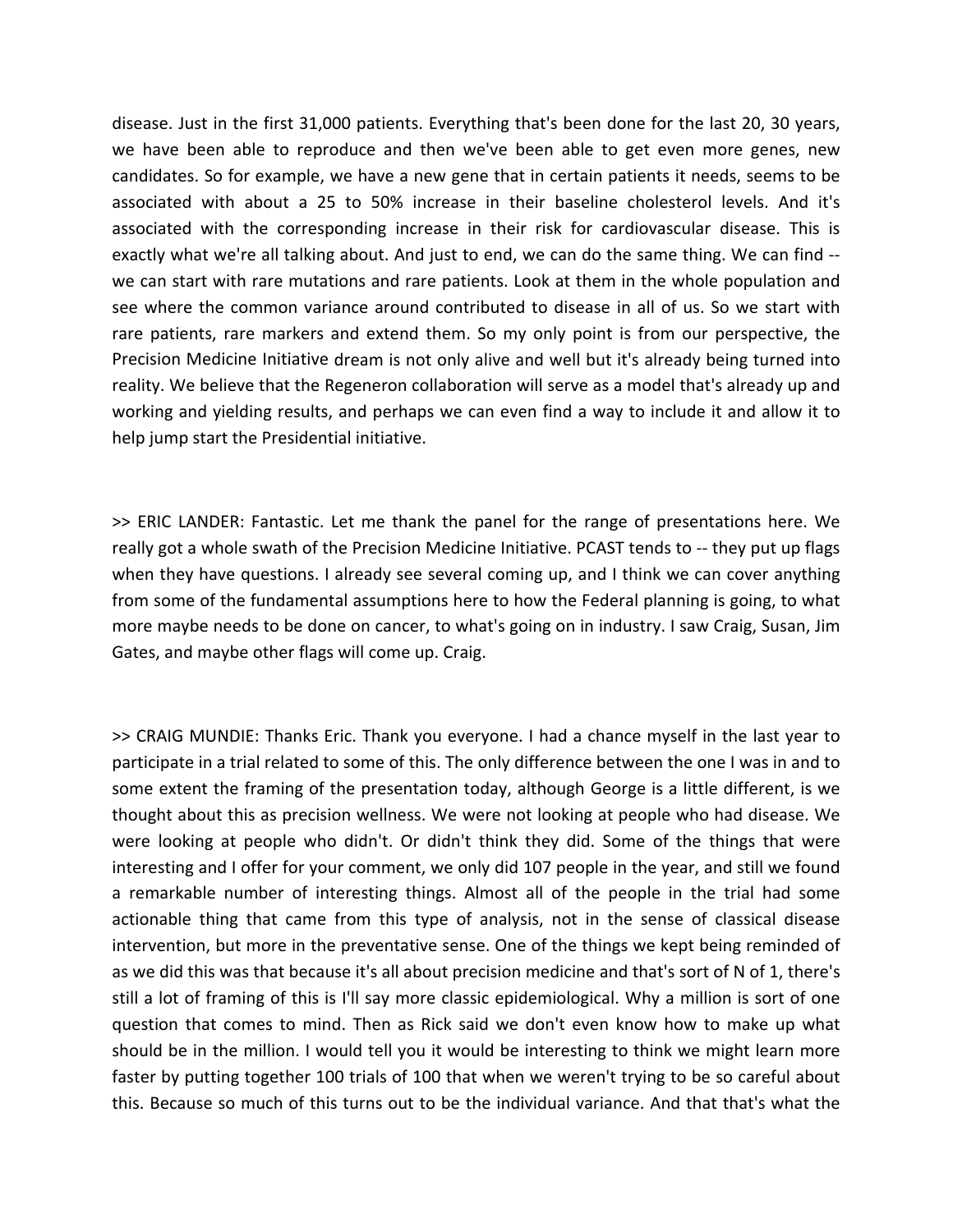disease. Just in the first 31,000 patients. Everything that's been done for the last 20, 30 years, we have been able to reproduce and then we've been able to get even more genes, new candidates. So for example, we have a new gene that in certain patients it needs, seems to be associated with about a 25 to 50% increase in their baseline cholesterol levels. And it's associated with the corresponding increase in their risk for cardiovascular disease. This is exactly what we're all talking about. And just to end, we can do the same thing. We can find -- we can start with rare mutations and rare patients. Look at them in the whole population and see where the common variance around contributed to disease in all of us. So we start with rare patients, rare markers and extend them. So my only point is from our perspective, the Precision Medicine Initiative dream is not only alive and well but it's already being turned into reality. We believe that the Regeneron collaboration will serve as a model that's already up and working and yielding results, and perhaps we can even find a way to include it and allow it to help jump start the Presidential initiative.

>> ERIC LANDER: Fantastic. Let me thank the panel for the range of presentations here. We really got a whole swath of the Precision Medicine Initiative. PCAST tends to -- they put up flags when they have questions. I already see several coming up, and I think we can cover anything from some of the fundamental assumptions here to how the Federal planning is going, to what more maybe needs to be done on cancer, to what's going on in industry. I saw Craig, Susan, Jim Gates, and maybe other flags will come up. Craig.

>> CRAIG MUNDIE: Thanks Eric. Thank you everyone. I had a chance myself in the last year to participate in a trial related to some of this. The only difference between the one I was in and to some extent the framing of the presentation today, although George is a little different, is we thought about this as precision wellness. We were not looking at people who had disease. We were looking at people who didn't. Or didn't think they did. Some of the things that were interesting and I offer for your comment, we only did 107 people in the year, and still we found a remarkable number of interesting things. Almost all of the people in the trial had some actionable thing that came from this type of analysis, not in the sense of classical disease intervention, but more in the preventative sense. One of the things we kept being reminded of as we did this was that because it's all about precision medicine and that's sort of N of 1, there's still a lot of framing of this is I'll say more classic epidemiological. Why a million is sort of one question that comes to mind. Then as Rick said we don't even know how to make up what should be in the million. I would tell you it would be interesting to think we might learn more faster by putting together 100 trials of 100 that when we weren't trying to be so careful about this. Because so much of this turns out to be the individual variance. And that that's what the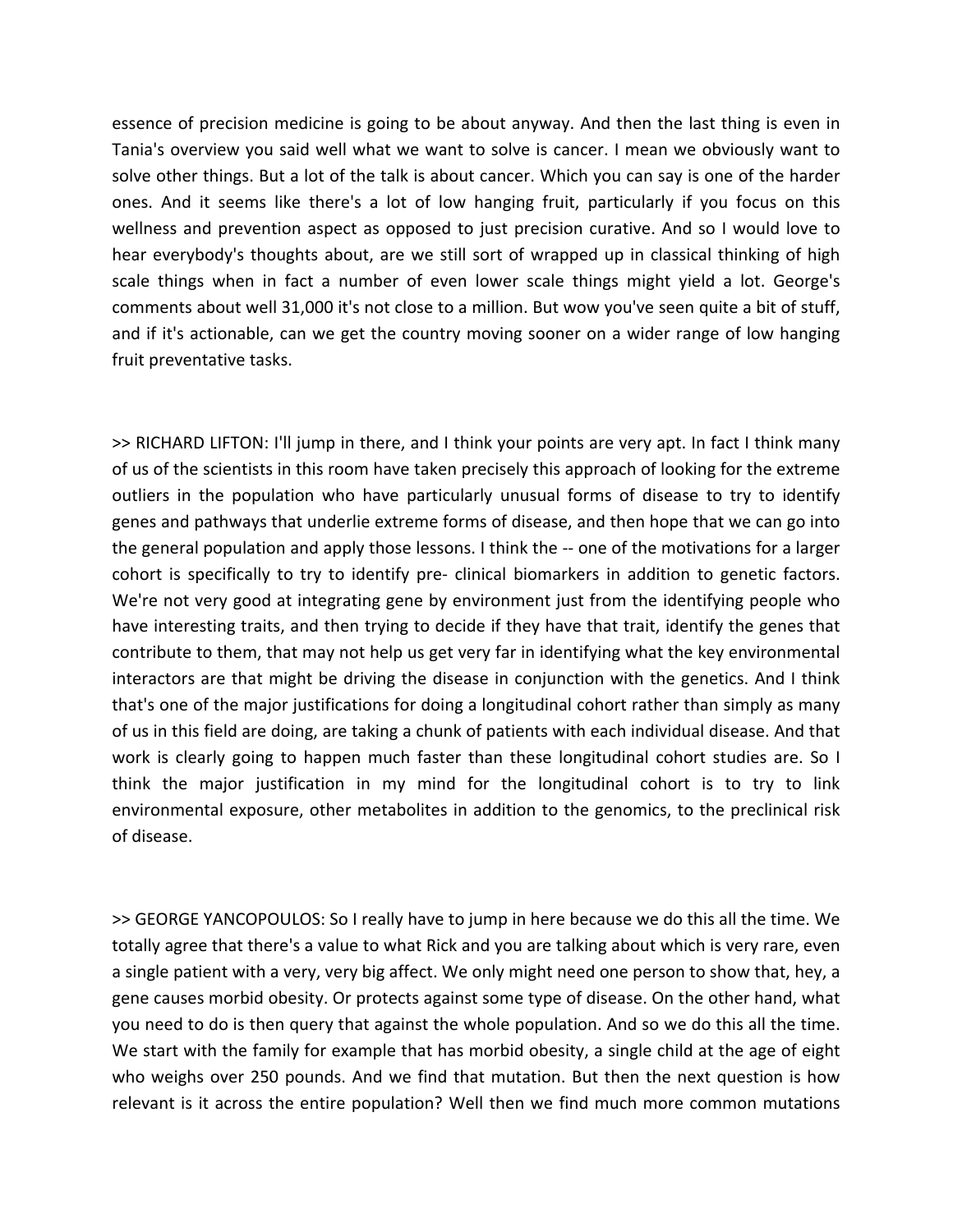essence of precision medicine is going to be about anyway. And then the last thing is even in Tania's overview you said well what we want to solve is cancer. I mean we obviously want to solve other things. But a lot of the talk is about cancer. Which you can say is one of the harder ones. And it seems like there's a lot of low hanging fruit, particularly if you focus on this wellness and prevention aspect as opposed to just precision curative. And so I would love to hear everybody's thoughts about, are we still sort of wrapped up in classical thinking of high scale things when in fact a number of even lower scale things might yield a lot. George's comments about well 31,000 it's not close to a million. But wow you've seen quite a bit of stuff, and if it's actionable, can we get the country moving sooner on a wider range of low hanging fruit preventative tasks.

>> RICHARD LIFTON: I'll jump in there, and I think your points are very apt. In fact I think many of us of the scientists in this room have taken precisely this approach of looking for the extreme outliers in the population who have particularly unusual forms of disease to try to identify genes and pathways that underlie extreme forms of disease, and then hope that we can go into the general population and apply those lessons. I think the -- one of the motivations for a larger cohort is specifically to try to identify pre- clinical biomarkers in addition to genetic factors. We're not very good at integrating gene by environment just from the identifying people who have interesting traits, and then trying to decide if they have that trait, identify the genes that contribute to them, that may not help us get very far in identifying what the key environmental interactors are that might be driving the disease in conjunction with the genetics. And I think that's one of the major justifications for doing a longitudinal cohort rather than simply as many of us in this field are doing, are taking a chunk of patients with each individual disease. And that work is clearly going to happen much faster than these longitudinal cohort studies are. So I think the major justification in my mind for the longitudinal cohort is to try to link environmental exposure, other metabolites in addition to the genomics, to the preclinical risk of disease.

>> GEORGE YANCOPOULOS: So I really have to jump in here because we do this all the time. We totally agree that there's a value to what Rick and you are talking about which is very rare, even a single patient with a very, very big affect. We only might need one person to show that, hey, a gene causes morbid obesity. Or protects against some type of disease. On the other hand, what you need to do is then query that against the whole population. And so we do this all the time. We start with the family for example that has morbid obesity, a single child at the age of eight who weighs over 250 pounds. And we find that mutation. But then the next question is how relevant is it across the entire population? Well then we find much more common mutations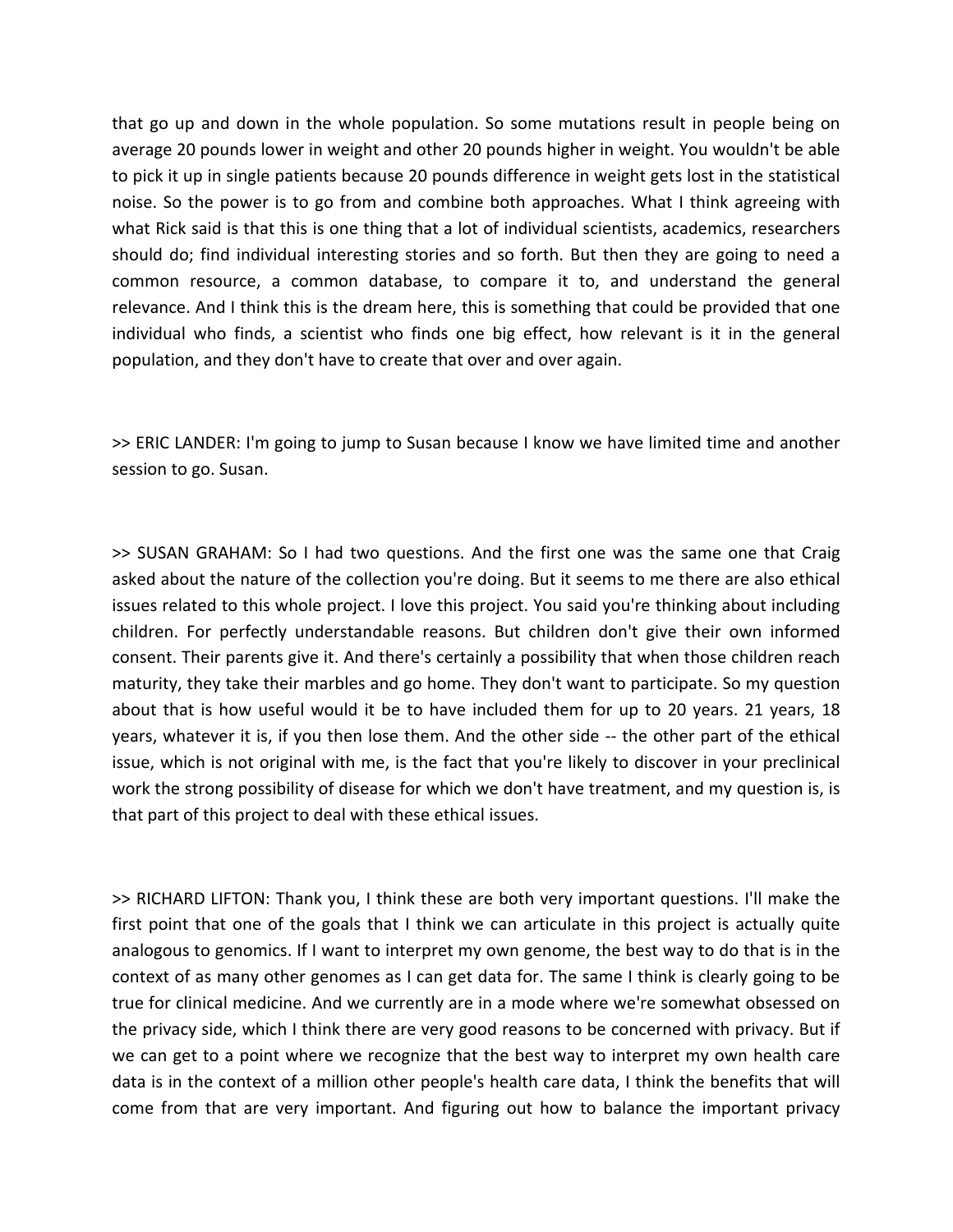that go up and down in the whole population. So some mutations result in people being on average 20 pounds lower in weight and other 20 pounds higher in weight. You wouldn't be able to pick it up in single patients because 20 pounds difference in weight gets lost in the statistical noise. So the power is to go from and combine both approaches. What I think agreeing with what Rick said is that this is one thing that a lot of individual scientists, academics, researchers should do; find individual interesting stories and so forth. But then they are going to need a common resource, a common database, to compare it to, and understand the general relevance. And I think this is the dream here, this is something that could be provided that one individual who finds, a scientist who finds one big effect, how relevant is it in the general population, and they don't have to create that over and over again.

>> ERIC LANDER: I'm going to jump to Susan because I know we have limited time and another session to go. Susan.

>> SUSAN GRAHAM: So I had two questions. And the first one was the same one that Craig asked about the nature of the collection you're doing. But it seems to me there are also ethical issues related to this whole project. I love this project. You said you're thinking about including children. For perfectly understandable reasons. But children don't give their own informed consent. Their parents give it. And there's certainly a possibility that when those children reach maturity, they take their marbles and go home. They don't want to participate. So my question about that is how useful would it be to have included them for up to 20 years. 21 years, 18 years, whatever it is, if you then lose them. And the other side -- the other part of the ethical issue, which is not original with me, is the fact that you're likely to discover in your preclinical work the strong possibility of disease for which we don't have treatment, and my question is, is that part of this project to deal with these ethical issues.

>> RICHARD LIFTON: Thank you, I think these are both very important questions. I'll make the first point that one of the goals that I think we can articulate in this project is actually quite analogous to genomics. If I want to interpret my own genome, the best way to do that is in the context of as many other genomes as I can get data for. The same I think is clearly going to be true for clinical medicine. And we currently are in a mode where we're somewhat obsessed on the privacy side, which I think there are very good reasons to be concerned with privacy. But if we can get to a point where we recognize that the best way to interpret my own health care data is in the context of a million other people's health care data, I think the benefits that will come from that are very important. And figuring out how to balance the important privacy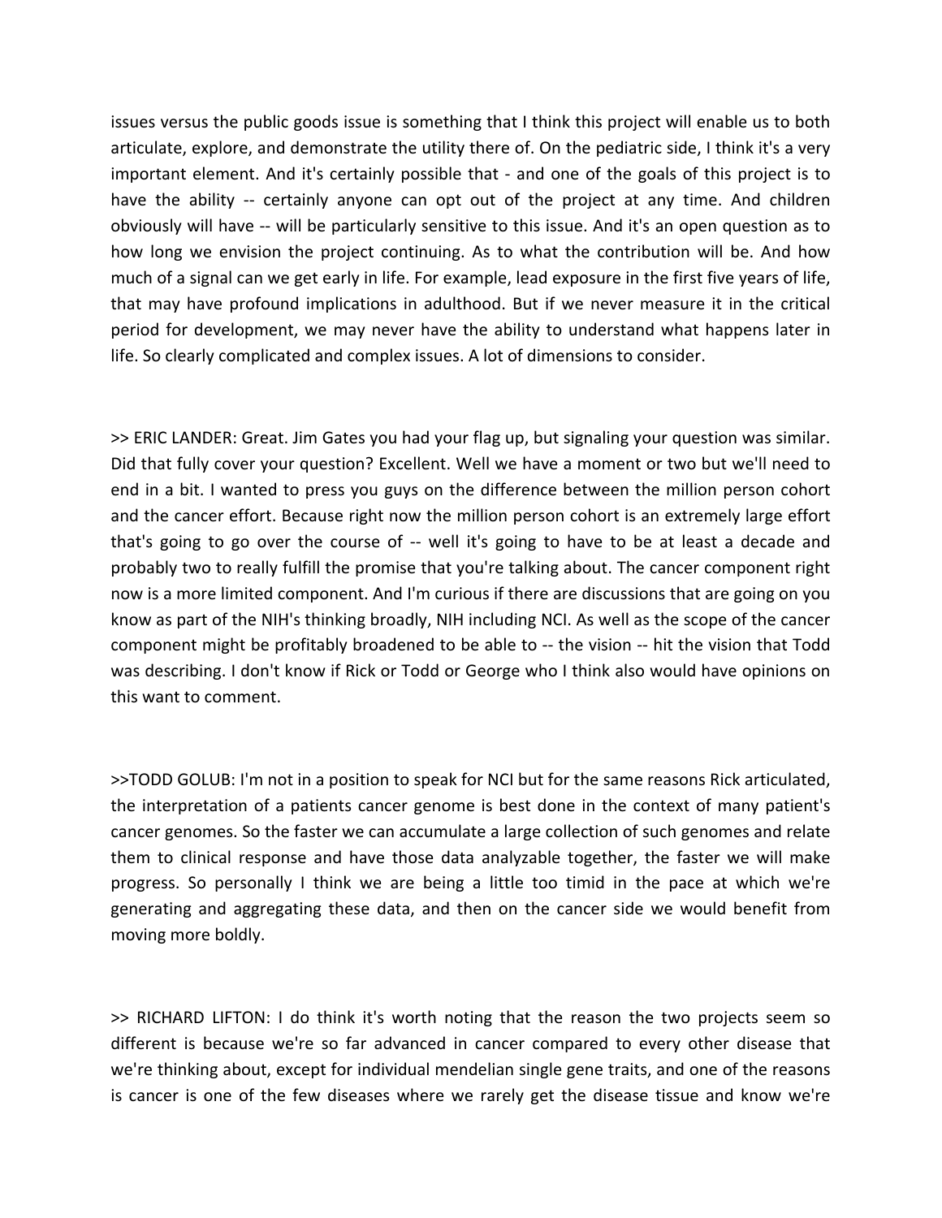issues versus the public goods issue is something that I think this project will enable us to both articulate, explore, and demonstrate the utility there of. On the pediatric side, I think it's a very important element. And it's certainly possible that - and one of the goals of this project is to have the ability -- certainly anyone can opt out of the project at any time. And children obviously will have -- will be particularly sensitive to this issue. And it's an open question as to how long we envision the project continuing. As to what the contribution will be. And how much of a signal can we get early in life. For example, lead exposure in the first five years of life, that may have profound implications in adulthood. But if we never measure it in the critical period for development, we may never have the ability to understand what happens later in life. So clearly complicated and complex issues. A lot of dimensions to consider.

>> ERIC LANDER: Great. Jim Gates you had your flag up, but signaling your question was similar. Did that fully cover your question? Excellent. Well we have a moment or two but we'll need to end in a bit. I wanted to press you guys on the difference between the million person cohort and the cancer effort. Because right now the million person cohort is an extremely large effort that's going to go over the course of -- well it's going to have to be at least a decade and probably two to really fulfill the promise that you're talking about. The cancer component right now is a more limited component. And I'm curious if there are discussions that are going on you know as part of the NIH's thinking broadly, NIH including NCI. As well as the scope of the cancer component might be profitably broadened to be able to -- the vision -- hit the vision that Todd was describing. I don't know if Rick or Todd or George who I think also would have opinions on this want to comment.

>>TODD GOLUB: I'm not in a position to speak for NCI but for the same reasons Rick articulated, the interpretation of a patients cancer genome is best done in the context of many patient's cancer genomes. So the faster we can accumulate a large collection of such genomes and relate them to clinical response and have those data analyzable together, the faster we will make progress. So personally I think we are being a little too timid in the pace at which we're generating and aggregating these data, and then on the cancer side we would benefit from moving more boldly.

>> RICHARD LIFTON: I do think it's worth noting that the reason the two projects seem so different is because we're so far advanced in cancer compared to every other disease that we're thinking about, except for individual mendelian single gene traits, and one of the reasons is cancer is one of the few diseases where we rarely get the disease tissue and know we're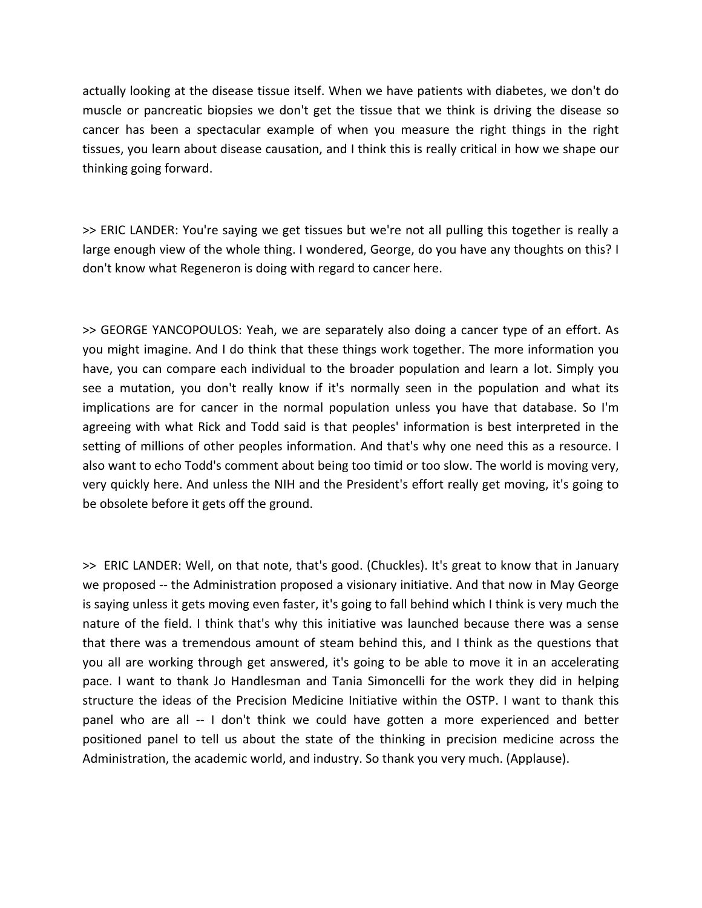actually looking at the disease tissue itself. When we have patients with diabetes, we don't do muscle or pancreatic biopsies we don't get the tissue that we think is driving the disease so cancer has been a spectacular example of when you measure the right things in the right tissues, you learn about disease causation, and I think this is really critical in how we shape our thinking going forward.

>> ERIC LANDER: You're saying we get tissues but we're not all pulling this together is really a large enough view of the whole thing. I wondered, George, do you have any thoughts on this? I don't know what Regeneron is doing with regard to cancer here.

>> GEORGE YANCOPOULOS: Yeah, we are separately also doing a cancer type of an effort. As you might imagine. And I do think that these things work together. The more information you have, you can compare each individual to the broader population and learn a lot. Simply you see a mutation, you don't really know if it's normally seen in the population and what its implications are for cancer in the normal population unless you have that database. So I'm agreeing with what Rick and Todd said is that peoples' information is best interpreted in the setting of millions of other peoples information. And that's why one need this as a resource. I also want to echo Todd's comment about being too timid or too slow. The world is moving very, very quickly here. And unless the NIH and the President's effort really get moving, it's going to be obsolete before it gets off the ground.

>> ERIC LANDER: Well, on that note, that's good. (Chuckles). It's great to know that in January we proposed -- the Administration proposed a visionary initiative. And that now in May George is saying unless it gets moving even faster, it's going to fall behind which I think is very much the nature of the field. I think that's why this initiative was launched because there was a sense that there was a tremendous amount of steam behind this, and I think as the questions that you all are working through get answered, it's going to be able to move it in an accelerating pace. I want to thank Jo Handlesman and Tania Simoncelli for the work they did in helping structure the ideas of the Precision Medicine Initiative within the OSTP. I want to thank this panel who are all -- I don't think we could have gotten a more experienced and better positioned panel to tell us about the state of the thinking in precision medicine across the Administration, the academic world, and industry. So thank you very much. (Applause).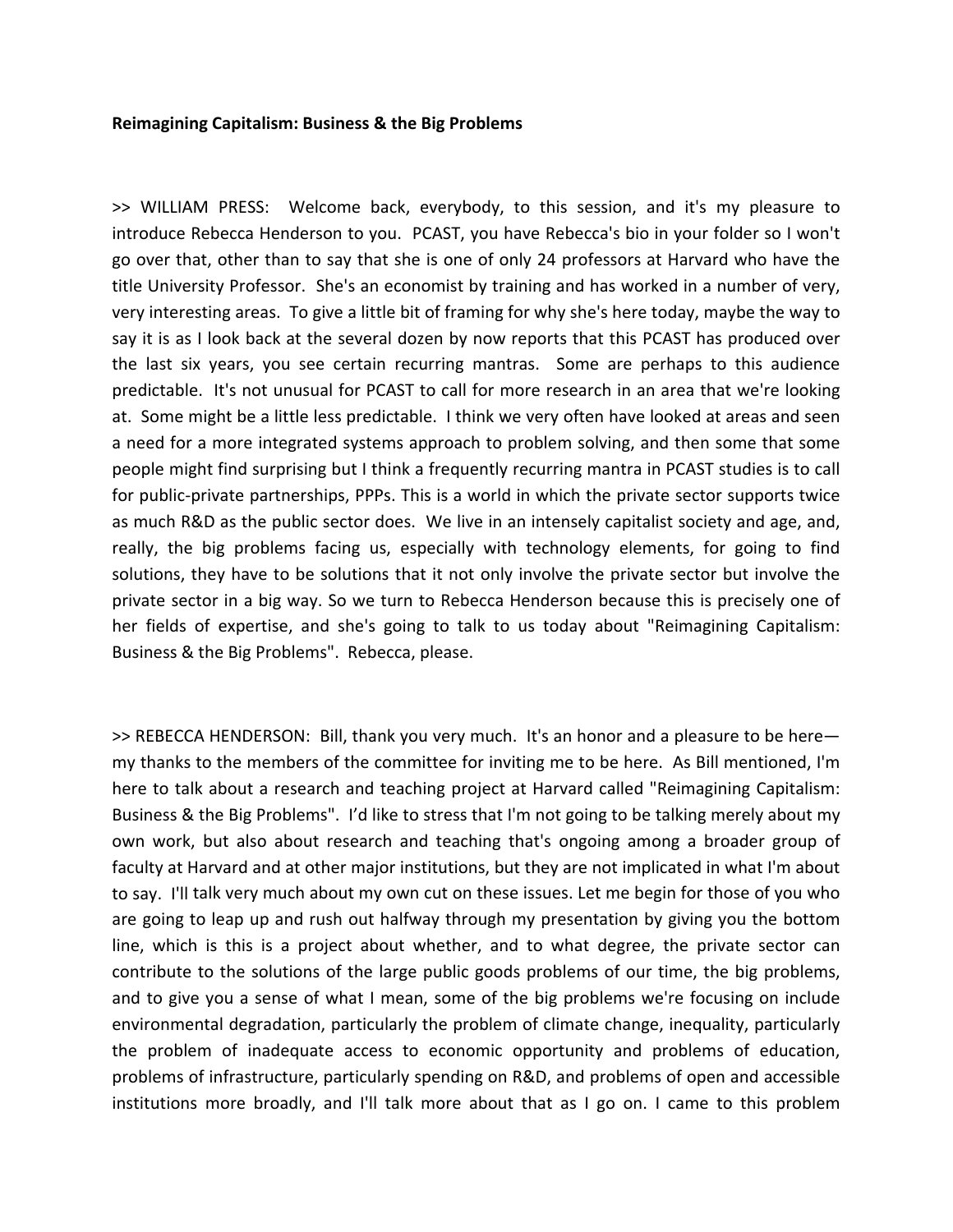**Reimagining Capitalism: Business & the Big Problems**

>> WILLIAM PRESS: Welcome back, everybody, to this session, and it's my pleasure to introduce Rebecca Henderson to you. PCAST, you have Rebecca's bio in your folder so I won't go over that, other than to say that she is one of only 24 professors at Harvard who have the title University Professor. She's an economist by training and has worked in a number of very, very interesting areas. To give a little bit of framing for why she's here today, maybe the way to say it is as I look back at the several dozen by now reports that this PCAST has produced over the last six years, you see certain recurring mantras. Some are perhaps to this audience predictable. It's not unusual for PCAST to call for more research in an area that we're looking at. Some might be a little less predictable. I think we very often have looked at areas and seen a need for a more integrated systems approach to problem solving, and then some that some people might find surprising but I think a frequently recurring mantra in PCAST studies is to call for public-private partnerships, PPPs. This is a world in which the private sector supports twice as much R&D as the public sector does. We live in an intensely capitalist society and age, and, really, the big problems facing us, especially with technology elements, for going to find solutions, they have to be solutions that it not only involve the private sector but involve the private sector in a big way. So we turn to Rebecca Henderson because this is precisely one of her fields of expertise, and she's going to talk to us today about "Reimagining Capitalism: Business & the Big Problems". Rebecca, please.

>> REBECCA HENDERSON: Bill, thank you very much. It's an honor and a pleasure to be here—my thanks to the members of the committee for inviting me to be here. As Bill mentioned, I'm here to talk about a research and teaching project at Harvard called "Reimagining Capitalism: Business & the Big Problems". I'd like to stress that I'm not going to be talking merely about my own work, but also about research and teaching that's ongoing among a broader group of faculty at Harvard and at other major institutions, but they are not implicated in what I'm about to say. I'll talk very much about my own cut on these issues. Let me begin for those of you who are going to leap up and rush out halfway through my presentation by giving you the bottom line, which is this is a project about whether, and to what degree, the private sector can contribute to the solutions of the large public goods problems of our time, the big problems, and to give you a sense of what I mean, some of the big problems we're focusing on include environmental degradation, particularly the problem of climate change, inequality, particularly the problem of inadequate access to economic opportunity and problems of education, problems of infrastructure, particularly spending on R&D, and problems of open and accessible institutions more broadly, and I'll talk more about that as I go on. I came to this problem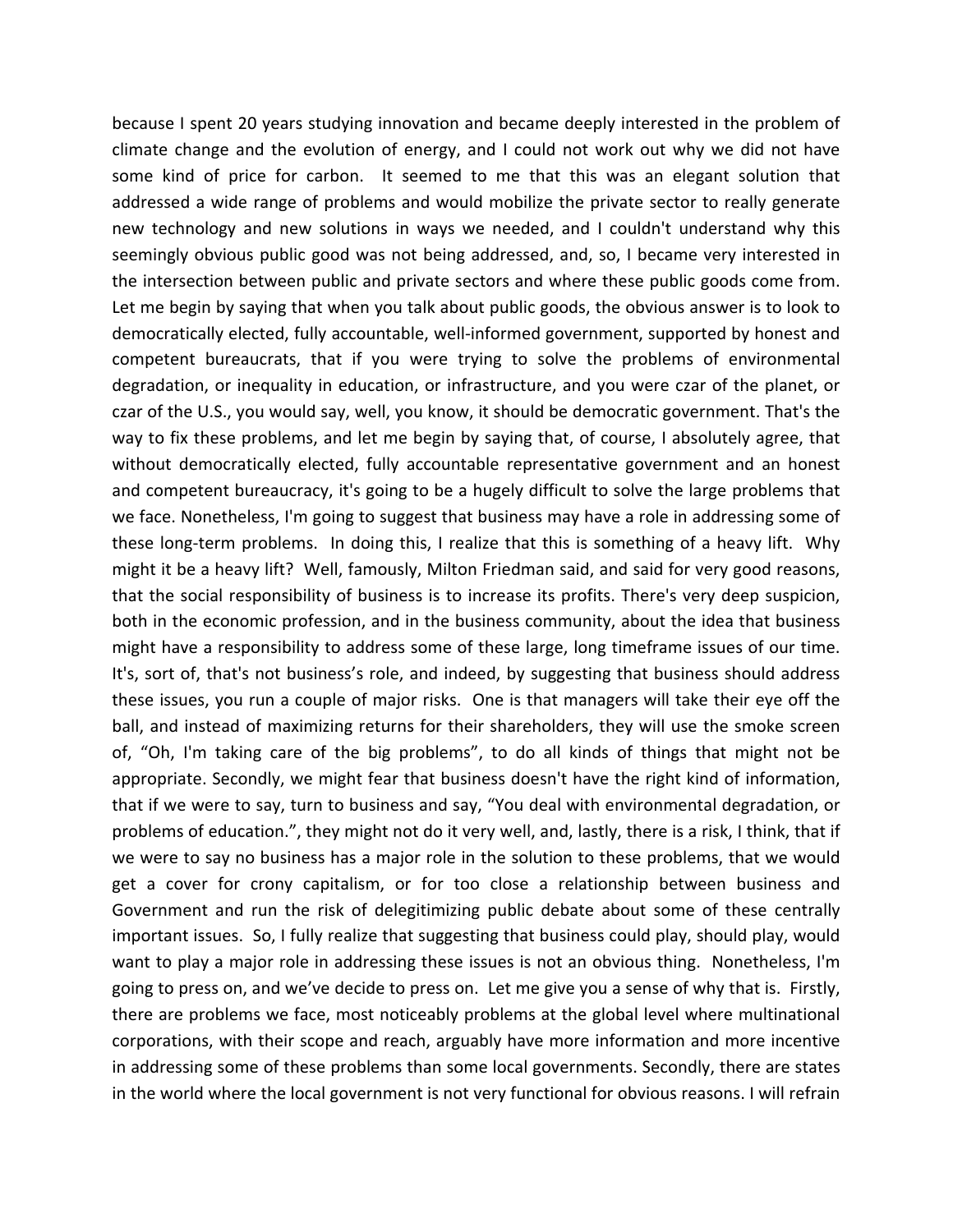because I spent 20 years studying innovation and became deeply interested in the problem of climate change and the evolution of energy, and I could not work out why we did not have some kind of price for carbon. It seemed to me that this was an elegant solution that addressed a wide range of problems and would mobilize the private sector to really generate new technology and new solutions in ways we needed, and I couldn't understand why this seemingly obvious public good was not being addressed, and, so, I became very interested in the intersection between public and private sectors and where these public goods come from. Let me begin by saying that when you talk about public goods, the obvious answer is to look to democratically elected, fully accountable, well-informed government, supported by honest and competent bureaucrats, that if you were trying to solve the problems of environmental degradation, or inequality in education, or infrastructure, and you were czar of the planet, or czar of the U.S., you would say, well, you know, it should be democratic government. That's the way to fix these problems, and let me begin by saying that, of course, I absolutely agree, that without democratically elected, fully accountable representative government and an honest and competent bureaucracy, it's going to be a hugely difficult to solve the large problems that we face. Nonetheless, I'm going to suggest that business may have a role in addressing some of these long-term problems. In doing this, I realize that this is something of a heavy lift. Why might it be a heavy lift? Well, famously, Milton Friedman said, and said for very good reasons, that the social responsibility of business is to increase its profits. There's very deep suspicion, both in the economic profession, and in the business community, about the idea that business might have a responsibility to address some of these large, long timeframe issues of our time. It's, sort of, that's not business's role, and indeed, by suggesting that business should address these issues, you run a couple of major risks. One is that managers will take their eye off the ball, and instead of maximizing returns for their shareholders, they will use the smoke screen of, "Oh, I'm taking care of the big problems", to do all kinds of things that might not be appropriate. Secondly, we might fear that business doesn't have the right kind of information, that if we were to say, turn to business and say, "You deal with environmental degradation, or problems of education.", they might not do it very well, and, lastly, there is a risk, I think, that if we were to say no business has a major role in the solution to these problems, that we would get a cover for crony capitalism, or for too close a relationship between business and Government and run the risk of delegitimizing public debate about some of these centrally important issues. So, I fully realize that suggesting that business could play, should play, would want to play a major role in addressing these issues is not an obvious thing. Nonetheless, I'm going to press on, and we've decide to press on. Let me give you a sense of why that is. Firstly, there are problems we face, most noticeably problems at the global level where multinational corporations, with their scope and reach, arguably have more information and more incentive in addressing some of these problems than some local governments. Secondly, there are states in the world where the local government is not very functional for obvious reasons. I will refrain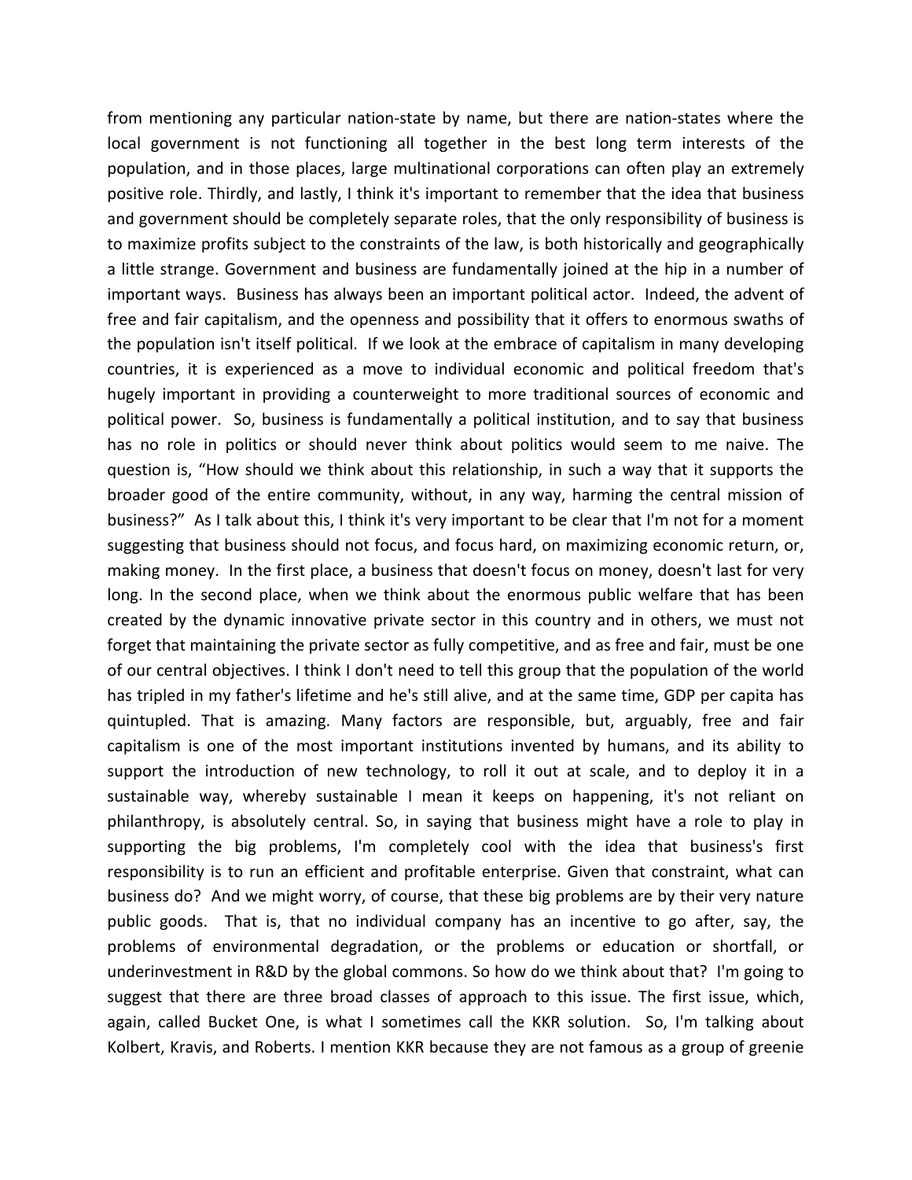from mentioning any particular nation-state by name, but there are nation-states where the local government is not functioning all together in the best long term interests of the population, and in those places, large multinational corporations can often play an extremely positive role. Thirdly, and lastly, I think it's important to remember that the idea that business and government should be completely separate roles, that the only responsibility of business is to maximize profits subject to the constraints of the law, is both historically and geographically a little strange. Government and business are fundamentally joined at the hip in a number of important ways. Business has always been an important political actor. Indeed, the advent of free and fair capitalism, and the openness and possibility that it offers to enormous swaths of the population isn't itself political. If we look at the embrace of capitalism in many developing countries, it is experienced as a move to individual economic and political freedom that's hugely important in providing a counterweight to more traditional sources of economic and political power. So, business is fundamentally a political institution, and to say that business has no role in politics or should never think about politics would seem to me naive. The question is, "How should we think about this relationship, in such a way that it supports the broader good of the entire community, without, in any way, harming the central mission of business?" As I talk about this, I think it's very important to be clear that I'm not for a moment suggesting that business should not focus, and focus hard, on maximizing economic return, or, making money. In the first place, a business that doesn't focus on money, doesn't last for very long. In the second place, when we think about the enormous public welfare that has been created by the dynamic innovative private sector in this country and in others, we must not forget that maintaining the private sector as fully competitive, and as free and fair, must be one of our central objectives. I think I don't need to tell this group that the population of the world has tripled in my father's lifetime and he's still alive, and at the same time, GDP per capita has quintupled. That is amazing. Many factors are responsible, but, arguably, free and fair capitalism is one of the most important institutions invented by humans, and its ability to support the introduction of new technology, to roll it out at scale, and to deploy it in a sustainable way, whereby sustainable I mean it keeps on happening, it's not reliant on philanthropy, is absolutely central. So, in saying that business might have a role to play in supporting the big problems, I'm completely cool with the idea that business's first responsibility is to run an efficient and profitable enterprise. Given that constraint, what can business do? And we might worry, of course, that these big problems are by their very nature public goods. That is, that no individual company has an incentive to go after, say, the problems of environmental degradation, or the problems or education or shortfall, or underinvestment in R&D by the global commons. So how do we think about that? I'm going to suggest that there are three broad classes of approach to this issue. The first issue, which, again, called Bucket One, is what I sometimes call the KKR solution. So, I'm talking about Kolbert, Kravis, and Roberts. I mention KKR because they are not famous as a group of greenie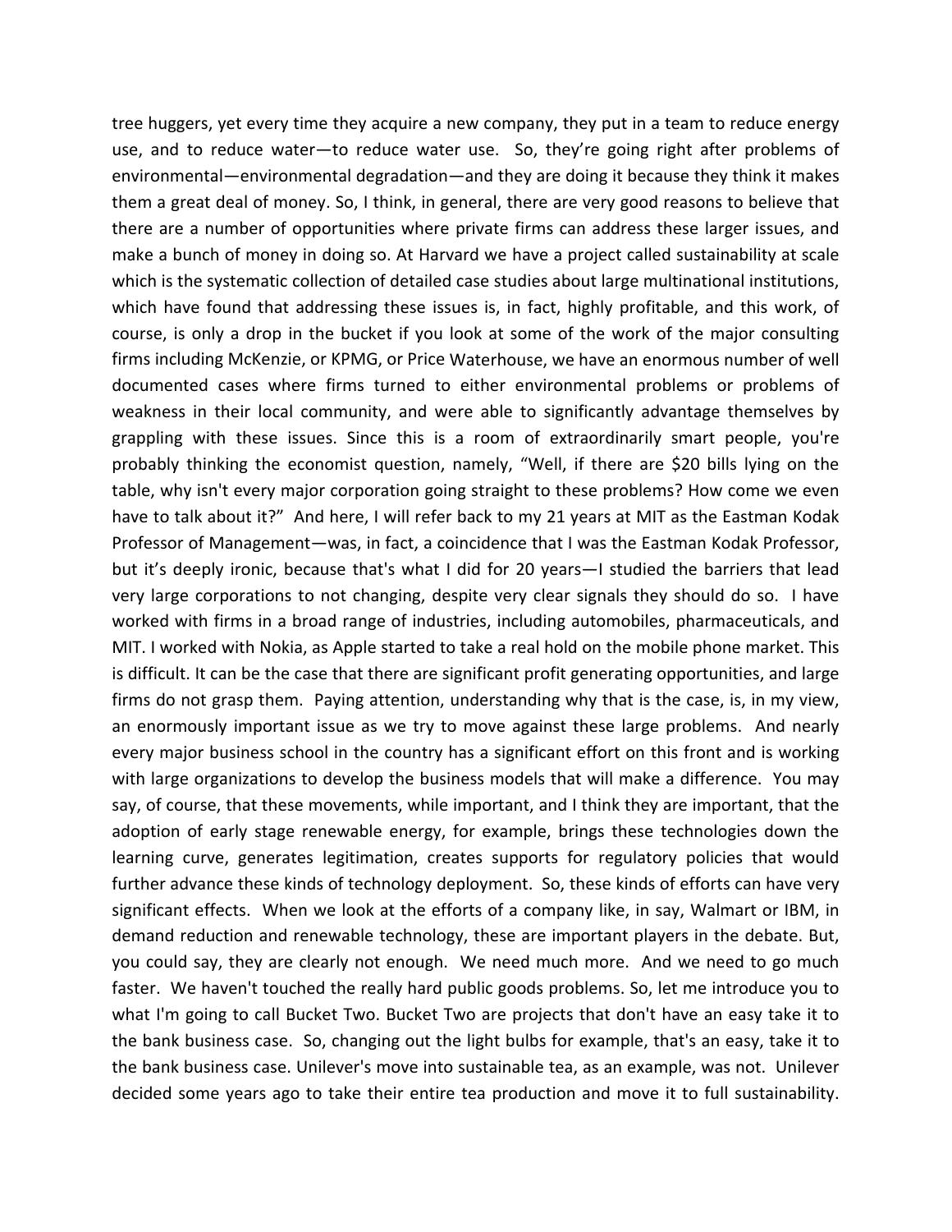tree huggers, yet every time they acquire a new company, they put in a team to reduce energy use, and to reduce water—to reduce water use. So, they're going right after problems of environmental—environmental degradation—and they are doing it because they think it makes them a great deal of money. So, I think, in general, there are very good reasons to believe that there are a number of opportunities where private firms can address these larger issues, and make a bunch of money in doing so. At Harvard we have a project called sustainability at scale which is the systematic collection of detailed case studies about large multinational institutions, which have found that addressing these issues is, in fact, highly profitable, and this work, of course, is only a drop in the bucket if you look at some of the work of the major consulting firms including McKenzie, or KPMG, or Price Waterhouse, we have an enormous number of well documented cases where firms turned to either environmental problems or problems of weakness in their local community, and were able to significantly advantage themselves by grappling with these issues. Since this is a room of extraordinarily smart people, you're probably thinking the economist question, namely, "Well, if there are $20 bills lying on the table, why isn't every major corporation going straight to these problems? How come we even have to talk about it?" And here, I will refer back to my 21 years at MIT as the Eastman Kodak Professor of Management—was, in fact, a coincidence that I was the Eastman Kodak Professor, but it's deeply ironic, because that's what I did for 20 years—I studied the barriers that lead very large corporations to not changing, despite very clear signals they should do so. I have worked with firms in a broad range of industries, including automobiles, pharmaceuticals, and MIT. I worked with Nokia, as Apple started to take a real hold on the mobile phone market. This is difficult. It can be the case that there are significant profit generating opportunities, and large firms do not grasp them. Paying attention, understanding why that is the case, is, in my view, an enormously important issue as we try to move against these large problems. And nearly every major business school in the country has a significant effort on this front and is working with large organizations to develop the business models that will make a difference. You may say, of course, that these movements, while important, and I think they are important, that the adoption of early stage renewable energy, for example, brings these technologies down the learning curve, generates legitimation, creates supports for regulatory policies that would further advance these kinds of technology deployment. So, these kinds of efforts can have very significant effects. When we look at the efforts of a company like, in say, Walmart or IBM, in demand reduction and renewable technology, these are important players in the debate. But, you could say, they are clearly not enough. We need much more. And we need to go much faster. We haven't touched the really hard public goods problems. So, let me introduce you to what I'm going to call Bucket Two. Bucket Two are projects that don't have an easy take it to the bank business case. So, changing out the light bulbs for example, that's an easy, take it to the bank business case. Unilever's move into sustainable tea, as an example, was not. Unilever decided some years ago to take their entire tea production and move it to full sustainability.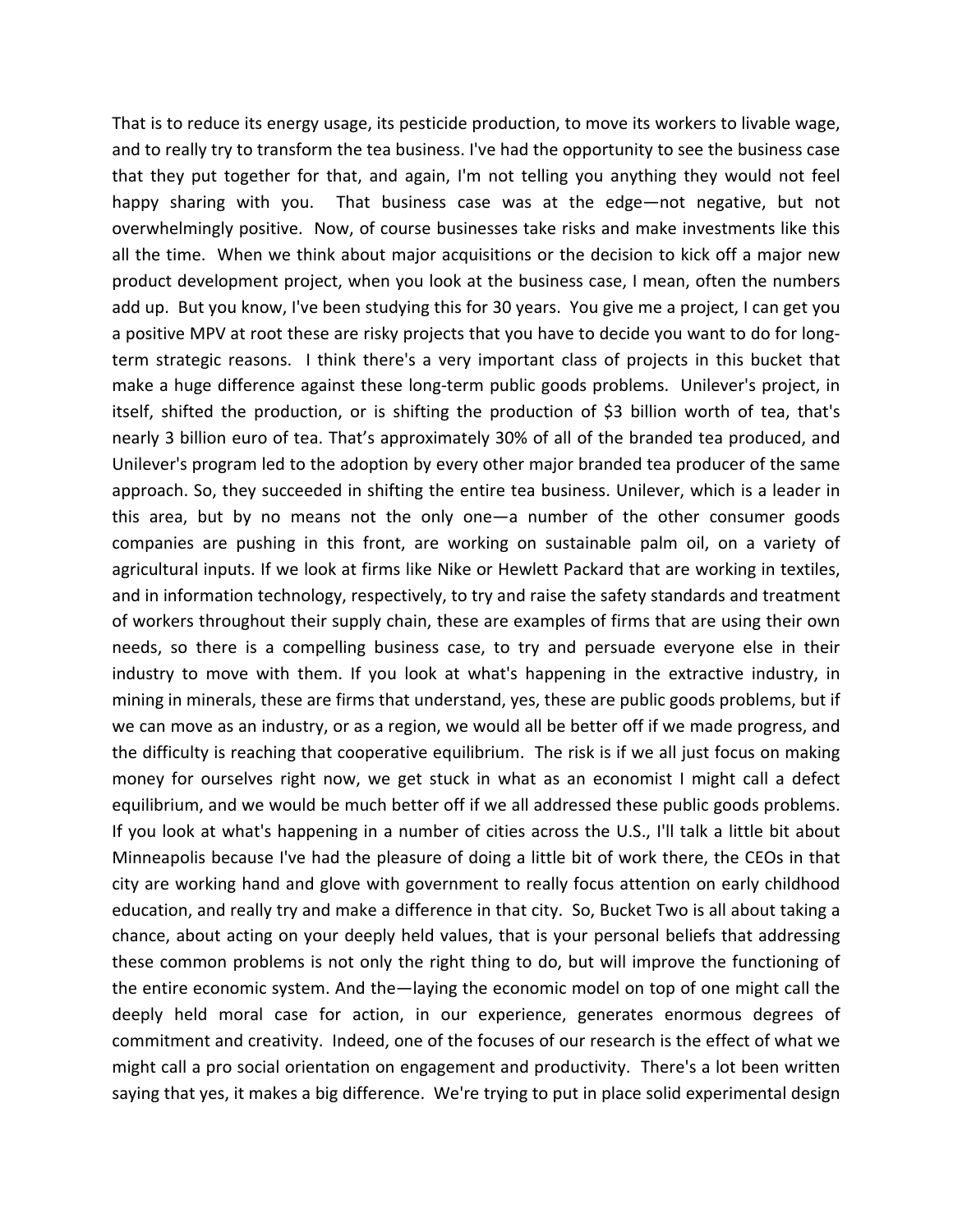That is to reduce its energy usage, its pesticide production, to move its workers to livable wage, and to really try to transform the tea business. I've had the opportunity to see the business case that they put together for that, and again, I'm not telling you anything they would not feel happy sharing with you. That business case was at the edge—not negative, but not overwhelmingly positive. Now, of course businesses take risks and make investments like this all the time. When we think about major acquisitions or the decision to kick off a major new product development project, when you look at the business case, I mean, often the numbers add up. But you know, I've been studying this for 30 years. You give me a project, I can get you a positive MPV at root these are risky projects that you have to decide you want to do for long-term strategic reasons. I think there's a very important class of projects in this bucket that make a huge difference against these long-term public goods problems. Unilever's project, in itself, shifted the production, or is shifting the production of $3 billion worth of tea, that's nearly 3 billion euro of tea. That's approximately 30% of all of the branded tea produced, and Unilever's program led to the adoption by every other major branded tea producer of the same approach. So, they succeeded in shifting the entire tea business. Unilever, which is a leader in this area, but by no means not the only one—a number of the other consumer goods companies are pushing in this front, are working on sustainable palm oil, on a variety of agricultural inputs. If we look at firms like Nike or Hewlett Packard that are working in textiles, and in information technology, respectively, to try and raise the safety standards and treatment of workers throughout their supply chain, these are examples of firms that are using their own needs, so there is a compelling business case, to try and persuade everyone else in their industry to move with them. If you look at what's happening in the extractive industry, in mining in minerals, these are firms that understand, yes, these are public goods problems, but if we can move as an industry, or as a region, we would all be better off if we made progress, and the difficulty is reaching that cooperative equilibrium. The risk is if we all just focus on making money for ourselves right now, we get stuck in what as an economist I might call a defect equilibrium, and we would be much better off if we all addressed these public goods problems. If you look at what's happening in a number of cities across the U.S., I'll talk a little bit about Minneapolis because I've had the pleasure of doing a little bit of work there, the CEOs in that city are working hand and glove with government to really focus attention on early childhood education, and really try and make a difference in that city. So, Bucket Two is all about taking a chance, about acting on your deeply held values, that is your personal beliefs that addressing these common problems is not only the right thing to do, but will improve the functioning of the entire economic system. And the—laying the economic model on top of one might call the deeply held moral case for action, in our experience, generates enormous degrees of commitment and creativity. Indeed, one of the focuses of our research is the effect of what we might call a pro social orientation on engagement and productivity. There's a lot been written saying that yes, it makes a big difference. We're trying to put in place solid experimental design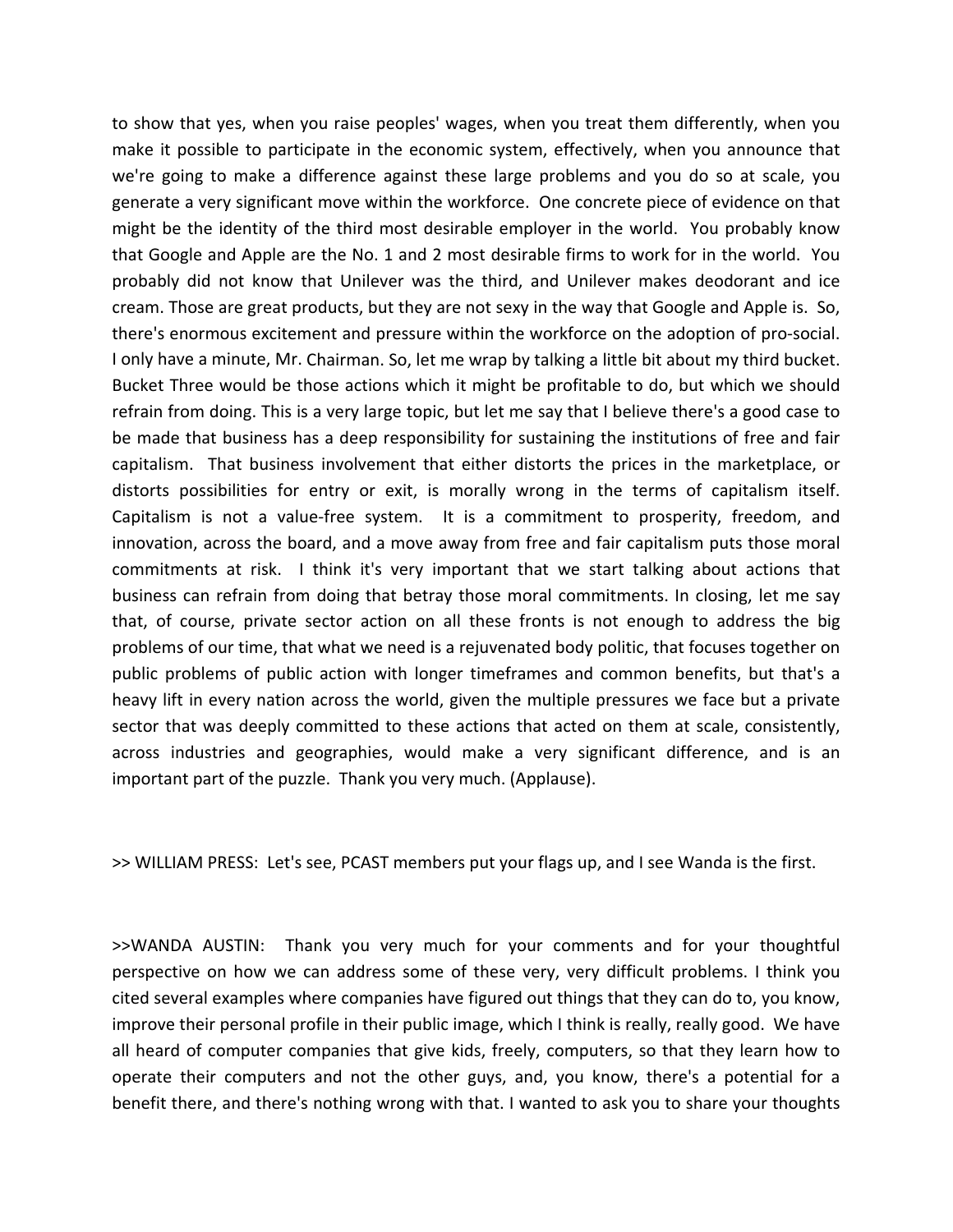to show that yes, when you raise peoples' wages, when you treat them differently, when you make it possible to participate in the economic system, effectively, when you announce that we're going to make a difference against these large problems and you do so at scale, you generate a very significant move within the workforce. One concrete piece of evidence on that might be the identity of the third most desirable employer in the world. You probably know that Google and Apple are the No. 1 and 2 most desirable firms to work for in the world. You probably did not know that Unilever was the third, and Unilever makes deodorant and ice cream. Those are great products, but they are not sexy in the way that Google and Apple is. So, there's enormous excitement and pressure within the workforce on the adoption of pro-social. I only have a minute, Mr. Chairman. So, let me wrap by talking a little bit about my third bucket. Bucket Three would be those actions which it might be profitable to do, but which we should refrain from doing. This is a very large topic, but let me say that I believe there's a good case to be made that business has a deep responsibility for sustaining the institutions of free and fair capitalism. That business involvement that either distorts the prices in the marketplace, or distorts possibilities for entry or exit, is morally wrong in the terms of capitalism itself. Capitalism is not a value-free system. It is a commitment to prosperity, freedom, and innovation, across the board, and a move away from free and fair capitalism puts those moral commitments at risk. I think it's very important that we start talking about actions that business can refrain from doing that betray those moral commitments. In closing, let me say that, of course, private sector action on all these fronts is not enough to address the big problems of our time, that what we need is a rejuvenated body politic, that focuses together on public problems of public action with longer timeframes and common benefits, but that's a heavy lift in every nation across the world, given the multiple pressures we face but a private sector that was deeply committed to these actions that acted on them at scale, consistently, across industries and geographies, would make a very significant difference, and is an important part of the puzzle. Thank you very much. (Applause).

>> WILLIAM PRESS: Let's see, PCAST members put your flags up, and I see Wanda is the first.

>>WANDA AUSTIN: Thank you very much for your comments and for your thoughtful perspective on how we can address some of these very, very difficult problems. I think you cited several examples where companies have figured out things that they can do to, you know, improve their personal profile in their public image, which I think is really, really good. We have all heard of computer companies that give kids, freely, computers, so that they learn how to operate their computers and not the other guys, and, you know, there's a potential for a benefit there, and there's nothing wrong with that. I wanted to ask you to share your thoughts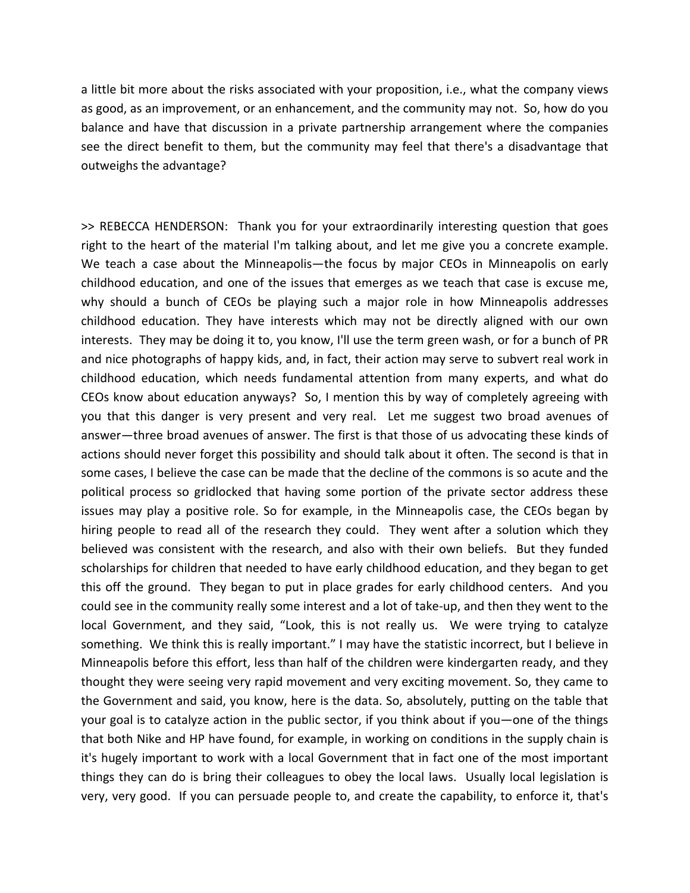a little bit more about the risks associated with your proposition, i.e., what the company views as good, as an improvement, or an enhancement, and the community may not. So, how do you balance and have that discussion in a private partnership arrangement where the companies see the direct benefit to them, but the community may feel that there's a disadvantage that outweighs the advantage?

>> REBECCA HENDERSON: Thank you for your extraordinarily interesting question that goes right to the heart of the material I'm talking about, and let me give you a concrete example. We teach a case about the Minneapolis—the focus by major CEOs in Minneapolis on early childhood education, and one of the issues that emerges as we teach that case is excuse me, why should a bunch of CEOs be playing such a major role in how Minneapolis addresses childhood education. They have interests which may not be directly aligned with our own interests. They may be doing it to, you know, I'll use the term green wash, or for a bunch of PR and nice photographs of happy kids, and, in fact, their action may serve to subvert real work in childhood education, which needs fundamental attention from many experts, and what do CEOs know about education anyways? So, I mention this by way of completely agreeing with you that this danger is very present and very real. Let me suggest two broad avenues of answer—three broad avenues of answer. The first is that those of us advocating these kinds of actions should never forget this possibility and should talk about it often. The second is that in some cases, I believe the case can be made that the decline of the commons is so acute and the political process so gridlocked that having some portion of the private sector address these issues may play a positive role. So for example, in the Minneapolis case, the CEOs began by hiring people to read all of the research they could. They went after a solution which they believed was consistent with the research, and also with their own beliefs. But they funded scholarships for children that needed to have early childhood education, and they began to get this off the ground. They began to put in place grades for early childhood centers. And you could see in the community really some interest and a lot of take-up, and then they went to the local Government, and they said, "Look, this is not really us. We were trying to catalyze something. We think this is really important." I may have the statistic incorrect, but I believe in Minneapolis before this effort, less than half of the children were kindergarten ready, and they thought they were seeing very rapid movement and very exciting movement. So, they came to the Government and said, you know, here is the data. So, absolutely, putting on the table that your goal is to catalyze action in the public sector, if you think about if you—one of the things that both Nike and HP have found, for example, in working on conditions in the supply chain is it's hugely important to work with a local Government that in fact one of the most important things they can do is bring their colleagues to obey the local laws. Usually local legislation is very, very good. If you can persuade people to, and create the capability, to enforce it, that's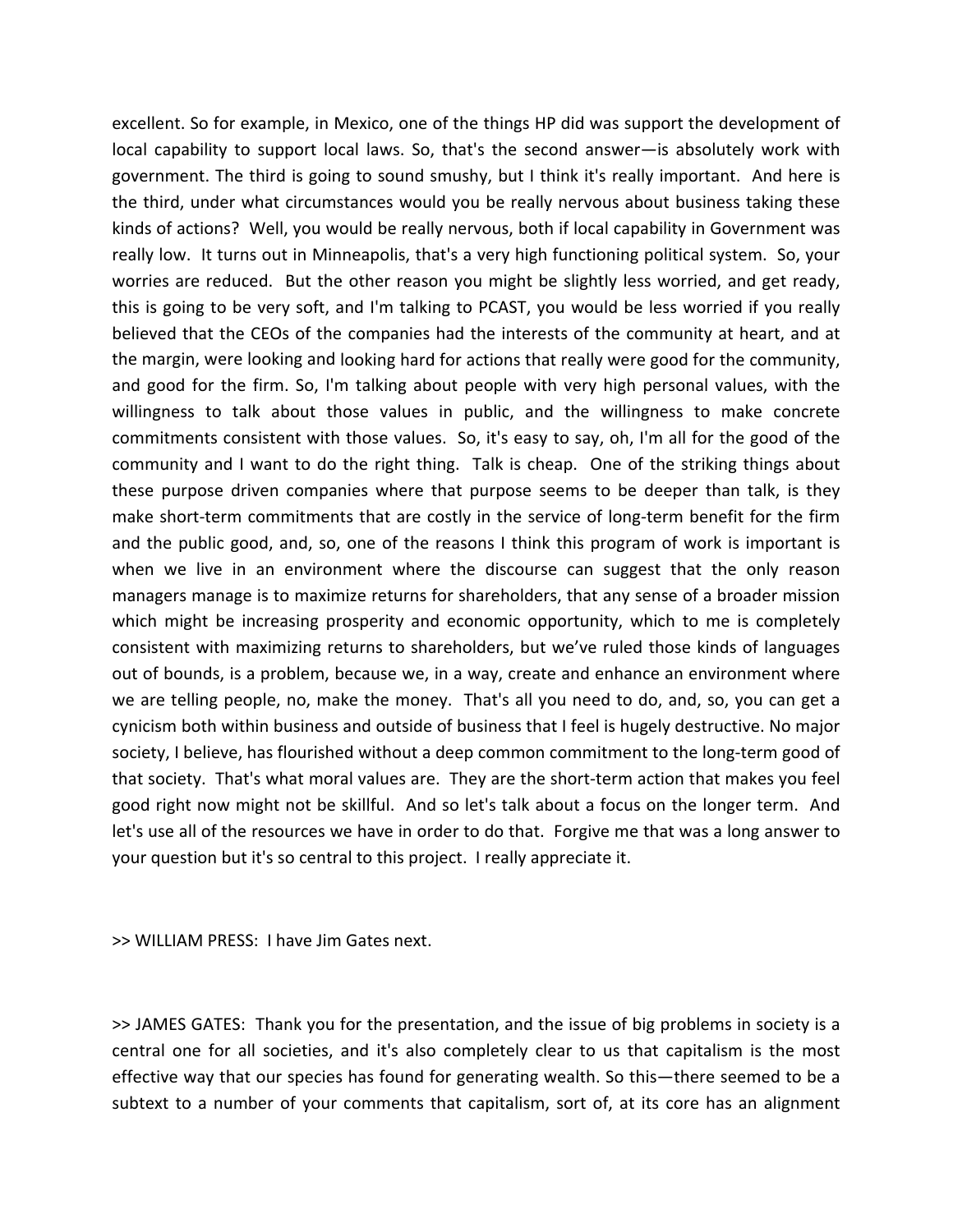excellent. So for example, in Mexico, one of the things HP did was support the development of local capability to support local laws. So, that's the second answer—is absolutely work with government. The third is going to sound smushy, but I think it's really important. And here is the third, under what circumstances would you be really nervous about business taking these kinds of actions? Well, you would be really nervous, both if local capability in Government was really low. It turns out in Minneapolis, that's a very high functioning political system. So, your worries are reduced. But the other reason you might be slightly less worried, and get ready, this is going to be very soft, and I'm talking to PCAST, you would be less worried if you really believed that the CEOs of the companies had the interests of the community at heart, and at the margin, were looking and looking hard for actions that really were good for the community, and good for the firm. So, I'm talking about people with very high personal values, with the willingness to talk about those values in public, and the willingness to make concrete commitments consistent with those values. So, it's easy to say, oh, I'm all for the good of the community and I want to do the right thing. Talk is cheap. One of the striking things about these purpose driven companies where that purpose seems to be deeper than talk, is they make short-term commitments that are costly in the service of long-term benefit for the firm and the public good, and, so, one of the reasons I think this program of work is important is when we live in an environment where the discourse can suggest that the only reason managers manage is to maximize returns for shareholders, that any sense of a broader mission which might be increasing prosperity and economic opportunity, which to me is completely consistent with maximizing returns to shareholders, but we've ruled those kinds of languages out of bounds, is a problem, because we, in a way, create and enhance an environment where we are telling people, no, make the money. That's all you need to do, and, so, you can get a cynicism both within business and outside of business that I feel is hugely destructive. No major society, I believe, has flourished without a deep common commitment to the long-term good of that society. That's what moral values are. They are the short-term action that makes you feel good right now might not be skillful. And so let's talk about a focus on the longer term. And let's use all of the resources we have in order to do that. Forgive me that was a long answer to your question but it's so central to this project. I really appreciate it.

>> WILLIAM PRESS: I have Jim Gates next.

>> JAMES GATES: Thank you for the presentation, and the issue of big problems in society is a central one for all societies, and it's also completely clear to us that capitalism is the most effective way that our species has found for generating wealth. So this—there seemed to be a subtext to a number of your comments that capitalism, sort of, at its core has an alignment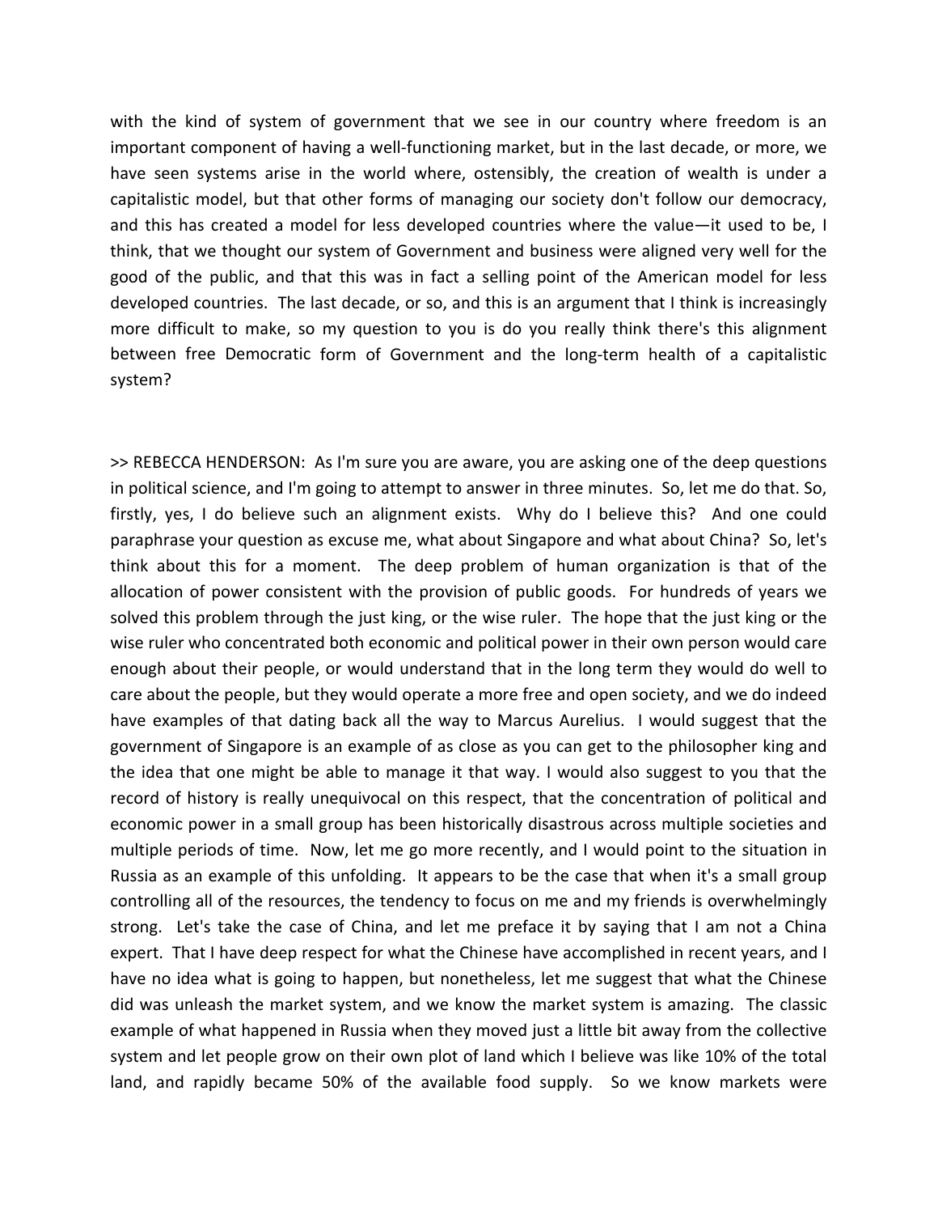with the kind of system of government that we see in our country where freedom is an important component of having a well-functioning market, but in the last decade, or more, we have seen systems arise in the world where, ostensibly, the creation of wealth is under a capitalistic model, but that other forms of managing our society don't follow our democracy, and this has created a model for less developed countries where the value—it used to be, I think, that we thought our system of Government and business were aligned very well for the good of the public, and that this was in fact a selling point of the American model for less developed countries. The last decade, or so, and this is an argument that I think is increasingly more difficult to make, so my question to you is do you really think there's this alignment between free Democratic form of Government and the long-term health of a capitalistic system?

>> REBECCA HENDERSON: As I'm sure you are aware, you are asking one of the deep questions in political science, and I'm going to attempt to answer in three minutes. So, let me do that. So, firstly, yes, I do believe such an alignment exists. Why do I believe this? And one could paraphrase your question as excuse me, what about Singapore and what about China? So, let's think about this for a moment. The deep problem of human organization is that of the allocation of power consistent with the provision of public goods. For hundreds of years we solved this problem through the just king, or the wise ruler. The hope that the just king or the wise ruler who concentrated both economic and political power in their own person would care enough about their people, or would understand that in the long term they would do well to care about the people, but they would operate a more free and open society, and we do indeed have examples of that dating back all the way to Marcus Aurelius. I would suggest that the government of Singapore is an example of as close as you can get to the philosopher king and the idea that one might be able to manage it that way. I would also suggest to you that the record of history is really unequivocal on this respect, that the concentration of political and economic power in a small group has been historically disastrous across multiple societies and multiple periods of time. Now, let me go more recently, and I would point to the situation in Russia as an example of this unfolding. It appears to be the case that when it's a small group controlling all of the resources, the tendency to focus on me and my friends is overwhelmingly strong. Let's take the case of China, and let me preface it by saying that I am not a China expert. That I have deep respect for what the Chinese have accomplished in recent years, and I have no idea what is going to happen, but nonetheless, let me suggest that what the Chinese did was unleash the market system, and we know the market system is amazing. The classic example of what happened in Russia when they moved just a little bit away from the collective system and let people grow on their own plot of land which I believe was like 10% of the total land, and rapidly became 50% of the available food supply. So we know markets were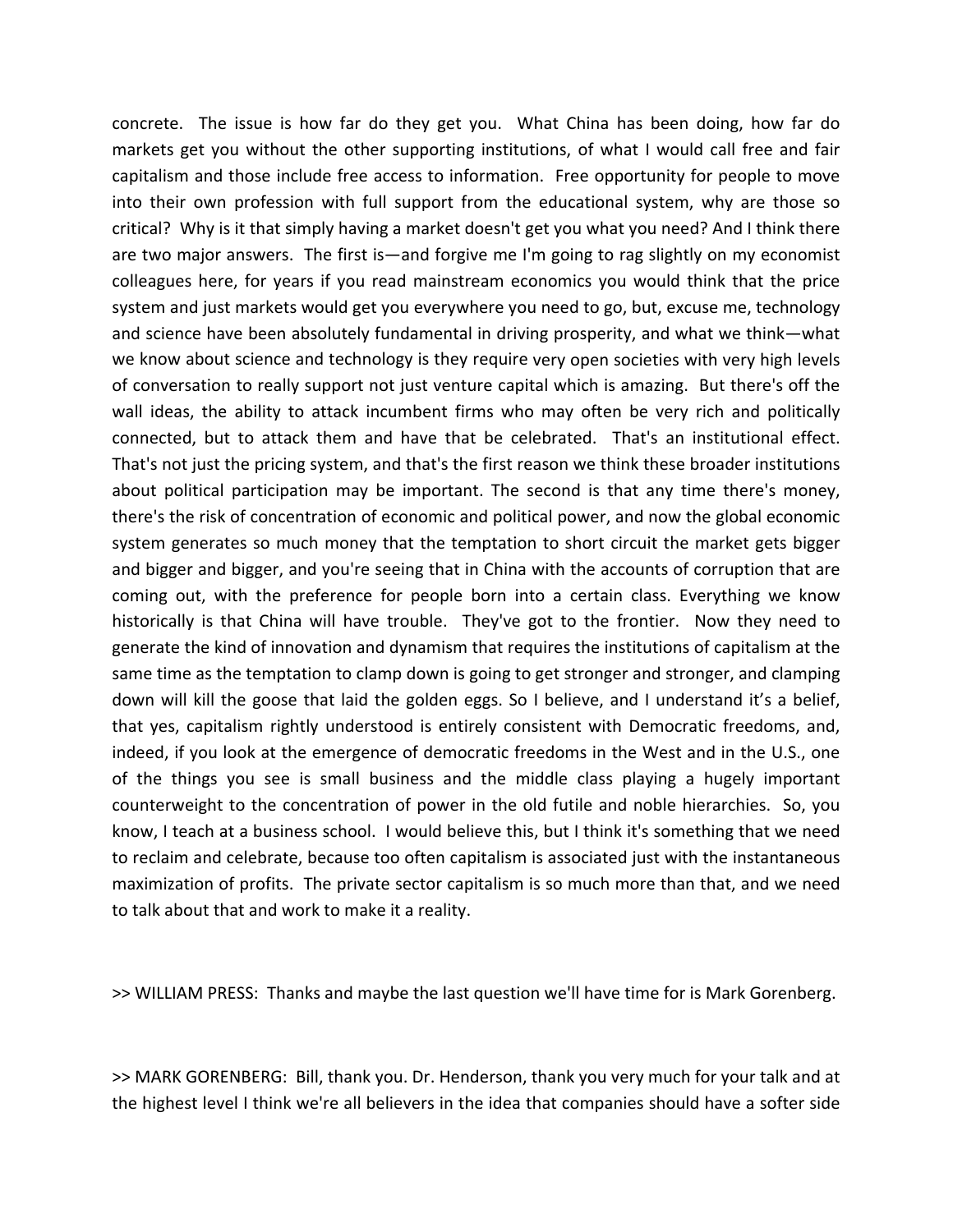concrete. The issue is how far do they get you. What China has been doing, how far do markets get you without the other supporting institutions, of what I would call free and fair capitalism and those include free access to information. Free opportunity for people to move into their own profession with full support from the educational system, why are those so critical? Why is it that simply having a market doesn't get you what you need? And I think there are two major answers. The first is—and forgive me I'm going to rag slightly on my economist colleagues here, for years if you read mainstream economics you would think that the price system and just markets would get you everywhere you need to go, but, excuse me, technology and science have been absolutely fundamental in driving prosperity, and what we think—what we know about science and technology is they require very open societies with very high levels of conversation to really support not just venture capital which is amazing. But there's off the wall ideas, the ability to attack incumbent firms who may often be very rich and politically connected, but to attack them and have that be celebrated. That's an institutional effect. That's not just the pricing system, and that's the first reason we think these broader institutions about political participation may be important. The second is that any time there's money, there's the risk of concentration of economic and political power, and now the global economic system generates so much money that the temptation to short circuit the market gets bigger and bigger and bigger, and you're seeing that in China with the accounts of corruption that are coming out, with the preference for people born into a certain class. Everything we know historically is that China will have trouble. They've got to the frontier. Now they need to generate the kind of innovation and dynamism that requires the institutions of capitalism at the same time as the temptation to clamp down is going to get stronger and stronger, and clamping down will kill the goose that laid the golden eggs. So I believe, and I understand it's a belief, that yes, capitalism rightly understood is entirely consistent with Democratic freedoms, and, indeed, if you look at the emergence of democratic freedoms in the West and in the U.S., one of the things you see is small business and the middle class playing a hugely important counterweight to the concentration of power in the old futile and noble hierarchies. So, you know, I teach at a business school. I would believe this, but I think it's something that we need to reclaim and celebrate, because too often capitalism is associated just with the instantaneous maximization of profits. The private sector capitalism is so much more than that, and we need to talk about that and work to make it a reality.

>> WILLIAM PRESS: Thanks and maybe the last question we'll have time for is Mark Gorenberg.

>> MARK GORENBERG: Bill, thank you. Dr. Henderson, thank you very much for your talk and at the highest level I think we're all believers in the idea that companies should have a softer side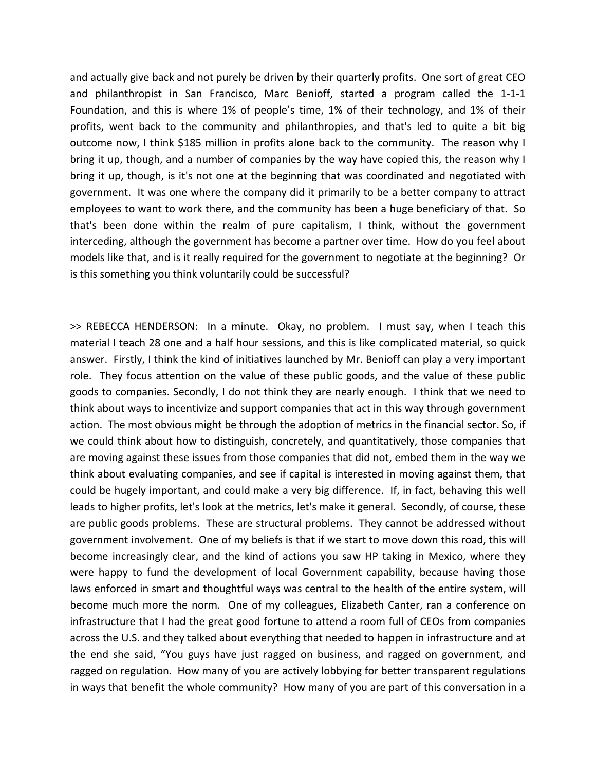and actually give back and not purely be driven by their quarterly profits. One sort of great CEO and philanthropist in San Francisco, Marc Benioff, started a program called the 1-1-1 Foundation, and this is where 1% of people's time, 1% of their technology, and 1% of their profits, went back to the community and philanthropies, and that's led to quite a bit big outcome now, I think $185 million in profits alone back to the community. The reason why I bring it up, though, and a number of companies by the way have copied this, the reason why I bring it up, though, is it's not one at the beginning that was coordinated and negotiated with government. It was one where the company did it primarily to be a better company to attract employees to want to work there, and the community has been a huge beneficiary of that. So that's been done within the realm of pure capitalism, I think, without the government interceding, although the government has become a partner over time. How do you feel about models like that, and is it really required for the government to negotiate at the beginning? Or is this something you think voluntarily could be successful?

>> REBECCA HENDERSON: In a minute. Okay, no problem. I must say, when I teach this material I teach 28 one and a half hour sessions, and this is like complicated material, so quick answer. Firstly, I think the kind of initiatives launched by Mr. Benioff can play a very important role. They focus attention on the value of these public goods, and the value of these public goods to companies. Secondly, I do not think they are nearly enough. I think that we need to think about ways to incentivize and support companies that act in this way through government action. The most obvious might be through the adoption of metrics in the financial sector. So, if we could think about how to distinguish, concretely, and quantitatively, those companies that are moving against these issues from those companies that did not, embed them in the way we think about evaluating companies, and see if capital is interested in moving against them, that could be hugely important, and could make a very big difference. If, in fact, behaving this well leads to higher profits, let's look at the metrics, let's make it general. Secondly, of course, these are public goods problems. These are structural problems. They cannot be addressed without government involvement. One of my beliefs is that if we start to move down this road, this will become increasingly clear, and the kind of actions you saw HP taking in Mexico, where they were happy to fund the development of local Government capability, because having those laws enforced in smart and thoughtful ways was central to the health of the entire system, will become much more the norm. One of my colleagues, Elizabeth Canter, ran a conference on infrastructure that I had the great good fortune to attend a room full of CEOs from companies across the U.S. and they talked about everything that needed to happen in infrastructure and at the end she said, "You guys have just ragged on business, and ragged on government, and ragged on regulation. How many of you are actively lobbying for better transparent regulations in ways that benefit the whole community? How many of you are part of this conversation in a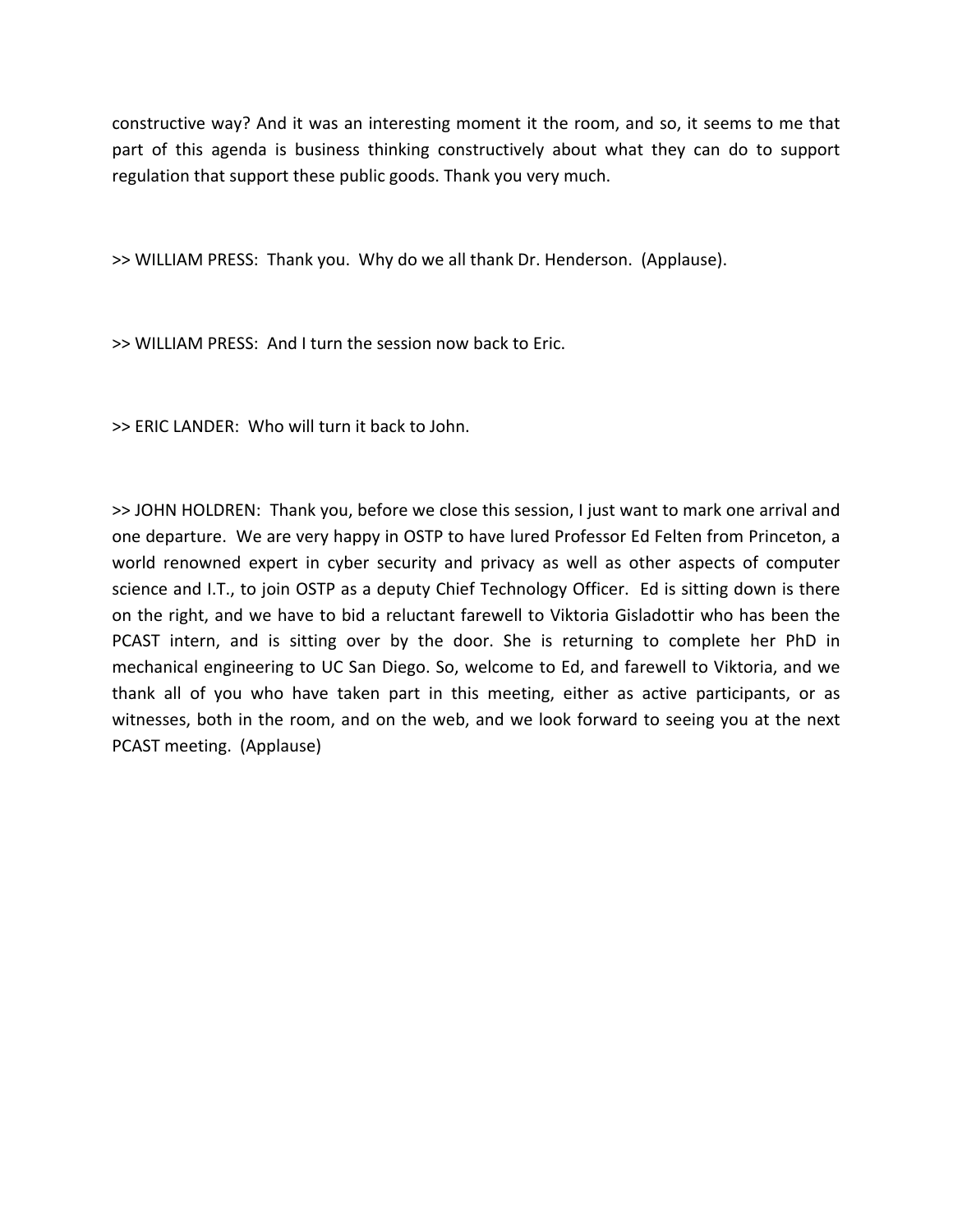constructive way? And it was an interesting moment it the room, and so, it seems to me that part of this agenda is business thinking constructively about what they can do to support regulation that support these public goods. Thank you very much.

>> WILLIAM PRESS: Thank you. Why do we all thank Dr. Henderson. (Applause).

>> WILLIAM PRESS: And I turn the session now back to Eric.

>> ERIC LANDER: Who will turn it back to John.

>> JOHN HOLDREN: Thank you, before we close this session, I just want to mark one arrival and one departure. We are very happy in OSTP to have lured Professor Ed Felten from Princeton, a world renowned expert in cyber security and privacy as well as other aspects of computer science and I.T., to join OSTP as a deputy Chief Technology Officer. Ed is sitting down is there on the right, and we have to bid a reluctant farewell to Viktoria Gisladottir who has been the PCAST intern, and is sitting over by the door. She is returning to complete her PhD in mechanical engineering to UC San Diego. So, welcome to Ed, and farewell to Viktoria, and we thank all of you who have taken part in this meeting, either as active participants, or as witnesses, both in the room, and on the web, and we look forward to seeing you at the next PCAST meeting. (Applause)